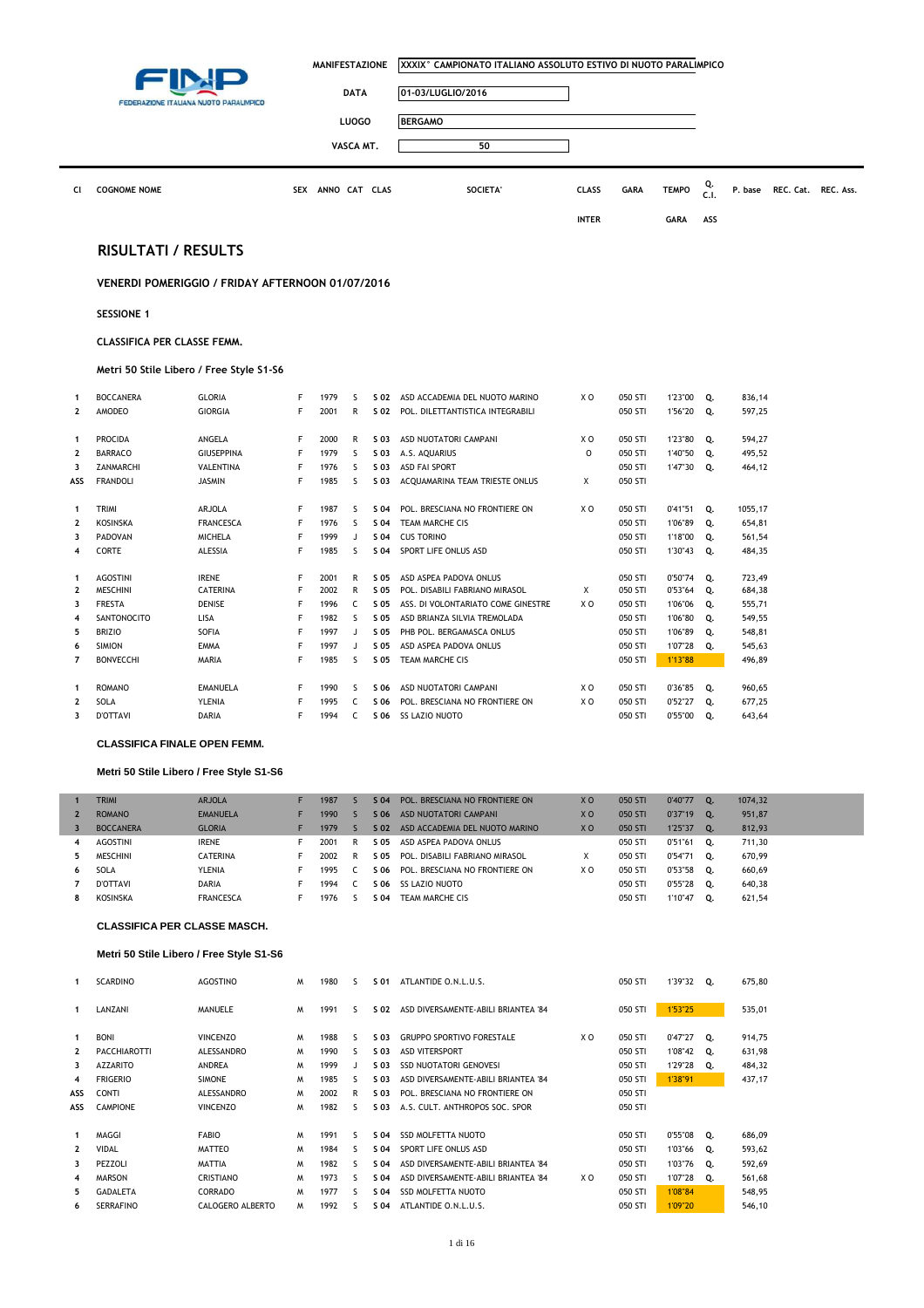FINP FEDERAZIONE ITALIANA NUOTO PARALIMPICO

| | |
|---|---|
| MANIFESTAZIONE | XXXIX° CAMPIONATO ITALIANO ASSOLUTO ESTIVO DI NUOTO PARALIMPICO |
| DATA | 01-03/LUGLIO/2016 |
| LUOGO | BERGAMO |
| VASCA MT. | 50 |

| Cl | COGNOME NOME | | SEX | ANNO | CAT | CLAS | SOCIETA' | CLASS INTER | GARA | TEMPO GARA | Q. C.I. ASS | P. base | REC. Cat. | REC. Ass. |
|---|---|---|---|---|---|---|---|---|---|---|---|---|---|---|

## RISULTATI / RESULTS

### VENERDI POMERIGGIO / FRIDAY AFTERNOON 01/07/2016

**SESSIONE 1**

**CLASSIFICA PER CLASSE FEMM.**

**Metri 50 Stile Libero / Free Style S1-S6**

| Cl | COGNOME | NOME | SEX | ANNO | CAT | CLAS | SOCIETA' | CLASS INTER | GARA | TEMPO GARA | Q. | P. base |
|---|---|---|---|---|---|---|---|---|---|---|---|---|
| 1 | BOCCANERA | GLORIA | F | 1979 | S | S 02 | ASD ACCADEMIA DEL NUOTO MARINO | X O | 050 STI | 1'23"00 | Q. | 836,14 |
| 2 | AMODEO | GIORGIA | F | 2001 | R | S 02 | POL. DILETTANTISTICA INTEGRABILI | | 050 STI | 1'56"20 | Q. | 597,25 |
| 1 | PROCIDA | ANGELA | F | 2000 | R | S 03 | ASD NUOTATORI CAMPANI | X O | 050 STI | 1'23"80 | Q. | 594,27 |
| 2 | BARRACO | GIUSEPPINA | F | 1979 | S | S 03 | A.S. AQUARIUS | O | 050 STI | 1'40"50 | Q. | 495,52 |
| 3 | ZANMARCHI | VALENTINA | F | 1976 | S | S 03 | ASD FAI SPORT | | 050 STI | 1'47"30 | Q. | 464,12 |
| ASS | FRANDOLI | JASMIN | F | 1985 | S | S 03 | ACQUAMARINA TEAM TRIESTE ONLUS | X | 050 STI | | | |
| 1 | TRIMI | ARJOLA | F | 1987 | S | S 04 | POL. BRESCIANA NO FRONTIERE ON | X O | 050 STI | 0'41"51 | Q. | 1055,17 |
| 2 | KOSINSKA | FRANCESCA | F | 1976 | S | S 04 | TEAM MARCHE CIS | | 050 STI | 1'06"89 | Q. | 654,81 |
| 3 | PADOVAN | MICHELA | F | 1999 | J | S 04 | CUS TORINO | | 050 STI | 1'18"00 | Q. | 561,54 |
| 4 | CORTE | ALESSIA | F | 1985 | S | S 04 | SPORT LIFE ONLUS ASD | | 050 STI | 1'30"43 | Q. | 484,35 |
| 1 | AGOSTINI | IRENE | F | 2001 | R | S 05 | ASD ASPEA PADOVA ONLUS | | 050 STI | 0'50"74 | Q. | 723,49 |
| 2 | MESCHINI | CATERINA | F | 2002 | R | S 05 | POL. DISABILI FABRIANO MIRASOL | X | 050 STI | 0'53"64 | Q. | 684,38 |
| 3 | FRESTA | DENISE | F | 1996 | C | S 05 | ASS. DI VOLONTARIATO COME GINESTRE | X O | 050 STI | 1'06"06 | Q. | 555,71 |
| 4 | SANTONOCITO | LISA | F | 1982 | S | S 05 | ASD BRIANZA SILVIA TREMOLADA | | 050 STI | 1'06"80 | Q. | 549,55 |
| 5 | BRIZIO | SOFIA | F | 1997 | J | S 05 | PHB POL. BERGAMASCA ONLUS | | 050 STI | 1'06"89 | Q. | 548,81 |
| 6 | SIMION | EMMA | F | 1997 | J | S 05 | ASD ASPEA PADOVA ONLUS | | 050 STI | 1'07"28 | Q. | 545,63 |
| 7 | BONVECCHI | MARIA | F | 1985 | S | S 05 | TEAM MARCHE CIS | | 050 STI | 1'13"88 | | 496,89 |
| 1 | ROMANO | EMANUELA | F | 1990 | S | S 06 | ASD NUOTATORI CAMPANI | X O | 050 STI | 0'36"85 | Q. | 960,65 |
| 2 | SOLA | YLENIA | F | 1995 | C | S 06 | POL. BRESCIANA NO FRONTIERE ON | X O | 050 STI | 0'52"27 | Q. | 677,25 |
| 3 | D'OTTAVI | DARIA | F | 1994 | C | S 06 | SS LAZIO NUOTO | | 050 STI | 0'55"00 | Q. | 643,64 |

**CLASSIFICA FINALE OPEN FEMM.**

**Metri 50 Stile Libero / Free Style S1-S6**

| Cl | COGNOME | NOME | SEX | ANNO | CAT | CLAS | SOCIETA' | CLASS INTER | GARA | TEMPO GARA | Q. | P. base |
|---|---|---|---|---|---|---|---|---|---|---|---|---|
| 1 | TRIMI | ARJOLA | F | 1987 | S | S 04 | POL. BRESCIANA NO FRONTIERE ON | X O | 050 STI | 0'40"77 | Q. | 1074,32 |
| 2 | ROMANO | EMANUELA | F | 1990 | S | S 06 | ASD NUOTATORI CAMPANI | X O | 050 STI | 0'37"19 | Q. | 951,87 |
| 3 | BOCCANERA | GLORIA | F | 1979 | S | S 02 | ASD ACCADEMIA DEL NUOTO MARINO | X O | 050 STI | 1'25"37 | Q. | 812,93 |
| 4 | AGOSTINI | IRENE | F | 2001 | R | S 05 | ASD ASPEA PADOVA ONLUS | | 050 STI | 0'51"61 | Q. | 711,30 |
| 5 | MESCHINI | CATERINA | F | 2002 | R | S 05 | POL. DISABILI FABRIANO MIRASOL | X | 050 STI | 0'54"71 | Q. | 670,99 |
| 6 | SOLA | YLENIA | F | 1995 | C | S 06 | POL. BRESCIANA NO FRONTIERE ON | X O | 050 STI | 0'53"58 | Q. | 660,69 |
| 7 | D'OTTAVI | DARIA | F | 1994 | C | S 06 | SS LAZIO NUOTO | | 050 STI | 0'55"28 | Q. | 640,38 |
| 8 | KOSINSKA | FRANCESCA | F | 1976 | S | S 04 | TEAM MARCHE CIS | | 050 STI | 1'10"47 | Q. | 621,54 |

**CLASSIFICA PER CLASSE MASCH.**

**Metri 50 Stile Libero / Free Style S1-S6**

| Cl | COGNOME | NOME | SEX | ANNO | CAT | CLAS | SOCIETA' | CLASS INTER | GARA | TEMPO GARA | Q. | P. base |
|---|---|---|---|---|---|---|---|---|---|---|---|---|
| 1 | SCARDINO | AGOSTINO | M | 1980 | S | S 01 | ATLANTIDE O.N.L.U.S. | | 050 STI | 1'39"32 | Q. | 675,80 |
| 1 | LANZANI | MANUELE | M | 1991 | S | S 02 | ASD DIVERSAMENTE-ABILI BRIANTEA '84 | | 050 STI | 1'53"25 | | 535,01 |
| 1 | BONI | VINCENZO | M | 1988 | S | S 03 | GRUPPO SPORTIVO FORESTALE | X O | 050 STI | 0'47"27 | Q. | 914,75 |
| 2 | PACCHIAROTTI | ALESSANDRO | M | 1990 | S | S 03 | ASD VITERSPORT | | 050 STI | 1'08"42 | Q. | 631,98 |
| 3 | AZZARITO | ANDREA | M | 1999 | J | S 03 | SSD NUOTATORI GENOVESI | | 050 STI | 1'29"28 | Q. | 484,32 |
| 4 | FRIGERIO | SIMONE | M | 1985 | S | S 03 | ASD DIVERSAMENTE-ABILI BRIANTEA '84 | | 050 STI | 1'38"91 | | 437,17 |
| ASS | CONTI | ALESSANDRO | M | 2002 | R | S 03 | POL. BRESCIANA NO FRONTIERE ON | | 050 STI | | | |
| ASS | CAMPIONE | VINCENZO | M | 1982 | S | S 03 | A.S. CULT. ANTHROPOS SOC. SPOR | | 050 STI | | | |
| 1 | MAGGI | FABIO | M | 1991 | S | S 04 | SSD MOLFETTA NUOTO | | 050 STI | 0'55"08 | Q. | 686,09 |
| 2 | VIDAL | MATTEO | M | 1984 | S | S 04 | SPORT LIFE ONLUS ASD | | 050 STI | 1'03"66 | Q. | 593,62 |
| 3 | PEZZOLI | MATTIA | M | 1982 | S | S 04 | ASD DIVERSAMENTE-ABILI BRIANTEA '84 | | 050 STI | 1'03"76 | Q. | 592,69 |
| 4 | MARSON | CRISTIANO | M | 1973 | S | S 04 | ASD DIVERSAMENTE-ABILI BRIANTEA '84 | X O | 050 STI | 1'07"28 | Q. | 561,68 |
| 5 | GADALETA | CORRADO | M | 1977 | S | S 04 | SSD MOLFETTA NUOTO | | 050 STI | 1'08"84 | | 548,95 |
| 6 | SERRAFINO | CALOGERO ALBERTO | M | 1992 | S | S 04 | ATLANTIDE O.N.L.U.S. | | 050 STI | 1'09"20 | | 546,10 |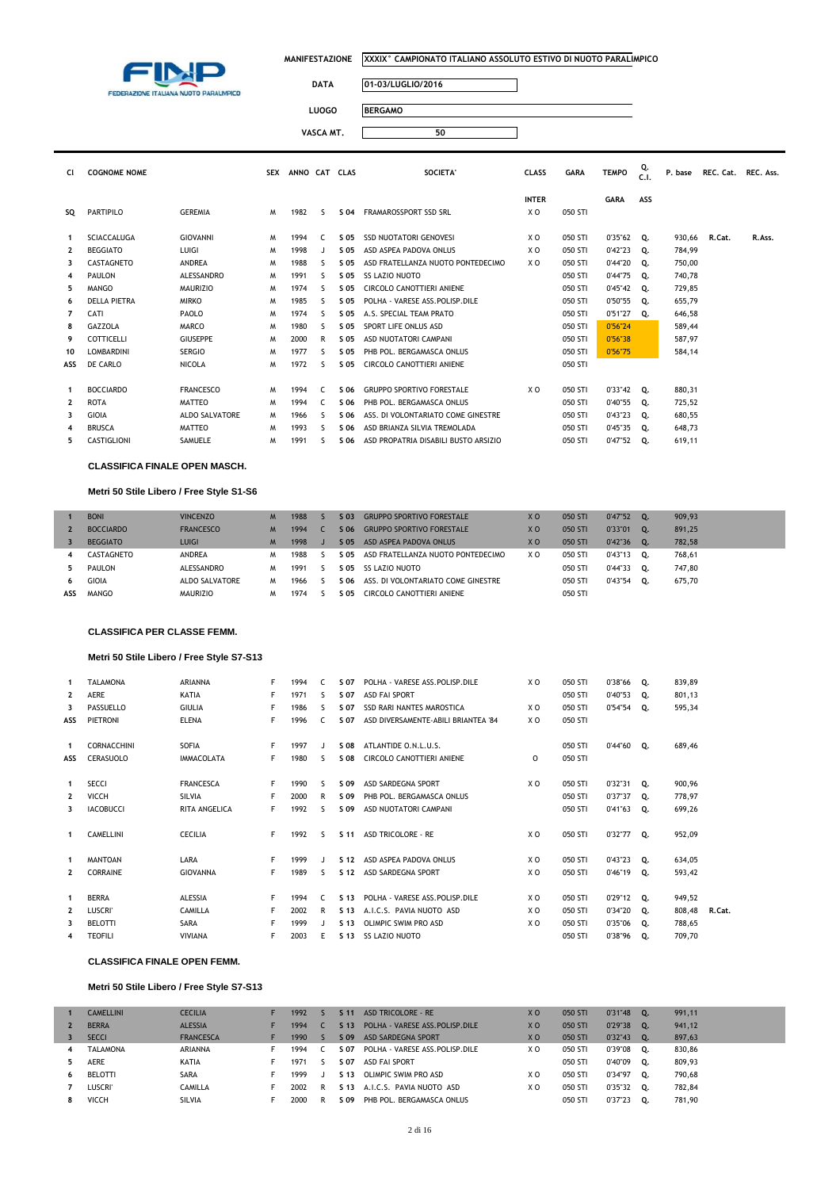FINP FEDERAZIONE ITALIANA NUOTO PARALIMPICO

| | |
|---|---|
| MANIFESTAZIONE | XXXIX° CAMPIONATO ITALIANO ASSOLUTO ESTIVO DI NUOTO PARALIMPICO |
| DATA | 01-03/LUGLIO/2016 |
| LUOGO | BERGAMO |
| VASCA MT. | 50 |

| Cl | COGNOME NOME | | SEX | ANNO | CAT | CLAS | SOCIETA' | CLASS INTER | GARA | TEMPO GARA | Q. C.I. ASS | P. base | REC. Cat. | REC. Ass. |
|---|---|---|---|---|---|---|---|---|---|---|---|---|---|---|
| SQ | PARTIPILO | GEREMIA | M | 1982 | S | S 04 | FRAMAROSSPORT SSD SRL | X O | 050 STI | | | | | |
| 1 | SCIACCALUGA | GIOVANNI | M | 1994 | C | S 05 | SSD NUOTATORI GENOVESI | X O | 050 STI | 0'35"62 | Q. | 930,66 | R.Cat. | R.Ass. |
| 2 | BEGGIATO | LUIGI | M | 1998 | J | S 05 | ASD ASPEA PADOVA ONLUS | X O | 050 STI | 0'42"23 | Q. | 784,99 | | |
| 3 | CASTAGNETO | ANDREA | M | 1988 | S | S 05 | ASD FRATELLANZA NUOTO PONTEDECIMO | X O | 050 STI | 0'44"20 | Q. | 750,00 | | |
| 4 | PAULON | ALESSANDRO | M | 1991 | S | S 05 | SS LAZIO NUOTO | | 050 STI | 0'44"75 | Q. | 740,78 | | |
| 5 | MANGO | MAURIZIO | M | 1974 | S | S 05 | CIRCOLO CANOTTIERI ANIENE | | 050 STI | 0'45"42 | Q. | 729,85 | | |
| 6 | DELLA PIETRA | MIRKO | M | 1985 | S | S 05 | POLHA - VARESE ASS.POLISP.DILE | | 050 STI | 0'50"55 | Q. | 655,79 | | |
| 7 | CATI | PAOLO | M | 1974 | S | S 05 | A.S. SPECIAL TEAM PRATO | | 050 STI | 0'51"27 | Q. | 646,58 | | |
| 8 | GAZZOLA | MARCO | M | 1980 | S | S 05 | SPORT LIFE ONLUS ASD | | 050 STI | 0'56"24 | | 589,44 | | |
| 9 | COTTICELLI | GIUSEPPE | M | 2000 | R | S 05 | ASD NUOTATORI CAMPANI | | 050 STI | 0'56"38 | | 587,97 | | |
| 10 | LOMBARDINI | SERGIO | M | 1977 | S | S 05 | PHB POL. BERGAMASCA ONLUS | | 050 STI | 0'56"75 | | 584,14 | | |
| ASS | DE CARLO | NICOLA | M | 1972 | S | S 05 | CIRCOLO CANOTTIERI ANIENE | | 050 STI | | | | | |
| 1 | BOCCIARDO | FRANCESCO | M | 1994 | C | S 06 | GRUPPO SPORTIVO FORESTALE | X O | 050 STI | 0'33"42 | Q. | 880,31 | | |
| 2 | ROTA | MATTEO | M | 1994 | C | S 06 | PHB POL. BERGAMASCA ONLUS | | 050 STI | 0'40"55 | Q. | 725,52 | | |
| 3 | GIOIA | ALDO SALVATORE | M | 1966 | S | S 06 | ASS. DI VOLONTARIATO COME GINESTRE | | 050 STI | 0'43"23 | Q. | 680,55 | | |
| 4 | BRUSCA | MATTEO | M | 1993 | S | S 06 | ASD BRIANZA SILVIA TREMOLADA | | 050 STI | 0'45"35 | Q. | 648,73 | | |
| 5 | CASTIGLIONI | SAMUELE | M | 1991 | S | S 06 | ASD PROPATRIA DISABILI BUSTO ARSIZIO | | 050 STI | 0'47"52 | Q. | 619,11 | | |

**CLASSIFICA FINALE OPEN MASCH.**

**Metri 50 Stile Libero / Free Style S1-S6**

| Cl | COGNOME | NOME | SEX | ANNO | CAT | CLAS | SOCIETA' | CLASS INTER | GARA | TEMPO | Q. | P. base |
|---|---|---|---|---|---|---|---|---|---|---|---|---|
| 1 | BONI | VINCENZO | M | 1988 | S | S 03 | GRUPPO SPORTIVO FORESTALE | X O | 050 STI | 0'47"52 | Q. | 909,93 |
| 2 | BOCCIARDO | FRANCESCO | M | 1994 | C | S 06 | GRUPPO SPORTIVO FORESTALE | X O | 050 STI | 0'33"01 | Q. | 891,25 |
| 3 | BEGGIATO | LUIGI | M | 1998 | J | S 05 | ASD ASPEA PADOVA ONLUS | X O | 050 STI | 0'42"36 | Q. | 782,58 |
| 4 | CASTAGNETO | ANDREA | M | 1988 | S | S 05 | ASD FRATELLANZA NUOTO PONTEDECIMO | X O | 050 STI | 0'43"13 | Q. | 768,61 |
| 5 | PAULON | ALESSANDRO | M | 1991 | S | S 05 | SS LAZIO NUOTO | | 050 STI | 0'44"33 | Q. | 747,80 |
| 6 | GIOIA | ALDO SALVATORE | M | 1966 | S | S 06 | ASS. DI VOLONTARIATO COME GINESTRE | | 050 STI | 0'43"54 | Q. | 675,70 |
| ASS | MANGO | MAURIZIO | M | 1974 | S | S 05 | CIRCOLO CANOTTIERI ANIENE | | 050 STI | | | |

**CLASSIFICA PER CLASSE FEMM.**

**Metri 50 Stile Libero / Free Style S7-S13**

| Cl | COGNOME | NOME | SEX | ANNO | CAT | CLAS | SOCIETA' | CLASS INTER | GARA | TEMPO | Q. | P. base | REC. Cat. |
|---|---|---|---|---|---|---|---|---|---|---|---|---|---|
| 1 | TALAMONA | ARIANNA | F | 1994 | C | S 07 | POLHA - VARESE ASS.POLISP.DILE | X O | 050 STI | 0'38"66 | Q. | 839,89 | |
| 2 | AERE | KATIA | F | 1971 | S | S 07 | ASD FAI SPORT | | 050 STI | 0'40"53 | Q. | 801,13 | |
| 3 | PASSUELLO | GIULIA | F | 1986 | S | S 07 | SSD RARI NANTES MAROSTICA | X O | 050 STI | 0'54"54 | Q. | 595,34 | |
| ASS | PIETRONI | ELENA | F | 1996 | C | S 07 | ASD DIVERSAMENTE-ABILI BRIANTEA '84 | X O | 050 STI | | | | |
| 1 | CORNACCHINI | SOFIA | F | 1997 | J | S 08 | ATLANTIDE O.N.L.U.S. | | 050 STI | 0'44"60 | Q. | 689,46 | |
| ASS | CERASUOLO | IMMACOLATA | F | 1980 | S | S 08 | CIRCOLO CANOTTIERI ANIENE | O | 050 STI | | | | |
| 1 | SECCI | FRANCESCA | F | 1990 | S | S 09 | ASD SARDEGNA SPORT | X O | 050 STI | 0'32"31 | Q. | 900,96 | |
| 2 | VICCH | SILVIA | F | 2000 | R | S 09 | PHB POL. BERGAMASCA ONLUS | | 050 STI | 0'37"37 | Q. | 778,97 | |
| 3 | IACOBUCCI | RITA ANGELICA | F | 1992 | S | S 09 | ASD NUOTATORI CAMPANI | | 050 STI | 0'41"63 | Q. | 699,26 | |
| 1 | CAMELLINI | CECILIA | F | 1992 | S | S 11 | ASD TRICOLORE - RE | X O | 050 STI | 0'32"77 | Q. | 952,09 | |
| 1 | MANTOAN | LARA | F | 1999 | J | S 12 | ASD ASPEA PADOVA ONLUS | X O | 050 STI | 0'43"23 | Q. | 634,05 | |
| 2 | CORRAINE | GIOVANNA | F | 1989 | S | S 12 | ASD SARDEGNA SPORT | X O | 050 STI | 0'46"19 | Q. | 593,42 | |
| 1 | BERRA | ALESSIA | F | 1994 | C | S 13 | POLHA - VARESE ASS.POLISP.DILE | X O | 050 STI | 0'29"12 | Q. | 949,52 | |
| 2 | LUSCRI' | CAMILLA | F | 2002 | R | S 13 | A.I.C.S. PAVIA NUOTO ASD | X O | 050 STI | 0'34"20 | Q. | 808,48 | R.Cat. |
| 3 | BELOTTI | SARA | F | 1999 | J | S 13 | OLIMPIC SWIM PRO ASD | X O | 050 STI | 0'35"06 | Q. | 788,65 | |
| 4 | TEOFILI | VIVIANA | F | 2003 | E | S 13 | SS LAZIO NUOTO | | 050 STI | 0'38"96 | Q. | 709,70 | |

**CLASSIFICA FINALE OPEN FEMM.**

**Metri 50 Stile Libero / Free Style S7-S13**

| Cl | COGNOME | NOME | SEX | ANNO | CAT | CLAS | SOCIETA' | CLASS INTER | GARA | TEMPO | Q. | P. base |
|---|---|---|---|---|---|---|---|---|---|---|---|---|
| 1 | CAMELLINI | CECILIA | F | 1992 | S | S 11 | ASD TRICOLORE - RE | X O | 050 STI | 0'31"48 | Q. | 991,11 |
| 2 | BERRA | ALESSIA | F | 1994 | C | S 13 | POLHA - VARESE ASS.POLISP.DILE | X O | 050 STI | 0'29"38 | Q. | 941,12 |
| 3 | SECCI | FRANCESCA | F | 1990 | S | S 09 | ASD SARDEGNA SPORT | X O | 050 STI | 0'32"43 | Q. | 897,63 |
| 4 | TALAMONA | ARIANNA | F | 1994 | C | S 07 | POLHA - VARESE ASS.POLISP.DILE | X O | 050 STI | 0'39"08 | Q. | 830,86 |
| 5 | AERE | KATIA | F | 1971 | S | S 07 | ASD FAI SPORT | | 050 STI | 0'40"09 | Q. | 809,93 |
| 6 | BELOTTI | SARA | F | 1999 | J | S 13 | OLIMPIC SWIM PRO ASD | X O | 050 STI | 0'34"97 | Q. | 790,68 |
| 7 | LUSCRI' | CAMILLA | F | 2002 | R | S 13 | A.I.C.S. PAVIA NUOTO ASD | X O | 050 STI | 0'35"32 | Q. | 782,84 |
| 8 | VICCH | SILVIA | F | 2000 | R | S 09 | PHB POL. BERGAMASCA ONLUS | | 050 STI | 0'37"23 | Q. | 781,90 |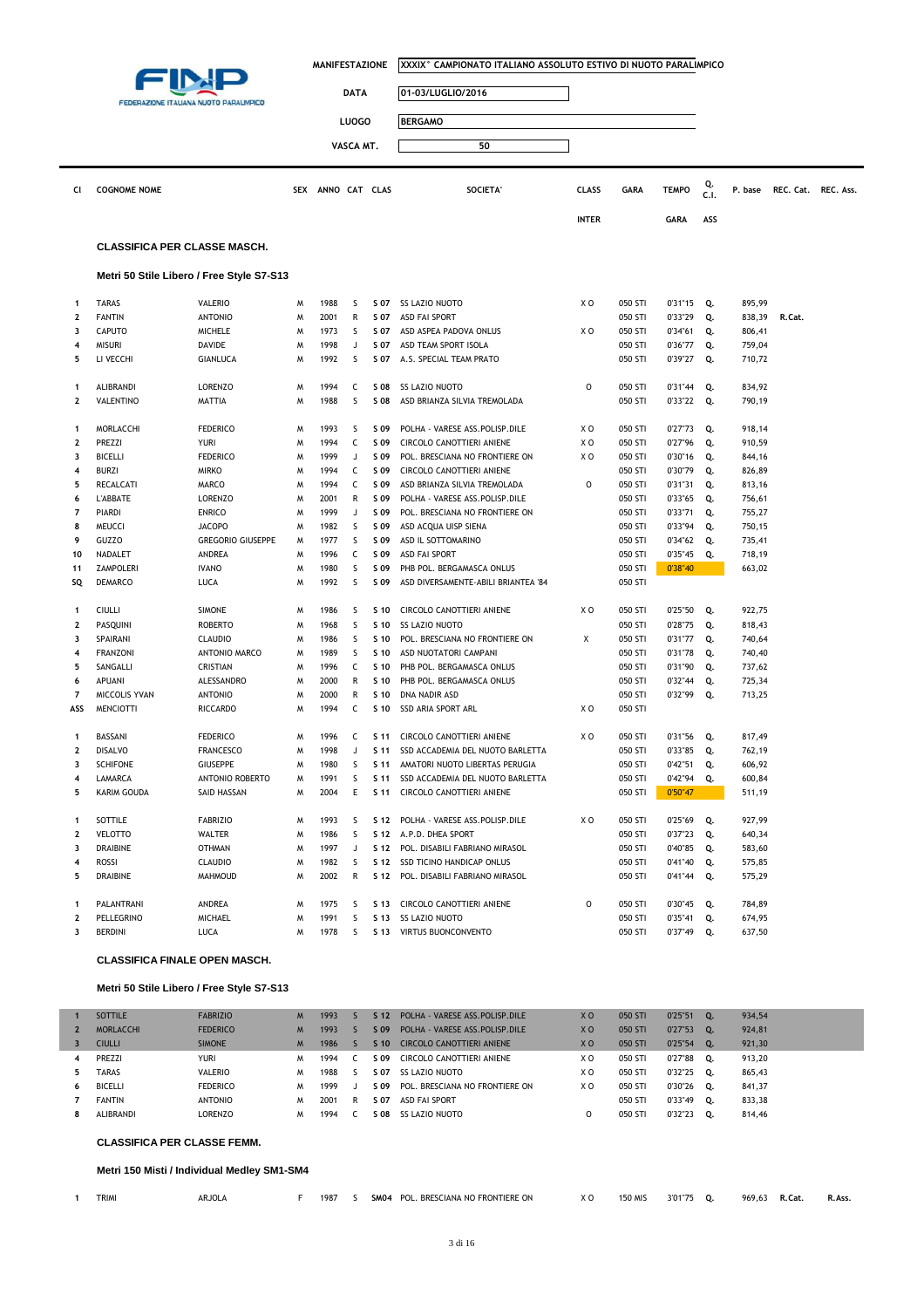FINP FEDERAZIONE ITALIANA NUOTO PARALIMPICO

| | |
|---|---|
| MANIFESTAZIONE | XXXIX° CAMPIONATO ITALIANO ASSOLUTO ESTIVO DI NUOTO PARALIMPICO |
| DATA | 01-03/LUGLIO/2016 |
| LUOGO | BERGAMO |
| VASCA MT. | 50 |

### CLASSIFICA PER CLASSE MASCH.

#### Metri 50 Stile Libero / Free Style S7-S13

| Cl | COGNOME NOME | | SEX | ANNO | CAT | CLAS | SOCIETA' | CLASS INTER | GARA | TEMPO GARA | Q. C.I. ASS | P. base | REC. Cat. | REC. Ass. |
|---|---|---|---|---|---|---|---|---|---|---|---|---|---|---|
| 1 | TARAS | VALERIO | M | 1988 | S | S 07 | SS LAZIO NUOTO | X O | 050 STI | 0'31"15 | Q. | 895,99 | | |
| 2 | FANTIN | ANTONIO | M | 2001 | R | S 07 | ASD FAI SPORT | | 050 STI | 0'33"29 | Q. | 838,39 | R.Cat. | |
| 3 | CAPUTO | MICHELE | M | 1973 | S | S 07 | ASD ASPEA PADOVA ONLUS | X O | 050 STI | 0'34"61 | Q. | 806,41 | | |
| 4 | MISURI | DAVIDE | M | 1998 | J | S 07 | ASD TEAM SPORT ISOLA | | 050 STI | 0'36"77 | Q. | 759,04 | | |
| 5 | LI VECCHI | GIANLUCA | M | 1992 | S | S 07 | A.S. SPECIAL TEAM PRATO | | 050 STI | 0'39"27 | Q. | 710,72 | | |
| 1 | ALIBRANDI | LORENZO | M | 1994 | C | S 08 | SS LAZIO NUOTO | O | 050 STI | 0'31"44 | Q. | 834,92 | | |
| 2 | VALENTINO | MATTIA | M | 1988 | S | S 08 | ASD BRIANZA SILVIA TREMOLADA | | 050 STI | 0'33"22 | Q. | 790,19 | | |
| 1 | MORLACCHI | FEDERICO | M | 1993 | S | S 09 | POLHA - VARESE ASS.POLISP.DILE | X O | 050 STI | 0'27"73 | Q. | 918,14 | | |
| 2 | PREZZI | YURI | M | 1994 | C | S 09 | CIRCOLO CANOTTIERI ANIENE | X O | 050 STI | 0'27"96 | Q. | 910,59 | | |
| 3 | BICELLI | FEDERICO | M | 1999 | J | S 09 | POL. BRESCIANA NO FRONTIERE ON | X O | 050 STI | 0'30"16 | Q. | 844,16 | | |
| 4 | BURZI | MIRKO | M | 1994 | C | S 09 | CIRCOLO CANOTTIERI ANIENE | | 050 STI | 0'30"79 | Q. | 826,89 | | |
| 5 | RECALCATI | MARCO | M | 1994 | C | S 09 | ASD BRIANZA SILVIA TREMOLADA | O | 050 STI | 0'31"31 | Q. | 813,16 | | |
| 6 | L'ABBATE | LORENZO | M | 2001 | R | S 09 | POLHA - VARESE ASS.POLISP.DILE | | 050 STI | 0'33"65 | Q. | 756,61 | | |
| 7 | PIARDI | ENRICO | M | 1999 | J | S 09 | POL. BRESCIANA NO FRONTIERE ON | | 050 STI | 0'33"71 | Q. | 755,27 | | |
| 8 | MEUCCI | JACOPO | M | 1982 | S | S 09 | ASD ACQUA UISP SIENA | | 050 STI | 0'33"94 | Q. | 750,15 | | |
| 9 | GUZZO | GREGORIO GIUSEPPE | M | 1977 | S | S 09 | ASD IL SOTTOMARINO | | 050 STI | 0'34"62 | Q. | 735,41 | | |
| 10 | NADALET | ANDREA | M | 1996 | C | S 09 | ASD FAI SPORT | | 050 STI | 0'35"45 | Q. | 718,19 | | |
| 11 | ZAMPOLERI | IVANO | M | 1980 | S | S 09 | PHB POL. BERGAMASCA ONLUS | | 050 STI | 0'38"40 | | 663,02 | | |
| SQ | DEMARCO | LUCA | M | 1992 | S | S 09 | ASD DIVERSAMENTE-ABILI BRIANTEA '84 | | 050 STI | | | | | |
| 1 | CIULLI | SIMONE | M | 1986 | S | S 10 | CIRCOLO CANOTTIERI ANIENE | X O | 050 STI | 0'25"50 | Q. | 922,75 | | |
| 2 | PASQUINI | ROBERTO | M | 1968 | S | S 10 | SS LAZIO NUOTO | | 050 STI | 0'28"75 | Q. | 818,43 | | |
| 3 | SPAIRANI | CLAUDIO | M | 1986 | S | S 10 | POL. BRESCIANA NO FRONTIERE ON | X | 050 STI | 0'31"77 | Q. | 740,64 | | |
| 4 | FRANZONI | ANTONIO MARCO | M | 1989 | S | S 10 | ASD NUOTATORI CAMPANI | | 050 STI | 0'31"78 | Q. | 740,40 | | |
| 5 | SANGALLI | CRISTIAN | M | 1996 | C | S 10 | PHB POL. BERGAMASCA ONLUS | | 050 STI | 0'31"90 | Q. | 737,62 | | |
| 6 | APUANI | ALESSANDRO | M | 2000 | R | S 10 | PHB POL. BERGAMASCA ONLUS | | 050 STI | 0'32"44 | Q. | 725,34 | | |
| 7 | MICCOLIS YVAN | ANTONIO | M | 2000 | R | S 10 | DNA NADIR ASD | | 050 STI | 0'32"99 | Q. | 713,25 | | |
| ASS | MENCIOTTI | RICCARDO | M | 1994 | C | S 10 | SSD ARIA SPORT ARL | X O | 050 STI | | | | | |
| 1 | BASSANI | FEDERICO | M | 1996 | C | S 11 | CIRCOLO CANOTTIERI ANIENE | X O | 050 STI | 0'31"56 | Q. | 817,49 | | |
| 2 | DISALVO | FRANCESCO | M | 1998 | J | S 11 | SSD ACCADEMIA DEL NUOTO BARLETTA | | 050 STI | 0'33"85 | Q. | 762,19 | | |
| 3 | SCHIFONE | GIUSEPPE | M | 1980 | S | S 11 | AMATORI NUOTO LIBERTAS PERUGIA | | 050 STI | 0'42"51 | Q. | 606,92 | | |
| 4 | LAMARCA | ANTONIO ROBERTO | M | 1991 | S | S 11 | SSD ACCADEMIA DEL NUOTO BARLETTA | | 050 STI | 0'42"94 | Q. | 600,84 | | |
| 5 | KARIM GOUDA | SAID HASSAN | M | 2004 | E | S 11 | CIRCOLO CANOTTIERI ANIENE | | 050 STI | 0'50"47 | | 511,19 | | |
| 1 | SOTTILE | FABRIZIO | M | 1993 | S | S 12 | POLHA - VARESE ASS.POLISP.DILE | X O | 050 STI | 0'25"69 | Q. | 927,99 | | |
| 2 | VELOTTO | WALTER | M | 1986 | S | S 12 | A.P.D. DHEA SPORT | | 050 STI | 0'37"23 | Q. | 640,34 | | |
| 3 | DRAIBINE | OTHMAN | M | 1997 | J | S 12 | POL. DISABILI FABRIANO MIRASOL | | 050 STI | 0'40"85 | Q. | 583,60 | | |
| 4 | ROSSI | CLAUDIO | M | 1982 | S | S 12 | SSD TICINO HANDICAP ONLUS | | 050 STI | 0'41"40 | Q. | 575,85 | | |
| 5 | DRAIBINE | MAHMOUD | M | 2002 | R | S 12 | POL. DISABILI FABRIANO MIRASOL | | 050 STI | 0'41"44 | Q. | 575,29 | | |
| 1 | PALANTRANI | ANDREA | M | 1975 | S | S 13 | CIRCOLO CANOTTIERI ANIENE | O | 050 STI | 0'30"45 | Q. | 784,89 | | |
| 2 | PELLEGRINO | MICHAEL | M | 1991 | S | S 13 | SS LAZIO NUOTO | | 050 STI | 0'35"41 | Q. | 674,95 | | |
| 3 | BERDINI | LUCA | M | 1978 | S | S 13 | VIRTUS BUONCONVENTO | | 050 STI | 0'37"49 | Q. | 637,50 | | |

### CLASSIFICA FINALE OPEN MASCH.

#### Metri 50 Stile Libero / Free Style S7-S13

| Cl | COGNOME | NOME | SEX | ANNO | CAT | CLAS | SOCIETA' | CLASS INTER | GARA | TEMPO GARA | Q. | P. base |
|---|---|---|---|---|---|---|---|---|---|---|---|---|
| 1 | SOTTILE | FABRIZIO | M | 1993 | S | S 12 | POLHA - VARESE ASS.POLISP.DILE | X O | 050 STI | 0'25"51 | Q. | 934,54 |
| 2 | MORLACCHI | FEDERICO | M | 1993 | S | S 09 | POLHA - VARESE ASS.POLISP.DILE | X O | 050 STI | 0'27"53 | Q. | 924,81 |
| 3 | CIULLI | SIMONE | M | 1986 | S | S 10 | CIRCOLO CANOTTIERI ANIENE | X O | 050 STI | 0'25"54 | Q. | 921,30 |
| 4 | PREZZI | YURI | M | 1994 | C | S 09 | CIRCOLO CANOTTIERI ANIENE | X O | 050 STI | 0'27"88 | Q. | 913,20 |
| 5 | TARAS | VALERIO | M | 1988 | S | S 07 | SS LAZIO NUOTO | X O | 050 STI | 0'32"25 | Q. | 865,43 |
| 6 | BICELLI | FEDERICO | M | 1999 | J | S 09 | POL. BRESCIANA NO FRONTIERE ON | X O | 050 STI | 0'30"26 | Q. | 841,37 |
| 7 | FANTIN | ANTONIO | M | 2001 | R | S 07 | ASD FAI SPORT | | 050 STI | 0'33"49 | Q. | 833,38 |
| 8 | ALIBRANDI | LORENZO | M | 1994 | C | S 08 | SS LAZIO NUOTO | O | 050 STI | 0'32"23 | Q. | 814,46 |

### CLASSIFICA PER CLASSE FEMM.

#### Metri 150 Misti / Individual Medley SM1-SM4

| Cl | COGNOME | NOME | SEX | ANNO | CAT | CLAS | SOCIETA' | CLASS INTER | GARA | TEMPO GARA | Q. | P. base | REC. Cat. | REC. Ass. |
|---|---|---|---|---|---|---|---|---|---|---|---|---|---|---|
| 1 | TRIMI | ARJOLA | F | 1987 | S | SM04 | POL. BRESCIANA NO FRONTIERE ON | X O | 150 MIS | 3'01"75 | Q. | 969,63 | R.Cat. | R.Ass. |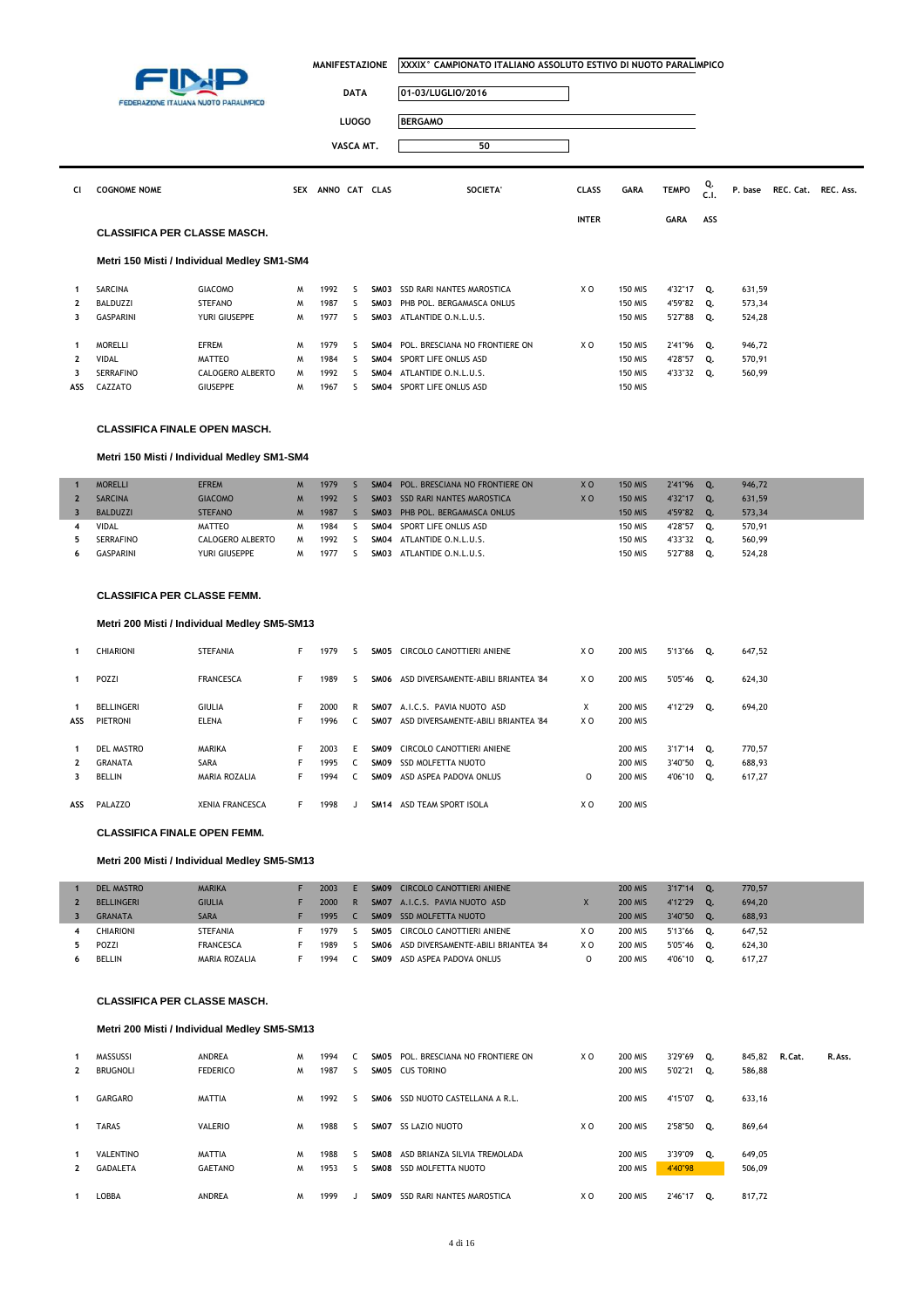FINP FEDERAZIONE ITALIANA NUOTO PARALIMPICO

| | |
|---|---|
| MANIFESTAZIONE | XXXIX° CAMPIONATO ITALIANO ASSOLUTO ESTIVO DI NUOTO PARALIMPICO |
| DATA | 01-03/LUGLIO/2016 |
| LUOGO | BERGAMO |
| VASCA MT. | 50 |

**CLASSIFICA PER CLASSE MASCH.**

**Metri 150 Misti / Individual Medley SM1-SM4**

| Cl | COGNOME | NOME | SEX | ANNO | CAT | CLAS | SOCIETA' | CLASS INTER | GARA | TEMPO GARA | Q. C.I. ASS | P. base | REC. Cat. | REC. Ass. |
|---|---|---|---|---|---|---|---|---|---|---|---|---|---|---|
| 1 | SARCINA | GIACOMO | M | 1992 | S | SM03 | SSD RARI NANTES MAROSTICA | X O | 150 MIS | 4'32"17 | Q. | 631,59 | | |
| 2 | BALDUZZI | STEFANO | M | 1987 | S | SM03 | PHB POL. BERGAMASCA ONLUS | | 150 MIS | 4'59"82 | Q. | 573,34 | | |
| 3 | GASPARINI | YURI GIUSEPPE | M | 1977 | S | SM03 | ATLANTIDE O.N.L.U.S. | | 150 MIS | 5'27"88 | Q. | 524,28 | | |
| 1 | MORELLI | EFREM | M | 1979 | S | SM04 | POL. BRESCIANA NO FRONTIERE ON | X O | 150 MIS | 2'41"96 | Q. | 946,72 | | |
| 2 | VIDAL | MATTEO | M | 1984 | S | SM04 | SPORT LIFE ONLUS ASD | | 150 MIS | 4'28"57 | Q. | 570,91 | | |
| 3 | SERRAFINO | CALOGERO ALBERTO | M | 1992 | S | SM04 | ATLANTIDE O.N.L.U.S. | | 150 MIS | 4'33"32 | Q. | 560,99 | | |
| ASS | CAZZATO | GIUSEPPE | M | 1967 | S | SM04 | SPORT LIFE ONLUS ASD | | 150 MIS | | | | | |

**CLASSIFICA FINALE OPEN MASCH.**

**Metri 150 Misti / Individual Medley SM1-SM4**

| Cl | COGNOME | NOME | SEX | ANNO | CAT | CLAS | SOCIETA' | CLASS INTER | GARA | TEMPO GARA | Q. C.I. ASS | P. base |
|---|---|---|---|---|---|---|---|---|---|---|---|---|
| 1 | MORELLI | EFREM | M | 1979 | S | SM04 | POL. BRESCIANA NO FRONTIERE ON | X O | 150 MIS | 2'41"96 | Q. | 946,72 |
| 2 | SARCINA | GIACOMO | M | 1992 | S | SM03 | SSD RARI NANTES MAROSTICA | X O | 150 MIS | 4'32"17 | Q. | 631,59 |
| 3 | BALDUZZI | STEFANO | M | 1987 | S | SM03 | PHB POL. BERGAMASCA ONLUS | | 150 MIS | 4'59"82 | Q. | 573,34 |
| 4 | VIDAL | MATTEO | M | 1984 | S | SM04 | SPORT LIFE ONLUS ASD | | 150 MIS | 4'28"57 | Q. | 570,91 |
| 5 | SERRAFINO | CALOGERO ALBERTO | M | 1992 | S | SM04 | ATLANTIDE O.N.L.U.S. | | 150 MIS | 4'33"32 | Q. | 560,99 |
| 6 | GASPARINI | YURI GIUSEPPE | M | 1977 | S | SM03 | ATLANTIDE O.N.L.U.S. | | 150 MIS | 5'27"88 | Q. | 524,28 |

**CLASSIFICA PER CLASSE FEMM.**

**Metri 200 Misti / Individual Medley SM5-SM13**

| Cl | COGNOME | NOME | SEX | ANNO | CAT | CLAS | SOCIETA' | CLASS INTER | GARA | TEMPO GARA | Q. C.I. ASS | P. base |
|---|---|---|---|---|---|---|---|---|---|---|---|---|
| 1 | CHIARIONI | STEFANIA | F | 1979 | S | SM05 | CIRCOLO CANOTTIERI ANIENE | X O | 200 MIS | 5'13"66 | Q. | 647,52 |
| 1 | POZZI | FRANCESCA | F | 1989 | S | SM06 | ASD DIVERSAMENTE-ABILI BRIANTEA '84 | X O | 200 MIS | 5'05"46 | Q. | 624,30 |
| 1 | BELLINGERI | GIULIA | F | 2000 | R | SM07 | A.I.C.S. PAVIA NUOTO ASD | X | 200 MIS | 4'12"29 | Q. | 694,20 |
| ASS | PIETRONI | ELENA | F | 1996 | C | SM07 | ASD DIVERSAMENTE-ABILI BRIANTEA '84 | X O | 200 MIS | | | |
| 1 | DEL MASTRO | MARIKA | F | 2003 | E | SM09 | CIRCOLO CANOTTIERI ANIENE | | 200 MIS | 3'17"14 | Q. | 770,57 |
| 2 | GRANATA | SARA | F | 1995 | C | SM09 | SSD MOLFETTA NUOTO | | 200 MIS | 3'40"50 | Q. | 688,93 |
| 3 | BELLIN | MARIA ROZALIA | F | 1994 | C | SM09 | ASD ASPEA PADOVA ONLUS | O | 200 MIS | 4'06"10 | Q. | 617,27 |
| ASS | PALAZZO | XENIA FRANCESCA | F | 1998 | J | SM14 | ASD TEAM SPORT ISOLA | X O | 200 MIS | | | |

**CLASSIFICA FINALE OPEN FEMM.**

**Metri 200 Misti / Individual Medley SM5-SM13**

| Cl | COGNOME | NOME | SEX | ANNO | CAT | CLAS | SOCIETA' | CLASS INTER | GARA | TEMPO GARA | Q. C.I. ASS | P. base |
|---|---|---|---|---|---|---|---|---|---|---|---|---|
| 1 | DEL MASTRO | MARIKA | F | 2003 | E | SM09 | CIRCOLO CANOTTIERI ANIENE | | 200 MIS | 3'17"14 | Q. | 770,57 |
| 2 | BELLINGERI | GIULIA | F | 2000 | R | SM07 | A.I.C.S. PAVIA NUOTO ASD | X | 200 MIS | 4'12"29 | Q. | 694,20 |
| 3 | GRANATA | SARA | F | 1995 | C | SM09 | SSD MOLFETTA NUOTO | | 200 MIS | 3'40"50 | Q. | 688,93 |
| 4 | CHIARIONI | STEFANIA | F | 1979 | S | SM05 | CIRCOLO CANOTTIERI ANIENE | X O | 200 MIS | 5'13"66 | Q. | 647,52 |
| 5 | POZZI | FRANCESCA | F | 1989 | S | SM06 | ASD DIVERSAMENTE-ABILI BRIANTEA '84 | X O | 200 MIS | 5'05"46 | Q. | 624,30 |
| 6 | BELLIN | MARIA ROZALIA | F | 1994 | C | SM09 | ASD ASPEA PADOVA ONLUS | O | 200 MIS | 4'06"10 | Q. | 617,27 |

**CLASSIFICA PER CLASSE MASCH.**

**Metri 200 Misti / Individual Medley SM5-SM13**

| Cl | COGNOME | NOME | SEX | ANNO | CAT | CLAS | SOCIETA' | CLASS INTER | GARA | TEMPO GARA | Q. C.I. ASS | P. base | REC. Cat. | REC. Ass. |
|---|---|---|---|---|---|---|---|---|---|---|---|---|---|---|
| 1 | MASSUSSI | ANDREA | M | 1994 | C | SM05 | POL. BRESCIANA NO FRONTIERE ON | X O | 200 MIS | 3'29"69 | Q. | 845,82 | R.Cat. | R.Ass. |
| 2 | BRUGNOLI | FEDERICO | M | 1987 | S | SM05 | CUS TORINO | | 200 MIS | 5'02"21 | Q. | 586,88 | | |
| 1 | GARGARO | MATTIA | M | 1992 | S | SM06 | SSD NUOTO CASTELLANA A R.L. | | 200 MIS | 4'15"07 | Q. | 633,16 | | |
| 1 | TARAS | VALERIO | M | 1988 | S | SM07 | SS LAZIO NUOTO | X O | 200 MIS | 2'58"50 | Q. | 869,64 | | |
| 1 | VALENTINO | MATTIA | M | 1988 | S | SM08 | ASD BRIANZA SILVIA TREMOLADA | | 200 MIS | 3'39"09 | Q. | 649,05 | | |
| 2 | GADALETA | GAETANO | M | 1953 | S | SM08 | SSD MOLFETTA NUOTO | | 200 MIS | 4'40"98 | | 506,09 | | |
| 1 | LOBBA | ANDREA | M | 1999 | J | SM09 | SSD RARI NANTES MAROSTICA | X O | 200 MIS | 2'46"17 | Q. | 817,72 | | |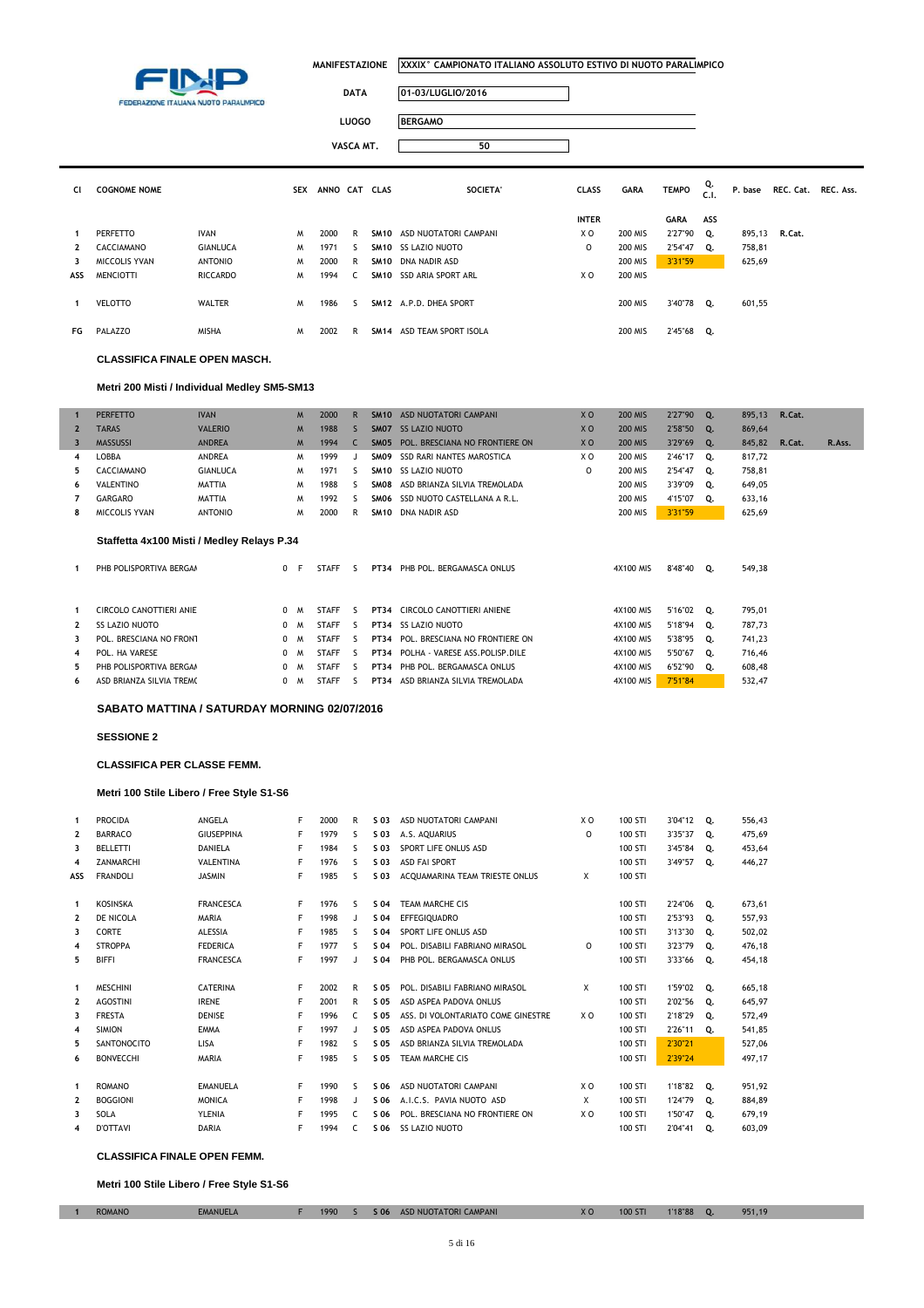**MANIFESTAZIONE** XXXIX° CAMPIONATO ITALIANO ASSOLUTO ESTIVO DI NUOTO PARALIMPICO

**DATA** 01-03/LUGLIO/2016

**LUOGO** BERGAMO

**VASCA MT.** 50

| Cl | COGNOME NOME | | SEX | ANNO | CAT | CLAS | SOCIETA' | CLASS INTER | GARA | TEMPO GARA | Q. C.I. ASS | P. base | REC. Cat. | REC. Ass. |
|---|---|---|---|---|---|---|---|---|---|---|---|---|---|---|
| 1 | PERFETTO | IVAN | M | 2000 | R | SM10 | ASD NUOTATORI CAMPANI | X O | 200 MIS | 2'27"90 | Q. | 895,13 | R.Cat. | |
| 2 | CACCIAMANO | GIANLUCA | M | 1971 | S | SM10 | SS LAZIO NUOTO | O | 200 MIS | 2'54"47 | Q. | 758,81 | | |
| 3 | MICCOLIS YVAN | ANTONIO | M | 2000 | R | SM10 | DNA NADIR ASD | | 200 MIS | 3'31"59 | | 625,69 | | |
| ASS | MENCIOTTI | RICCARDO | M | 1994 | C | SM10 | SSD ARIA SPORT ARL | X O | 200 MIS | | | | | |
| | | | | | | | | | | | | | | |
| 1 | VELOTTO | WALTER | M | 1986 | S | SM12 | A.P.D. DHEA SPORT | | 200 MIS | 3'40"78 | Q. | 601,55 | | |
| | | | | | | | | | | | | | | |
| FG | PALAZZO | MISHA | M | 2002 | R | SM14 | ASD TEAM SPORT ISOLA | | 200 MIS | 2'45"68 | Q. | | | |

**CLASSIFICA FINALE OPEN MASCH.**

**Metri 200 Misti / Individual Medley SM5-SM13**

| Cl | COGNOME NOME | | SEX | ANNO | CAT | CLAS | SOCIETA' | CLASS INTER | GARA | TEMPO GARA | Q. C.I. ASS | P. base | REC. Cat. | REC. Ass. |
|---|---|---|---|---|---|---|---|---|---|---|---|---|---|---|
| 1 | PERFETTO | IVAN | M | 2000 | R | SM10 | ASD NUOTATORI CAMPANI | X O | 200 MIS | 2'27"90 | Q. | 895,13 | R.Cat. | |
| 2 | TARAS | VALERIO | M | 1988 | S | SM07 | SS LAZIO NUOTO | X O | 200 MIS | 2'58"50 | Q. | 869,64 | | |
| 3 | MASSUSSI | ANDREA | M | 1994 | C | SM05 | POL. BRESCIANA NO FRONTIERE ON | X O | 200 MIS | 3'29"69 | Q. | 845,82 | R.Cat. | R.Ass. |
| 4 | LOBBA | ANDREA | M | 1999 | J | SM09 | SSD RARI NANTES MAROSTICA | X O | 200 MIS | 2'46"17 | Q. | 817,72 | | |
| 5 | CACCIAMANO | GIANLUCA | M | 1971 | S | SM10 | SS LAZIO NUOTO | O | 200 MIS | 2'54"47 | Q. | 758,81 | | |
| 6 | VALENTINO | MATTIA | M | 1988 | S | SM08 | ASD BRIANZA SILVIA TREMOLADA | | 200 MIS | 3'39"09 | Q. | 649,05 | | |
| 7 | GARGARO | MATTIA | M | 1992 | S | SM06 | SSD NUOTO CASTELLANA A R.L. | | 200 MIS | 4'15"07 | Q. | 633,16 | | |
| 8 | MICCOLIS YVAN | ANTONIO | M | 2000 | R | SM10 | DNA NADIR ASD | | 200 MIS | 3'31"59 | | 625,69 | | |

**Staffetta 4x100 Misti / Medley Relays P.34**

| Cl | COGNOME NOME | SEX | ANNO | CAT | CLAS | SOCIETA' | GARA | TEMPO GARA | Q. | P. base |
|---|---|---|---|---|---|---|---|---|---|---|
| 1 | PHB POLISPORTIVA BERGAM | 0 F | STAFF | S | PT34 | PHB POL. BERGAMASCA ONLUS | 4X100 MIS | 8'48"40 | Q. | 549,38 |
| | | | | | | | | | | |
| 1 | CIRCOLO CANOTTIERI ANIE | 0 M | STAFF | S | PT34 | CIRCOLO CANOTTIERI ANIENE | 4X100 MIS | 5'16"02 | Q. | 795,01 |
| 2 | SS LAZIO NUOTO | 0 M | STAFF | S | PT34 | SS LAZIO NUOTO | 4X100 MIS | 5'18"94 | Q. | 787,73 |
| 3 | POL. BRESCIANA NO FRONT | 0 M | STAFF | S | PT34 | POL. BRESCIANA NO FRONTIERE ON | 4X100 MIS | 5'38"95 | Q. | 741,23 |
| 4 | POL. HA VARESE | 0 M | STAFF | S | PT34 | POLHA - VARESE ASS.POLISP.DILE | 4X100 MIS | 5'50"67 | Q. | 716,46 |
| 5 | PHB POLISPORTIVA BERGAM | 0 M | STAFF | S | PT34 | PHB POL. BERGAMASCA ONLUS | 4X100 MIS | 6'52"90 | Q. | 608,48 |
| 6 | ASD BRIANZA SILVIA TREMO | 0 M | STAFF | S | PT34 | ASD BRIANZA SILVIA TREMOLADA | 4X100 MIS | 7'51"84 | | 532,47 |

**SABATO MATTINA / SATURDAY MORNING 02/07/2016**

**SESSIONE 2**

**CLASSIFICA PER CLASSE FEMM.**

**Metri 100 Stile Libero / Free Style S1-S6**

| Cl | COGNOME NOME | | SEX | ANNO | CAT | CLAS | SOCIETA' | CLASS INTER | GARA | TEMPO GARA | Q. | P. base |
|---|---|---|---|---|---|---|---|---|---|---|---|---|
| 1 | PROCIDA | ANGELA | F | 2000 | R | S 03 | ASD NUOTATORI CAMPANI | X O | 100 STI | 3'04"12 | Q. | 556,43 |
| 2 | BARRACO | GIUSEPPINA | F | 1979 | S | S 03 | A.S. AQUARIUS | O | 100 STI | 3'35"37 | Q. | 475,69 |
| 3 | BELLETTI | DANIELA | F | 1984 | S | S 03 | SPORT LIFE ONLUS ASD | | 100 STI | 3'45"84 | Q. | 453,64 |
| 4 | ZANMARCHI | VALENTINA | F | 1976 | S | S 03 | ASD FAI SPORT | | 100 STI | 3'49"57 | Q. | 446,27 |
| ASS | FRANDOLI | JASMIN | F | 1985 | S | S 03 | ACQUAMARINA TEAM TRIESTE ONLUS | X | 100 STI | | | |
| | | | | | | | | | | | | |
| 1 | KOSINSKA | FRANCESCA | F | 1976 | S | S 04 | TEAM MARCHE CIS | | 100 STI | 2'24"06 | Q. | 673,61 |
| 2 | DE NICOLA | MARIA | F | 1998 | J | S 04 | EFFEGIQUADRO | | 100 STI | 2'53"93 | Q. | 557,93 |
| 3 | CORTE | ALESSIA | F | 1985 | S | S 04 | SPORT LIFE ONLUS ASD | | 100 STI | 3'13"30 | Q. | 502,02 |
| 4 | STROPPA | FEDERICA | F | 1977 | S | S 04 | POL. DISABILI FABRIANO MIRASOL | O | 100 STI | 3'23"79 | Q. | 476,18 |
| 5 | BIFFI | FRANCESCA | F | 1997 | J | S 04 | PHB POL. BERGAMASCA ONLUS | | 100 STI | 3'33"66 | Q. | 454,18 |
| | | | | | | | | | | | | |
| 1 | MESCHINI | CATERINA | F | 2002 | R | S 05 | POL. DISABILI FABRIANO MIRASOL | X | 100 STI | 1'59"02 | Q. | 665,18 |
| 2 | AGOSTINI | IRENE | F | 2001 | R | S 05 | ASD ASPEA PADOVA ONLUS | | 100 STI | 2'02"56 | Q. | 645,97 |
| 3 | FRESTA | DENISE | F | 1996 | C | S 05 | ASS. DI VOLONTARIATO COME GINESTRE | X O | 100 STI | 2'18"29 | Q. | 572,49 |
| 4 | SIMION | EMMA | F | 1997 | J | S 05 | ASD ASPEA PADOVA ONLUS | | 100 STI | 2'26"11 | Q. | 541,85 |
| 5 | SANTONOCITO | LISA | F | 1982 | S | S 05 | ASD BRIANZA SILVIA TREMOLADA | | 100 STI | 2'30"21 | | 527,06 |
| 6 | BONVECCHI | MARIA | F | 1985 | S | S 05 | TEAM MARCHE CIS | | 100 STI | 2'39"24 | | 497,17 |
| | | | | | | | | | | | | |
| 1 | ROMANO | EMANUELA | F | 1990 | S | S 06 | ASD NUOTATORI CAMPANI | X O | 100 STI | 1'18"82 | Q. | 951,92 |
| 2 | BOGGIONI | MONICA | F | 1998 | J | S 06 | A.I.C.S. PAVIA NUOTO ASD | X | 100 STI | 1'24"79 | Q. | 884,89 |
| 3 | SOLA | YLENIA | F | 1995 | C | S 06 | POL. BRESCIANA NO FRONTIERE ON | X O | 100 STI | 1'50"47 | Q. | 679,19 |
| 4 | D'OTTAVI | DARIA | F | 1994 | C | S 06 | SS LAZIO NUOTO | | 100 STI | 2'04"41 | Q. | 603,09 |

**CLASSIFICA FINALE OPEN FEMM.**

**Metri 100 Stile Libero / Free Style S1-S6**

| Cl | COGNOME NOME | | SEX | ANNO | CAT | CLAS | SOCIETA' | CLASS INTER | GARA | TEMPO GARA | Q. | P. base |
|---|---|---|---|---|---|---|---|---|---|---|---|---|
| 1 | ROMANO | EMANUELA | F | 1990 | S | S 06 | ASD NUOTATORI CAMPANI | X O | 100 STI | 1'18"88 | Q. | 951,19 |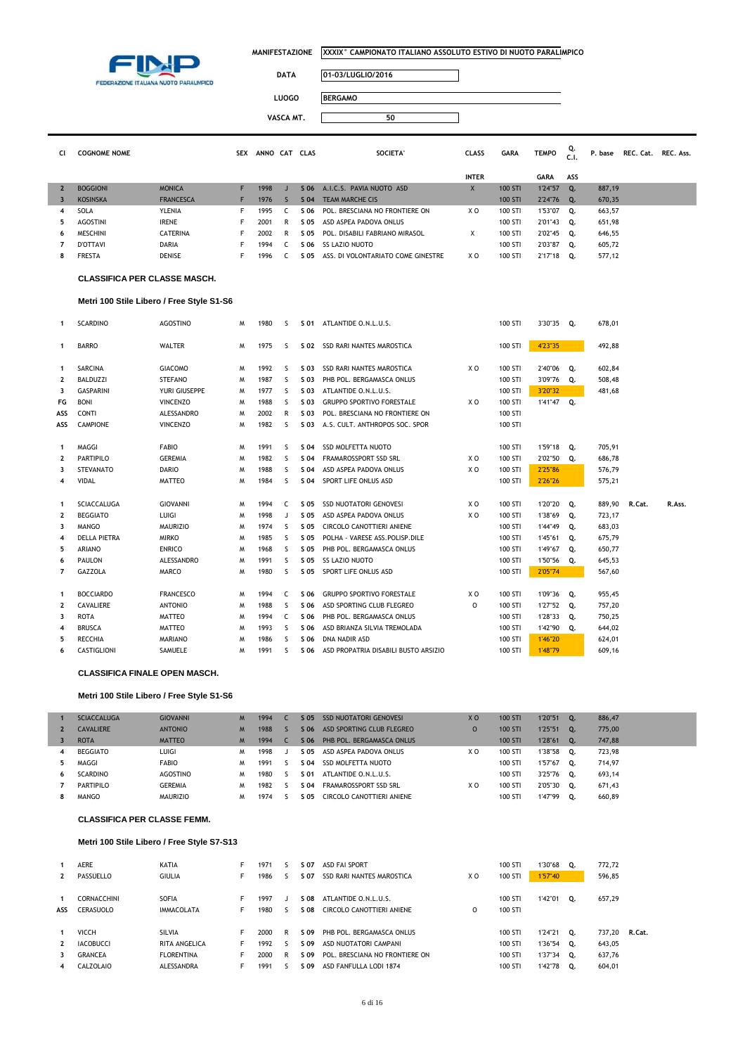FINP FEDERAZIONE ITALIANA NUOTO PARALIMPICO

| | |
|---|---|
| MANIFESTAZIONE | XXXIX° CAMPIONATO ITALIANO ASSOLUTO ESTIVO DI NUOTO PARALIMPICO |
| DATA | 01-03/LUGLIO/2016 |
| LUOGO | BERGAMO |
| VASCA MT. | 50 |

| Cl | COGNOME NOME | | SEX | ANNO | CAT | CLAS | SOCIETA' | CLASS INTER | GARA | TEMPO GARA | Q. C.I. ASS | P. base | REC. Cat. | REC. Ass. |
|---|---|---|---|---|---|---|---|---|---|---|---|---|---|---|
| 2 | BOGGIONI | MONICA | F | 1998 | J | S 06 | A.I.C.S. PAVIA NUOTO ASD | X | 100 STl | 1'24"57 | Q. | 887,19 | | |
| 3 | KOSINSKA | FRANCESCA | F | 1976 | S | S 04 | TEAM MARCHE CIS | | 100 STl | 2'24"76 | Q. | 670,35 | | |
| 4 | SOLA | YLENIA | F | 1995 | C | S 06 | POL. BRESCIANA NO FRONTIERE ON | X O | 100 STl | 1'53"07 | Q. | 663,57 | | |
| 5 | AGOSTINI | IRENE | F | 2001 | R | S 05 | ASD ASPEA PADOVA ONLUS | | 100 STl | 2'01"43 | Q. | 651,98 | | |
| 6 | MESCHINI | CATERINA | F | 2002 | R | S 05 | POL. DISABILI FABRIANO MIRASOL | X | 100 STl | 2'02"45 | Q. | 646,55 | | |
| 7 | D'OTTAVI | DARIA | F | 1994 | C | S 06 | SS LAZIO NUOTO | | 100 STl | 2'03"87 | Q. | 605,72 | | |
| 8 | FRESTA | DENISE | F | 1996 | C | S 05 | ASS. DI VOLONTARIATO COME GINESTRE | X O | 100 STl | 2'17"18 | Q. | 577,12 | | |

### CLASSIFICA PER CLASSE MASCH.

**Metri 100 Stile Libero / Free Style S1-S6**

| Cl | COGNOME NOME | | SEX | ANNO | CAT | CLAS | SOCIETA' | CLASS INTER | GARA | TEMPO GARA | Q. C.I. ASS | P. base | REC. Cat. | REC. Ass. |
|---|---|---|---|---|---|---|---|---|---|---|---|---|---|---|
| 1 | SCARDINO | AGOSTINO | M | 1980 | S | S 01 | ATLANTIDE O.N.L.U.S. | | 100 STl | 3'30"35 | Q. | 678,01 | | |
| 1 | BARRO | WALTER | M | 1975 | S | S 02 | SSD RARI NANTES MAROSTICA | | 100 STl | 4'23"35 | | 492,88 | | |
| 1 | SARCINA | GIACOMO | M | 1992 | S | S 03 | SSD RARI NANTES MAROSTICA | X O | 100 STl | 2'40"06 | Q. | 602,84 | | |
| 2 | BALDUZZI | STEFANO | M | 1987 | S | S 03 | PHB POL. BERGAMASCA ONLUS | | 100 STl | 3'09"76 | Q. | 508,48 | | |
| 3 | GASPARINI | YURI GIUSEPPE | M | 1977 | S | S 03 | ATLANTIDE O.N.L.U.S. | | 100 STl | 3'20"32 | | 481,68 | | |
| FG | BONI | VINCENZO | M | 1988 | S | S 03 | GRUPPO SPORTIVO FORESTALE | X O | 100 STl | 1'41"47 | Q. | | | |
| ASS | CONTI | ALESSANDRO | M | 2002 | R | S 03 | POL. BRESCIANA NO FRONTIERE ON | | 100 STl | | | | | |
| ASS | CAMPIONE | VINCENZO | M | 1982 | S | S 03 | A.S. CULT. ANTHROPOS SOC. SPOR | | 100 STl | | | | | |
| 1 | MAGGI | FABIO | M | 1991 | S | S 04 | SSD MOLFETTA NUOTO | | 100 STl | 1'59"18 | Q. | 705,91 | | |
| 2 | PARTIPILO | GEREMIA | M | 1982 | S | S 04 | FRAMAROSSPORT SSD SRL | X O | 100 STl | 2'02"50 | Q. | 686,78 | | |
| 3 | STEVANATO | DARIO | M | 1988 | S | S 04 | ASD ASPEA PADOVA ONLUS | X O | 100 STl | 2'25"86 | | 576,79 | | |
| 4 | VIDAL | MATTEO | M | 1984 | S | S 04 | SPORT LIFE ONLUS ASD | | 100 STl | 2'26"26 | | 575,21 | | |
| 1 | SCIACCALUGA | GIOVANNI | M | 1994 | C | S 05 | SSD NUOTATORI GENOVESI | X O | 100 STl | 1'20"20 | Q. | 889,90 | R.Cat. | R.Ass. |
| 2 | BEGGIATO | LUIGI | M | 1998 | J | S 05 | ASD ASPEA PADOVA ONLUS | X O | 100 STl | 1'38"69 | Q. | 723,17 | | |
| 3 | MANGO | MAURIZIO | M | 1974 | S | S 05 | CIRCOLO CANOTTIERI ANIENE | | 100 STl | 1'44"49 | Q. | 683,03 | | |
| 4 | DELLA PIETRA | MIRKO | M | 1985 | S | S 05 | POLHA - VARESE ASS.POLISP.DILE | | 100 STl | 1'45"61 | Q. | 675,79 | | |
| 5 | ARIANO | ENRICO | M | 1968 | S | S 05 | PHB POL. BERGAMASCA ONLUS | | 100 STl | 1'49"67 | Q. | 650,77 | | |
| 6 | PAULON | ALESSANDRO | M | 1991 | S | S 05 | SS LAZIO NUOTO | | 100 STl | 1'50"56 | Q. | 645,53 | | |
| 7 | GAZZOLA | MARCO | M | 1980 | S | S 05 | SPORT LIFE ONLUS ASD | | 100 STl | 2'05"74 | | 567,60 | | |
| 1 | BOCCIARDO | FRANCESCO | M | 1994 | C | S 06 | GRUPPO SPORTIVO FORESTALE | X O | 100 STl | 1'09"36 | Q. | 955,45 | | |
| 2 | CAVALIERE | ANTONIO | M | 1988 | S | S 06 | ASD SPORTING CLUB FLEGREO | O | 100 STl | 1'27"52 | Q. | 757,20 | | |
| 3 | ROTA | MATTEO | M | 1994 | C | S 06 | PHB POL. BERGAMASCA ONLUS | | 100 STl | 1'28"33 | Q. | 750,25 | | |
| 4 | BRUSCA | MATTEO | M | 1993 | S | S 06 | ASD BRIANZA SILVIA TREMOLADA | | 100 STl | 1'42"90 | Q. | 644,02 | | |
| 5 | RECCHIA | MARIANO | M | 1986 | S | S 06 | DNA NADIR ASD | | 100 STl | 1'46"20 | | 624,01 | | |
| 6 | CASTIGLIONI | SAMUELE | M | 1991 | S | S 06 | ASD PROPATRIA DISABILI BUSTO ARSIZIO | | 100 STl | 1'48"79 | | 609,16 | | |

### CLASSIFICA FINALE OPEN MASCH.

**Metri 100 Stile Libero / Free Style S1-S6**

| Cl | COGNOME NOME | | SEX | ANNO | CAT | CLAS | SOCIETA' | CLASS INTER | GARA | TEMPO GARA | Q. C.I. ASS | P. base | REC. Cat. | REC. Ass. |
|---|---|---|---|---|---|---|---|---|---|---|---|---|---|---|
| 1 | SCIACCALUGA | GIOVANNI | M | 1994 | C | S 05 | SSD NUOTATORI GENOVESI | X O | 100 STl | 1'20"51 | Q. | 886,47 | | |
| 2 | CAVALIERE | ANTONIO | M | 1988 | S | S 06 | ASD SPORTING CLUB FLEGREO | O | 100 STl | 1'25"51 | Q. | 775,00 | | |
| 3 | ROTA | MATTEO | M | 1994 | C | S 06 | PHB POL. BERGAMASCA ONLUS | | 100 STl | 1'28"61 | Q. | 747,88 | | |
| 4 | BEGGIATO | LUIGI | M | 1998 | J | S 05 | ASD ASPEA PADOVA ONLUS | X O | 100 STl | 1'38"58 | Q. | 723,98 | | |
| 5 | MAGGI | FABIO | M | 1991 | S | S 04 | SSD MOLFETTA NUOTO | | 100 STl | 1'57"67 | Q. | 714,97 | | |
| 6 | SCARDINO | AGOSTINO | M | 1980 | S | S 01 | ATLANTIDE O.N.L.U.S. | | 100 STl | 3'25"76 | Q. | 693,14 | | |
| 7 | PARTIPILO | GEREMIA | M | 1982 | S | S 04 | FRAMAROSSPORT SSD SRL | X O | 100 STl | 2'05"30 | Q. | 671,43 | | |
| 8 | MANGO | MAURIZIO | M | 1974 | S | S 05 | CIRCOLO CANOTTIERI ANIENE | | 100 STl | 1'47"99 | Q. | 660,89 | | |

### CLASSIFICA PER CLASSE FEMM.

**Metri 100 Stile Libero / Free Style S7-S13**

| Cl | COGNOME NOME | | SEX | ANNO | CAT | CLAS | SOCIETA' | CLASS INTER | GARA | TEMPO GARA | Q. C.I. ASS | P. base | REC. Cat. | REC. Ass. |
|---|---|---|---|---|---|---|---|---|---|---|---|---|---|---|
| 1 | AERE | KATIA | F | 1971 | S | S 07 | ASD FAI SPORT | | 100 STl | 1'30"68 | Q. | 772,72 | | |
| 2 | PASSUELLO | GIULIA | F | 1986 | S | S 07 | SSD RARI NANTES MAROSTICA | X O | 100 STl | 1'57"40 | | 596,85 | | |
| 1 | CORNACCHINI | SOFIA | F | 1997 | J | S 08 | ATLANTIDE O.N.L.U.S. | | 100 STl | 1'42"01 | Q. | 657,29 | | |
| ASS | CERASUOLO | IMMACOLATA | F | 1980 | S | S 08 | CIRCOLO CANOTTIERI ANIENE | O | 100 STl | | | | | |
| 1 | VICCH | SILVIA | F | 2000 | R | S 09 | PHB POL. BERGAMASCA ONLUS | | 100 STl | 1'24"21 | Q. | 737,20 | R.Cat. | |
| 2 | IACOBUCCI | RITA ANGELICA | F | 1992 | S | S 09 | ASD NUOTATORI CAMPANI | | 100 STl | 1'36"54 | Q. | 643,05 | | |
| 3 | GRANCEA | FLORENTINA | F | 2000 | R | S 09 | POL. BRESCIANA NO FRONTIERE ON | | 100 STl | 1'37"34 | Q. | 637,76 | | |
| 4 | CALZOLAIO | ALESSANDRA | F | 1991 | S | S 09 | ASD FANFULLA LODI 1874 | | 100 STl | 1'42"78 | Q. | 604,01 | | |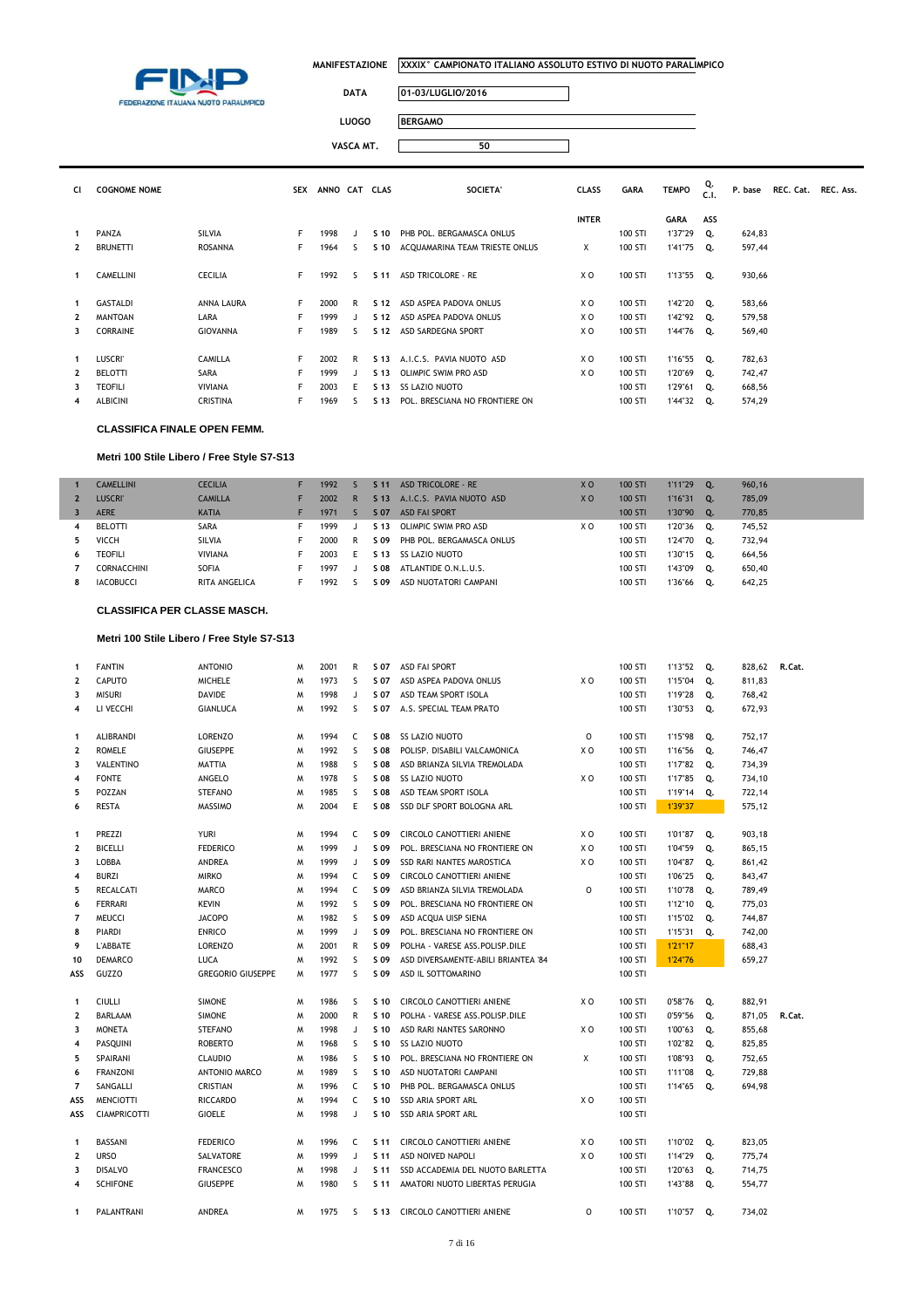MANIFESTAZIONE: XXXIX° CAMPIONATO ITALIANO ASSOLUTO ESTIVO DI NUOTO PARALIMPICO

DATA: 01-03/LUGLIO/2016

LUOGO: BERGAMO

VASCA MT.: 50

| Cl | COGNOME | NOME | SEX | ANNO | CAT | CLAS | SOCIETA' | CLASS INTER | GARA | TEMPO GARA | Q. C.I. ASS | P. base | REC. Cat. | REC. Ass. |
|---|---|---|---|---|---|---|---|---|---|---|---|---|---|---|
| 1 | PANZA | SILVIA | F | 1998 | J | S 10 | PHB POL. BERGAMASCA ONLUS | | 100 STI | 1'37"29 | Q. | 624,83 | | |
| 2 | BRUNETTI | ROSANNA | F | 1964 | S | S 10 | ACQUAMARINA TEAM TRIESTE ONLUS | X | 100 STI | 1'41"75 | Q. | 597,44 | | |
| 1 | CAMELLINI | CECILIA | F | 1992 | S | S 11 | ASD TRICOLORE - RE | X O | 100 STI | 1'13"55 | Q. | 930,66 | | |
| 1 | GASTALDI | ANNA LAURA | F | 2000 | R | S 12 | ASD ASPEA PADOVA ONLUS | X O | 100 STI | 1'42"20 | Q. | 583,66 | | |
| 2 | MANTOAN | LARA | F | 1999 | J | S 12 | ASD ASPEA PADOVA ONLUS | X O | 100 STI | 1'42"92 | Q. | 579,58 | | |
| 3 | CORRAINE | GIOVANNA | F | 1989 | S | S 12 | ASD SARDEGNA SPORT | X O | 100 STI | 1'44"76 | Q. | 569,40 | | |
| 1 | LUSCRI' | CAMILLA | F | 2002 | R | S 13 | A.I.C.S. PAVIA NUOTO ASD | X O | 100 STI | 1'16"55 | Q. | 782,63 | | |
| 2 | BELOTTI | SARA | F | 1999 | J | S 13 | OLIMPIC SWIM PRO ASD | X O | 100 STI | 1'20"69 | Q. | 742,47 | | |
| 3 | TEOFILI | VIVIANA | F | 2003 | E | S 13 | SS LAZIO NUOTO | | 100 STI | 1'29"61 | Q. | 668,56 | | |
| 4 | ALBICINI | CRISTINA | F | 1969 | S | S 13 | POL. BRESCIANA NO FRONTIERE ON | | 100 STI | 1'44"32 | Q. | 574,29 | | |

**CLASSIFICA FINALE OPEN FEMM.**

**Metri 100 Stile Libero / Free Style S7-S13**

| Cl | COGNOME | NOME | SEX | ANNO | CAT | CLAS | SOCIETA' | CLASS INTER | GARA | TEMPO GARA | Q. C.I. ASS | P. base | REC. Cat. | REC. Ass. |
|---|---|---|---|---|---|---|---|---|---|---|---|---|---|---|
| 1 | CAMELLINI | CECILIA | F | 1992 | S | S 11 | ASD TRICOLORE - RE | X O | 100 STI | 1'11"29 | Q. | 960,16 | | |
| 2 | LUSCRI' | CAMILLA | F | 2002 | R | S 13 | A.I.C.S. PAVIA NUOTO ASD | X O | 100 STI | 1'16"31 | Q. | 785,09 | | |
| 3 | AERE | KATIA | F | 1971 | S | S 07 | ASD FAI SPORT | | 100 STI | 1'30"90 | Q. | 770,85 | | |
| 4 | BELOTTI | SARA | F | 1999 | J | S 13 | OLIMPIC SWIM PRO ASD | X O | 100 STI | 1'20"36 | Q. | 745,52 | | |
| 5 | VICCH | SILVIA | F | 2000 | R | S 09 | PHB POL. BERGAMASCA ONLUS | | 100 STI | 1'24"70 | Q. | 732,94 | | |
| 6 | TEOFILI | VIVIANA | F | 2003 | E | S 13 | SS LAZIO NUOTO | | 100 STI | 1'30"15 | Q. | 664,56 | | |
| 7 | CORNACCHINI | SOFIA | F | 1997 | J | S 08 | ATLANTIDE O.N.L.U.S. | | 100 STI | 1'43"09 | Q. | 650,40 | | |
| 8 | IACOBUCCI | RITA ANGELICA | F | 1992 | S | S 09 | ASD NUOTATORI CAMPANI | | 100 STI | 1'36"66 | Q. | 642,25 | | |

**CLASSIFICA PER CLASSE MASCH.**

**Metri 100 Stile Libero / Free Style S7-S13**

| Cl | COGNOME | NOME | SEX | ANNO | CAT | CLAS | SOCIETA' | CLASS INTER | GARA | TEMPO GARA | Q. C.I. ASS | P. base | REC. Cat. | REC. Ass. |
|---|---|---|---|---|---|---|---|---|---|---|---|---|---|---|
| 1 | FANTIN | ANTONIO | M | 2001 | R | S 07 | ASD FAI SPORT | | 100 STI | 1'13"52 | Q. | 828,62 | R.Cat. | |
| 2 | CAPUTO | MICHELE | M | 1973 | S | S 07 | ASD ASPEA PADOVA ONLUS | X O | 100 STI | 1'15"04 | Q. | 811,83 | | |
| 3 | MISURI | DAVIDE | M | 1998 | J | S 07 | ASD TEAM SPORT ISOLA | | 100 STI | 1'19"28 | Q. | 768,42 | | |
| 4 | LI VECCHI | GIANLUCA | M | 1992 | S | S 07 | A.S. SPECIAL TEAM PRATO | | 100 STI | 1'30"53 | Q. | 672,93 | | |
| 1 | ALIBRANDI | LORENZO | M | 1994 | C | S 08 | SS LAZIO NUOTO | O | 100 STI | 1'15"98 | Q. | 752,17 | | |
| 2 | ROMELE | GIUSEPPE | M | 1992 | S | S 08 | POLISP. DISABILI VALCAMONICA | X O | 100 STI | 1'16"56 | Q. | 746,47 | | |
| 3 | VALENTINO | MATTIA | M | 1988 | S | S 08 | ASD BRIANZA SILVIA TREMOLADA | | 100 STI | 1'17"82 | Q. | 734,39 | | |
| 4 | FONTE | ANGELO | M | 1978 | S | S 08 | SS LAZIO NUOTO | X O | 100 STI | 1'17"85 | Q. | 734,10 | | |
| 5 | POZZAN | STEFANO | M | 1985 | S | S 08 | ASD TEAM SPORT ISOLA | | 100 STI | 1'19"14 | Q. | 722,14 | | |
| 6 | RESTA | MASSIMO | M | 2004 | E | S 08 | SSD DLF SPORT BOLOGNA ARL | | 100 STI | 1'39"37 | | 575,12 | | |
| 1 | PREZZI | YURI | M | 1994 | C | S 09 | CIRCOLO CANOTTIERI ANIENE | X O | 100 STI | 1'01"87 | Q. | 903,18 | | |
| 2 | BICELLI | FEDERICO | M | 1999 | J | S 09 | POL. BRESCIANA NO FRONTIERE ON | X O | 100 STI | 1'04"59 | Q. | 865,15 | | |
| 3 | LOBBA | ANDREA | M | 1999 | J | S 09 | SSD RARI NANTES MAROSTICA | X O | 100 STI | 1'04"87 | Q. | 861,42 | | |
| 4 | BURZI | MIRKO | M | 1994 | C | S 09 | CIRCOLO CANOTTIERI ANIENE | | 100 STI | 1'06"25 | Q. | 843,47 | | |
| 5 | RECALCATI | MARCO | M | 1994 | C | S 09 | ASD BRIANZA SILVIA TREMOLADA | O | 100 STI | 1'10"78 | Q. | 789,49 | | |
| 6 | FERRARI | KEVIN | M | 1992 | S | S 09 | POL. BRESCIANA NO FRONTIERE ON | | 100 STI | 1'12"10 | Q. | 775,03 | | |
| 7 | MEUCCI | JACOPO | M | 1982 | S | S 09 | ASD ACQUA UISP SIENA | | 100 STI | 1'15"02 | Q. | 744,87 | | |
| 8 | PIARDI | ENRICO | M | 1999 | J | S 09 | POL. BRESCIANA NO FRONTIERE ON | | 100 STI | 1'15"31 | Q. | 742,00 | | |
| 9 | L'ABBATE | LORENZO | M | 2001 | R | S 09 | POLHA - VARESE ASS.POLISP.DILE | | 100 STI | 1'21"17 | | 688,43 | | |
| 10 | DEMARCO | LUCA | M | 1992 | S | S 09 | ASD DIVERSAMENTE-ABILI BRIANTEA '84 | | 100 STI | 1'24"76 | | 659,27 | | |
| ASS | GUZZO | GREGORIO GIUSEPPE | M | 1977 | S | S 09 | ASD IL SOTTOMARINO | | 100 STI | | | | | |
| 1 | CIULLI | SIMONE | M | 1986 | S | S 10 | CIRCOLO CANOTTIERI ANIENE | X O | 100 STI | 0'58"76 | Q. | 882,91 | | |
| 2 | BARLAAM | SIMONE | M | 2000 | R | S 10 | POLHA - VARESE ASS.POLISP.DILE | | 100 STI | 0'59"56 | Q. | 871,05 | R.Cat. | |
| 3 | MONETA | STEFANO | M | 1998 | J | S 10 | ASD RARI NANTES SARONNO | X O | 100 STI | 1'00"63 | Q. | 855,68 | | |
| 4 | PASQUINI | ROBERTO | M | 1968 | S | S 10 | SS LAZIO NUOTO | | 100 STI | 1'02"82 | Q. | 825,85 | | |
| 5 | SPAIRANI | CLAUDIO | M | 1986 | S | S 10 | POL. BRESCIANA NO FRONTIERE ON | X | 100 STI | 1'08"93 | Q. | 752,65 | | |
| 6 | FRANZONI | ANTONIO MARCO | M | 1989 | S | S 10 | ASD NUOTATORI CAMPANI | | 100 STI | 1'11"08 | Q. | 729,88 | | |
| 7 | SANGALLI | CRISTIAN | M | 1996 | C | S 10 | PHB POL. BERGAMASCA ONLUS | | 100 STI | 1'14"65 | Q. | 694,98 | | |
| ASS | MENCIOTTI | RICCARDO | M | 1994 | C | S 10 | SSD ARIA SPORT ARL | X O | 100 STI | | | | | |
| ASS | CIAMPRICOTTI | GIOELE | M | 1998 | J | S 10 | SSD ARIA SPORT ARL | | 100 STI | | | | | |
| 1 | BASSANI | FEDERICO | M | 1996 | C | S 11 | CIRCOLO CANOTTIERI ANIENE | X O | 100 STI | 1'10"02 | Q. | 823,05 | | |
| 2 | URSO | SALVATORE | M | 1999 | J | S 11 | ASD NOIVED NAPOLI | X O | 100 STI | 1'14"29 | Q. | 775,74 | | |
| 3 | DISALVO | FRANCESCO | M | 1998 | J | S 11 | SSD ACCADEMIA DEL NUOTO BARLETTA | | 100 STI | 1'20"63 | Q. | 714,75 | | |
| 4 | SCHIFONE | GIUSEPPE | M | 1980 | S | S 11 | AMATORI NUOTO LIBERTAS PERUGIA | | 100 STI | 1'43"88 | Q. | 554,77 | | |
| 1 | PALANTRANI | ANDREA | M | 1975 | S | S 13 | CIRCOLO CANOTTIERI ANIENE | O | 100 STI | 1'10"57 | Q. | 734,02 | | |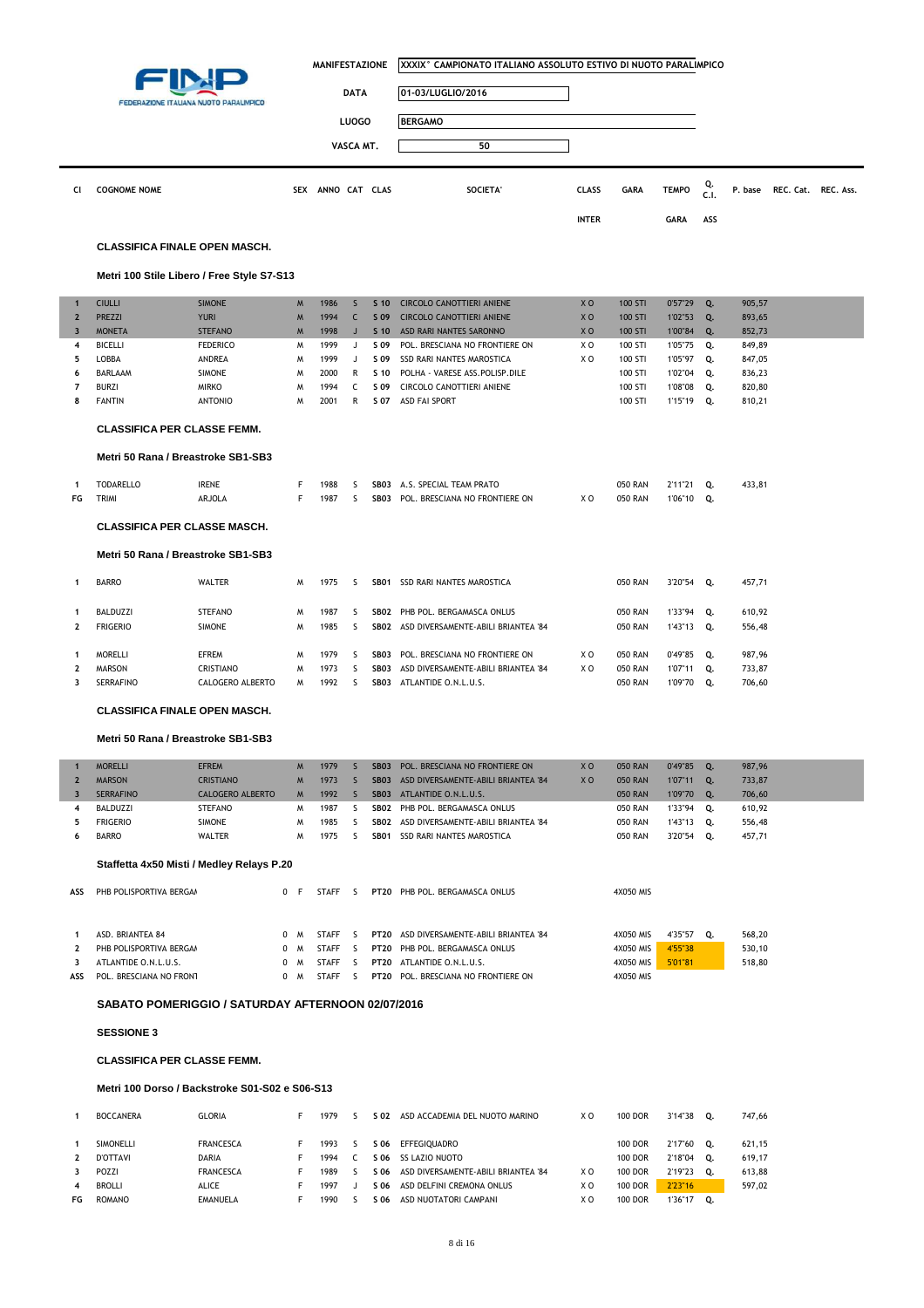FINP FEDERAZIONE ITALIANA NUOTO PARALIMPICO

| | |
|---|---|
| MANIFESTAZIONE | XXXIX° CAMPIONATO ITALIANO ASSOLUTO ESTIVO DI NUOTO PARALIMPICO |
| DATA | 01-03/LUGLIO/2016 |
| LUOGO | BERGAMO |
| VASCA MT. | 50 |

| Cl | COGNOME NOME | | SEX | ANNO | CAT | CLAS | SOCIETA' | CLASS INTER | GARA | TEMPO GARA | Q. C.I. ASS | P. base | REC. Cat. | REC. Ass. |
|---|---|---|---|---|---|---|---|---|---|---|---|---|---|---|

**CLASSIFICA FINALE OPEN MASCH.**

**Metri 100 Stile Libero / Free Style S7-S13**

| Cl | COGNOME | NOME | SEX | ANNO | CAT | CLAS | SOCIETA' | CLASS INTER | GARA | TEMPO | Q. | P. base |
|---|---|---|---|---|---|---|---|---|---|---|---|---|
| 1 | CIULLI | SIMONE | M | 1986 | S | S 10 | CIRCOLO CANOTTIERI ANIENE | X O | 100 STI | 0'57"29 | Q. | 905,57 |
| 2 | PREZZI | YURI | M | 1994 | C | S 09 | CIRCOLO CANOTTIERI ANIENE | X O | 100 STI | 1'02"53 | Q. | 893,65 |
| 3 | MONETA | STEFANO | M | 1998 | J | S 10 | ASD RARI NANTES SARONNO | X O | 100 STI | 1'00"84 | Q. | 852,73 |
| 4 | BICELLI | FEDERICO | M | 1999 | J | S 09 | POL. BRESCIANA NO FRONTIERE ON | X O | 100 STI | 1'05"75 | Q. | 849,89 |
| 5 | LOBBA | ANDREA | M | 1999 | J | S 09 | SSD RARI NANTES MAROSTICA | X O | 100 STI | 1'05"97 | Q. | 847,05 |
| 6 | BARLAAM | SIMONE | M | 2000 | R | S 10 | POLHA - VARESE ASS.POLISP.DILE | | 100 STI | 1'02"04 | Q. | 836,23 |
| 7 | BURZI | MIRKO | M | 1994 | C | S 09 | CIRCOLO CANOTTIERI ANIENE | | 100 STI | 1'08"08 | Q. | 820,80 |
| 8 | FANTIN | ANTONIO | M | 2001 | R | S 07 | ASD FAI SPORT | | 100 STI | 1'15"19 | Q. | 810,21 |

**CLASSIFICA PER CLASSE FEMM.**

**Metri 50 Rana / Breastroke SB1-SB3**

| Cl | COGNOME | NOME | SEX | ANNO | CAT | CLAS | SOCIETA' | CLASS INTER | GARA | TEMPO | Q. | P. base |
|---|---|---|---|---|---|---|---|---|---|---|---|---|
| 1 | TODARELLO | IRENE | F | 1988 | S | SB03 | A.S. SPECIAL TEAM PRATO | | 050 RAN | 2'11"21 | Q. | 433,81 |
| FG | TRIMI | ARJOLA | F | 1987 | S | SB03 | POL. BRESCIANA NO FRONTIERE ON | X O | 050 RAN | 1'06"10 | Q. | |

**CLASSIFICA PER CLASSE MASCH.**

**Metri 50 Rana / Breastroke SB1-SB3**

| Cl | COGNOME | NOME | SEX | ANNO | CAT | CLAS | SOCIETA' | CLASS INTER | GARA | TEMPO | Q. | P. base |
|---|---|---|---|---|---|---|---|---|---|---|---|---|
| 1 | BARRO | WALTER | M | 1975 | S | SB01 | SSD RARI NANTES MAROSTICA | | 050 RAN | 3'20"54 | Q. | 457,71 |
| 1 | BALDUZZI | STEFANO | M | 1987 | S | SB02 | PHB POL. BERGAMASCA ONLUS | | 050 RAN | 1'33"94 | Q. | 610,92 |
| 2 | FRIGERIO | SIMONE | M | 1985 | S | SB02 | ASD DIVERSAMENTE-ABILI BRIANTEA '84 | | 050 RAN | 1'43"13 | Q. | 556,48 |
| 1 | MORELLI | EFREM | M | 1979 | S | SB03 | POL. BRESCIANA NO FRONTIERE ON | X O | 050 RAN | 0'49"85 | Q. | 987,96 |
| 2 | MARSON | CRISTIANO | M | 1973 | S | SB03 | ASD DIVERSAMENTE-ABILI BRIANTEA '84 | X O | 050 RAN | 1'07"11 | Q. | 733,87 |
| 3 | SERRAFINO | CALOGERO ALBERTO | M | 1992 | S | SB03 | ATLANTIDE O.N.L.U.S. | | 050 RAN | 1'09"70 | Q. | 706,60 |

**CLASSIFICA FINALE OPEN MASCH.**

**Metri 50 Rana / Breastroke SB1-SB3**

| Cl | COGNOME | NOME | SEX | ANNO | CAT | CLAS | SOCIETA' | CLASS INTER | GARA | TEMPO | Q. | P. base |
|---|---|---|---|---|---|---|---|---|---|---|---|---|
| 1 | MORELLI | EFREM | M | 1979 | S | SB03 | POL. BRESCIANA NO FRONTIERE ON | X O | 050 RAN | 0'49"85 | Q. | 987,96 |
| 2 | MARSON | CRISTIANO | M | 1973 | S | SB03 | ASD DIVERSAMENTE-ABILI BRIANTEA '84 | X O | 050 RAN | 1'07"11 | Q. | 733,87 |
| 3 | SERRAFINO | CALOGERO ALBERTO | M | 1992 | S | SB03 | ATLANTIDE O.N.L.U.S. | | 050 RAN | 1'09"70 | Q. | 706,60 |
| 4 | BALDUZZI | STEFANO | M | 1987 | S | SB02 | PHB POL. BERGAMASCA ONLUS | | 050 RAN | 1'33"94 | Q. | 610,92 |
| 5 | FRIGERIO | SIMONE | M | 1985 | S | SB02 | ASD DIVERSAMENTE-ABILI BRIANTEA '84 | | 050 RAN | 1'43"13 | Q. | 556,48 |
| 6 | BARRO | WALTER | M | 1975 | S | SB01 | SSD RARI NANTES MAROSTICA | | 050 RAN | 3'20"54 | Q. | 457,71 |

**Staffetta 4x50 Misti / Medley Relays P.20**

| Cl | COGNOME NOME | SEX | ANNO | CAT | CLAS | SOCIETA' | GARA | TEMPO | Q. | P. base |
|---|---|---|---|---|---|---|---|---|---|---|
| ASS | PHB POLISPORTIVA BERGAM | 0 F | STAFF | S | PT20 | PHB POL. BERGAMASCA ONLUS | 4X050 MIS | | | |
| 1 | ASD. BRIANTEA 84 | 0 M | STAFF | S | PT20 | ASD DIVERSAMENTE-ABILI BRIANTEA '84 | 4X050 MIS | 4'35"57 | Q. | 568,20 |
| 2 | PHB POLISPORTIVA BERGAM | 0 M | STAFF | S | PT20 | PHB POL. BERGAMASCA ONLUS | 4X050 MIS | 4'55"38 | | 530,10 |
| 3 | ATLANTIDE O.N.L.U.S. | 0 M | STAFF | S | PT20 | ATLANTIDE O.N.L.U.S. | 4X050 MIS | 5'01"81 | | 518,80 |
| ASS | POL. BRESCIANA NO FRONT | 0 M | STAFF | S | PT20 | POL. BRESCIANA NO FRONTIERE ON | 4X050 MIS | | | |

**SABATO POMERIGGIO / SATURDAY AFTERNOON 02/07/2016**

**SESSIONE 3**

**CLASSIFICA PER CLASSE FEMM.**

**Metri 100 Dorso / Backstroke S01-S02 e S06-S13**

| Cl | COGNOME | NOME | SEX | ANNO | CAT | CLAS | SOCIETA' | CLASS INTER | GARA | TEMPO | Q. | P. base |
|---|---|---|---|---|---|---|---|---|---|---|---|---|
| 1 | BOCCANERA | GLORIA | F | 1979 | S | S 02 | ASD ACCADEMIA DEL NUOTO MARINO | X O | 100 DOR | 3'14"38 | Q. | 747,66 |
| 1 | SIMONELLI | FRANCESCA | F | 1993 | S | S 06 | EFFEGIQUADRO | | 100 DOR | 2'17"60 | Q. | 621,15 |
| 2 | D'OTTAVI | DARIA | F | 1994 | C | S 06 | SS LAZIO NUOTO | | 100 DOR | 2'18"04 | Q. | 619,17 |
| 3 | POZZI | FRANCESCA | F | 1989 | S | S 06 | ASD DIVERSAMENTE-ABILI BRIANTEA '84 | X O | 100 DOR | 2'19"23 | Q. | 613,88 |
| 4 | BROLLI | ALICE | F | 1997 | J | S 06 | ASD DELFINI CREMONA ONLUS | X O | 100 DOR | 2'23"16 | | 597,02 |
| FG | ROMANO | EMANUELA | F | 1990 | S | S 06 | ASD NUOTATORI CAMPANI | X O | 100 DOR | 1'36"17 | Q. | |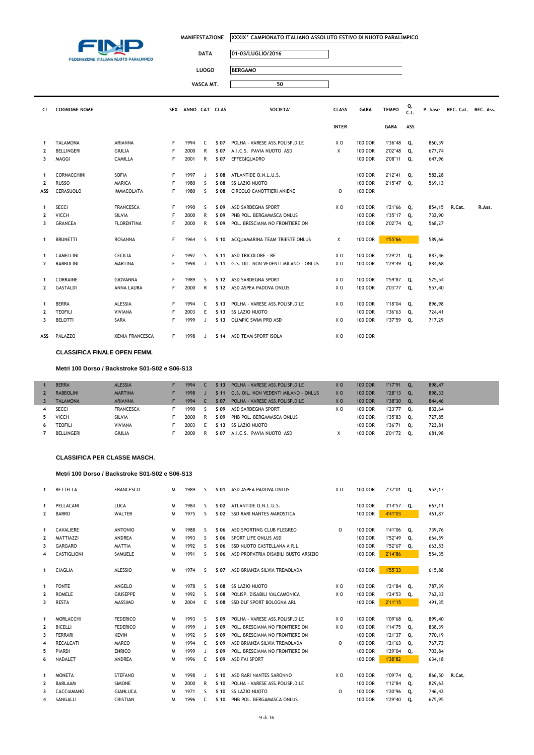FINP FEDERAZIONE ITALIANA NUOTO PARALIMPICO

| | |
|---|---|
| MANIFESTAZIONE | XXXIX° CAMPIONATO ITALIANO ASSOLUTO ESTIVO DI NUOTO PARALIMPICO |
| DATA | 01-03/LUGLIO/2016 |
| LUOGO | BERGAMO |
| VASCA MT. | 50 |

| Cl | COGNOME | NOME | SEX | ANNO | CAT | CLAS | SOCIETA' | CLASS INTER | GARA | TEMPO GARA | Q. C.I. ASS | P. base | REC. Cat. | REC. Ass. |
|---|---|---|---|---|---|---|---|---|---|---|---|---|---|---|
| 1 | TALAMONA | ARIANNA | F | 1994 | C | S 07 | POLHA - VARESE ASS.POLISP.DILE | X O | 100 DOR | 1'36"48 | Q. | 860,39 | | |
| 2 | BELLINGERI | GIULIA | F | 2000 | R | S 07 | A.I.C.S. PAVIA NUOTO ASD | X | 100 DOR | 2'02"48 | Q. | 677,74 | | |
| 3 | MAGGI | CAMILLA | F | 2001 | R | S 07 | EFFEGIQUADRO | | 100 DOR | 2'08"11 | Q. | 647,96 | | |
| 1 | CORNACCHINI | SOFIA | F | 1997 | J | S 08 | ATLANTIDE O.N.L.U.S. | | 100 DOR | 2'12"41 | Q. | 582,28 | | |
| 2 | RUSSO | MARICA | F | 1980 | S | S 08 | SS LAZIO NUOTO | | 100 DOR | 2'15"47 | Q. | 569,13 | | |
| ASS | CERASUOLO | IMMACOLATA | F | 1980 | S | S 08 | CIRCOLO CANOTTIERI ANIENE | O | 100 DOR | | | | | |
| 1 | SECCI | FRANCESCA | F | 1990 | S | S 09 | ASD SARDEGNA SPORT | X O | 100 DOR | 1'21"66 | Q. | 854,15 | R.Cat. | R.Ass. |
| 2 | VICCH | SILVIA | F | 2000 | R | S 09 | PHB POL. BERGAMASCA ONLUS | | 100 DOR | 1'35"17 | Q. | 732,90 | | |
| 3 | GRANCEA | FLORENTINA | F | 2000 | R | S 09 | POL. BRESCIANA NO FRONTIERE ON | | 100 DOR | 2'02"74 | Q. | 568,27 | | |
| 1 | BRUNETTI | ROSANNA | F | 1964 | S | S 10 | ACQUAMARINA TEAM TRIESTE ONLUS | X | 100 DOR | 1'55"66 | | 589,66 | | |
| 1 | CAMELLINI | CECILIA | F | 1992 | S | S 11 | ASD TRICOLORE - RE | X O | 100 DOR | 1'29"21 | Q. | 887,46 | | |
| 2 | RABBOLINI | MARTINA | F | 1998 | J | S 11 | G.S. DIL. NON VEDENTI MILANO - ONLUS | X O | 100 DOR | 1'29"49 | Q. | 884,68 | | |
| 1 | CORRAINE | GIOVANNA | F | 1989 | S | S 12 | ASD SARDEGNA SPORT | X O | 100 DOR | 1'59"87 | Q. | 575,54 | | |
| 2 | GASTALDI | ANNA LAURA | F | 2000 | R | S 12 | ASD ASPEA PADOVA ONLUS | X O | 100 DOR | 2'03"77 | Q. | 557,40 | | |
| 1 | BERRA | ALESSIA | F | 1994 | C | S 13 | POLHA - VARESE ASS.POLISP.DILE | X O | 100 DOR | 1'18"04 | Q. | 896,98 | | |
| 2 | TEOFILI | VIVIANA | F | 2003 | E | S 13 | SS LAZIO NUOTO | | 100 DOR | 1'36"63 | Q. | 724,41 | | |
| 3 | BELOTTI | SARA | F | 1999 | J | S 13 | OLIMPIC SWIM PRO ASD | X O | 100 DOR | 1'37"59 | Q. | 717,29 | | |
| ASS | PALAZZO | XENIA FRANCESCA | F | 1998 | J | S 14 | ASD TEAM SPORT ISOLA | X O | 100 DOR | | | | | |

**CLASSIFICA FINALE OPEN FEMM.**

**Metri 100 Dorso / Backstroke S01-S02 e S06-S13**

| Cl | COGNOME | NOME | SEX | ANNO | CAT | CLAS | SOCIETA' | CLASS INTER | GARA | TEMPO GARA | Q. C.I. ASS | P. base | REC. Cat. | REC. Ass. |
|---|---|---|---|---|---|---|---|---|---|---|---|---|---|---|
| 1 | BERRA | ALESSIA | F | 1994 | C | S 13 | POLHA - VARESE ASS.POLISP.DILE | X O | 100 DOR | 1'17"91 | Q. | 898,47 | | |
| 2 | RABBOLINI | MARTINA | F | 1998 | J | S 11 | G.S. DIL. NON VEDENTI MILANO - ONLUS | X O | 100 DOR | 1'28"13 | Q. | 898,33 | | |
| 3 | TALAMONA | ARIANNA | F | 1994 | C | S 07 | POLHA - VARESE ASS.POLISP.DILE | X O | 100 DOR | 1'38"30 | Q. | 844,46 | | |
| 4 | SECCI | FRANCESCA | F | 1990 | S | S 09 | ASD SARDEGNA SPORT | X O | 100 DOR | 1'23"77 | Q. | 832,64 | | |
| 5 | VICCH | SILVIA | F | 2000 | R | S 09 | PHB POL. BERGAMASCA ONLUS | | 100 DOR | 1'35"83 | Q. | 727,85 | | |
| 6 | TEOFILI | VIVIANA | F | 2003 | E | S 13 | SS LAZIO NUOTO | | 100 DOR | 1'36"71 | Q. | 723,81 | | |
| 7 | BELLINGERI | GIULIA | F | 2000 | R | S 07 | A.I.C.S. PAVIA NUOTO ASD | X | 100 DOR | 2'01"72 | Q. | 681,98 | | |

**CLASSIFICA PER CLASSE MASCH.**

**Metri 100 Dorso / Backstroke S01-S02 e S06-S13**

| Cl | COGNOME | NOME | SEX | ANNO | CAT | CLAS | SOCIETA' | CLASS INTER | GARA | TEMPO GARA | Q. C.I. ASS | P. base | REC. Cat. | REC. Ass. |
|---|---|---|---|---|---|---|---|---|---|---|---|---|---|---|
| 1 | BETTELLA | FRANCESCO | M | 1989 | S | S 01 | ASD ASPEA PADOVA ONLUS | X O | 100 DOR | 2'37"01 | Q. | 952,17 | | |
| 1 | PELLACANI | LUCA | M | 1984 | S | S 02 | ATLANTIDE O.N.L.U.S. | | 100 DOR | 3'14"57 | Q. | 667,11 | | |
| 2 | BARRO | WALTER | M | 1975 | S | S 02 | SSD RARI NANTES MAROSTICA | | 100 DOR | 4'41"03 | | 461,87 | | |
| 1 | CAVALIERE | ANTONIO | M | 1988 | S | S 06 | ASD SPORTING CLUB FLEGREO | O | 100 DOR | 1'41"06 | Q. | 739,76 | | |
| 2 | MATTIAZZI | ANDREA | M | 1993 | S | S 06 | SPORT LIFE ONLUS ASD | | 100 DOR | 1'52"49 | Q. | 664,59 | | |
| 3 | GARGARO | MATTIA | M | 1992 | S | S 06 | SSD NUOTO CASTELLANA A R.L. | | 100 DOR | 1'52"67 | Q. | 663,53 | | |
| 4 | CASTIGLIONI | SAMUELE | M | 1991 | S | S 06 | ASD PROPATRIA DISABILI BUSTO ARSIZIO | | 100 DOR | 2'14"86 | | 554,35 | | |
| 1 | CIAGLIA | ALESSIO | M | 1974 | S | S 07 | ASD BRIANZA SILVIA TREMOLADA | | 100 DOR | 1'55"33 | | 615,88 | | |
| 1 | FONTE | ANGELO | M | 1978 | S | S 08 | SS LAZIO NUOTO | X O | 100 DOR | 1'21"84 | Q. | 787,39 | | |
| 2 | ROMELE | GIUSEPPE | M | 1992 | S | S 08 | POLISP. DISABILI VALCAMONICA | X O | 100 DOR | 1'24"53 | Q. | 762,33 | | |
| 3 | RESTA | MASSIMO | M | 2004 | E | S 08 | SSD DLF SPORT BOLOGNA ARL | | 100 DOR | 2'11"15 | | 491,35 | | |
| 1 | MORLACCHI | FEDERICO | M | 1993 | S | S 09 | POLHA - VARESE ASS.POLISP.DILE | X O | 100 DOR | 1'09"68 | Q. | 899,40 | | |
| 2 | BICELLI | FEDERICO | M | 1999 | J | S 09 | POL. BRESCIANA NO FRONTIERE ON | X O | 100 DOR | 1'14"75 | Q. | 838,39 | | |
| 3 | FERRARI | KEVIN | M | 1992 | S | S 09 | POL. BRESCIANA NO FRONTIERE ON | | 100 DOR | 1'21"37 | Q. | 770,19 | | |
| 4 | RECALCATI | MARCO | M | 1994 | C | S 09 | ASD BRIANZA SILVIA TREMOLADA | O | 100 DOR | 1'21"63 | Q. | 767,73 | | |
| 5 | PIARDI | ENRICO | M | 1999 | J | S 09 | POL. BRESCIANA NO FRONTIERE ON | | 100 DOR | 1'29"04 | Q. | 703,84 | | |
| 6 | NADALET | ANDREA | M | 1996 | C | S 09 | ASD FAI SPORT | | 100 DOR | 1'38"82 | | 634,18 | | |
| 1 | MONETA | STEFANO | M | 1998 | J | S 10 | ASD RARI NANTES SARONNO | X O | 100 DOR | 1'09"74 | Q. | 866,50 | R.Cat. | |
| 2 | BARLAAM | SIMONE | M | 2000 | R | S 10 | POLHA - VARESE ASS.POLISP.DILE | | 100 DOR | 1'12"84 | Q. | 829,63 | | |
| 3 | CACCIAMANO | GIANLUCA | M | 1971 | S | S 10 | SS LAZIO NUOTO | O | 100 DOR | 1'20"96 | Q. | 746,42 | | |
| 4 | SANGALLI | CRISTIAN | M | 1996 | C | S 10 | PHB POL. BERGAMASCA ONLUS | | 100 DOR | 1'29"40 | Q. | 675,95 | | |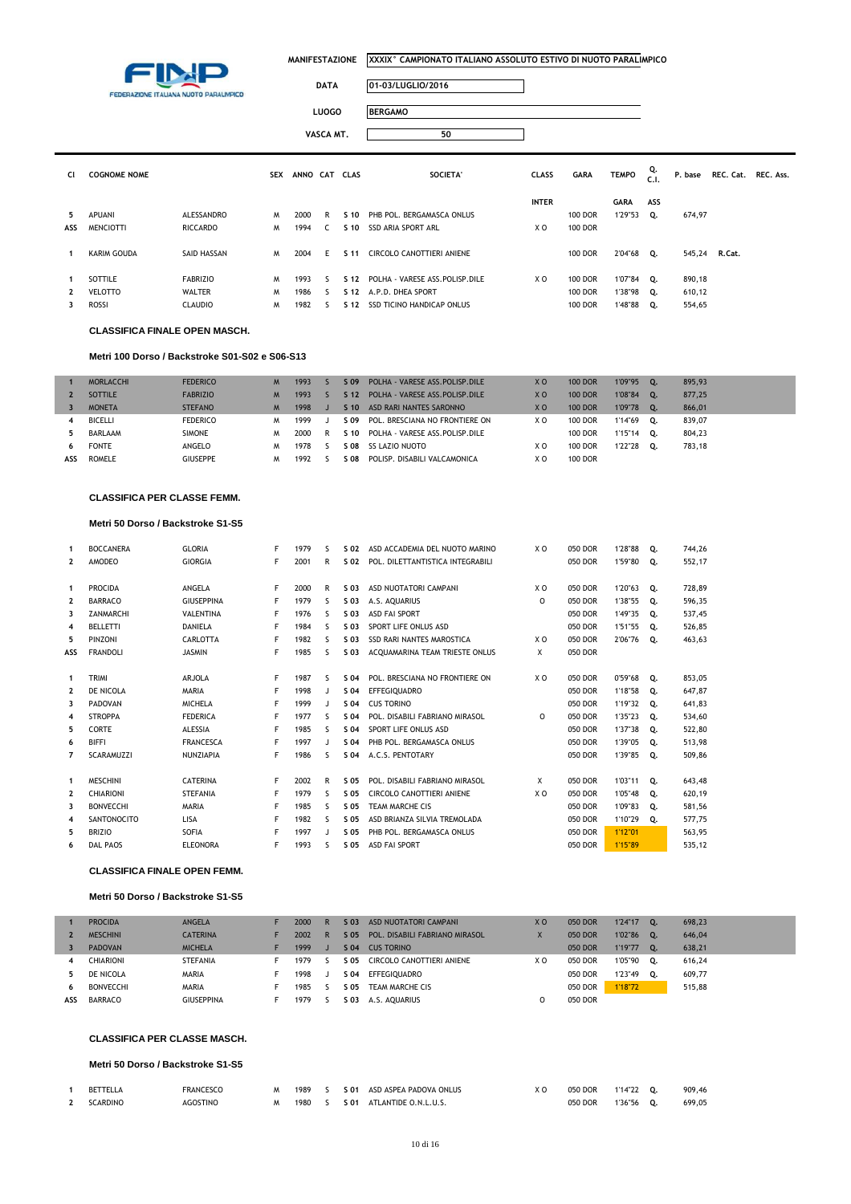FEDERAZIONE ITALIANA NUOTO PARALIMPICO

| | |
|---|---|
| MANIFESTAZIONE | XXXIX° CAMPIONATO ITALIANO ASSOLUTO ESTIVO DI NUOTO PARALIMPICO |
| DATA | 01-03/LUGLIO/2016 |
| LUOGO | BERGAMO |
| VASCA MT. | 50 |

| Cl | COGNOME | NOME | SEX | ANNO | CAT | CLAS | SOCIETA' | CLASS INTER | GARA | TEMPO GARA | Q. C.I. ASS | P. base | REC. Cat. | REC. Ass. |
|---|---|---|---|---|---|---|---|---|---|---|---|---|---|---|
| 5 | APUANI | ALESSANDRO | M | 2000 | R | S 10 | PHB POL. BERGAMASCA ONLUS | | 100 DOR | 1'29"53 | Q. | 674,97 | | |
| ASS | MENCIOTTI | RICCARDO | M | 1994 | C | S 10 | SSD ARIA SPORT ARL | X O | 100 DOR | | | | | |
| 1 | KARIM GOUDA | SAID HASSAN | M | 2004 | E | S 11 | CIRCOLO CANOTTIERI ANIENE | | 100 DOR | 2'04"68 | Q. | 545,24 | R.Cat. | |
| 1 | SOTTILE | FABRIZIO | M | 1993 | S | S 12 | POLHA - VARESE ASS.POLISP.DILE | X O | 100 DOR | 1'07"84 | Q. | 890,18 | | |
| 2 | VELOTTO | WALTER | M | 1986 | S | S 12 | A.P.D. DHEA SPORT | | 100 DOR | 1'38"98 | Q. | 610,12 | | |
| 3 | ROSSI | CLAUDIO | M | 1982 | S | S 12 | SSD TICINO HANDICAP ONLUS | | 100 DOR | 1'48"88 | Q. | 554,65 | | |

### CLASSIFICA FINALE OPEN MASCH.

#### Metri 100 Dorso / Backstroke S01-S02 e S06-S13

| Cl | COGNOME | NOME | SEX | ANNO | CAT | CLAS | SOCIETA' | CLASS INTER | GARA | TEMPO GARA | Q. C.I. ASS | P. base | REC. Cat. | REC. Ass. |
|---|---|---|---|---|---|---|---|---|---|---|---|---|---|---|
| 1 | MORLACCHI | FEDERICO | M | 1993 | S | S 09 | POLHA - VARESE ASS.POLISP.DILE | X O | 100 DOR | 1'09"95 | Q. | 895,93 | | |
| 2 | SOTTILE | FABRIZIO | M | 1993 | S | S 12 | POLHA - VARESE ASS.POLISP.DILE | X O | 100 DOR | 1'08"84 | Q. | 877,25 | | |
| 3 | MONETA | STEFANO | M | 1998 | J | S 10 | ASD RARI NANTES SARONNO | X O | 100 DOR | 1'09"78 | Q. | 866,01 | | |
| 4 | BICELLI | FEDERICO | M | 1999 | J | S 09 | POL. BRESCIANA NO FRONTIERE ON | X O | 100 DOR | 1'14"69 | Q. | 839,07 | | |
| 5 | BARLAAM | SIMONE | M | 2000 | R | S 10 | POLHA - VARESE ASS.POLISP.DILE | | 100 DOR | 1'15"14 | Q. | 804,23 | | |
| 6 | FONTE | ANGELO | M | 1978 | S | S 08 | SS LAZIO NUOTO | X O | 100 DOR | 1'22"28 | Q. | 783,18 | | |
| ASS | ROMELE | GIUSEPPE | M | 1992 | S | S 08 | POLISP. DISABILI VALCAMONICA | X O | 100 DOR | | | | | |

### CLASSIFICA PER CLASSE FEMM.

#### Metri 50 Dorso / Backstroke S1-S5

| Cl | COGNOME | NOME | SEX | ANNO | CAT | CLAS | SOCIETA' | CLASS INTER | GARA | TEMPO GARA | Q. C.I. ASS | P. base | REC. Cat. | REC. Ass. |
|---|---|---|---|---|---|---|---|---|---|---|---|---|---|---|
| 1 | BOCCANERA | GLORIA | F | 1979 | S | S 02 | ASD ACCADEMIA DEL NUOTO MARINO | X O | 050 DOR | 1'28"88 | Q. | 744,26 | | |
| 2 | AMODEO | GIORGIA | F | 2001 | R | S 02 | POL. DILETTANTISTICA INTEGRABILI | | 050 DOR | 1'59"80 | Q. | 552,17 | | |
| 1 | PROCIDA | ANGELA | F | 2000 | R | S 03 | ASD NUOTATORI CAMPANI | X O | 050 DOR | 1'20"63 | Q. | 728,89 | | |
| 2 | BARRACO | GIUSEPPINA | F | 1979 | S | S 03 | A.S. AQUARIUS | O | 050 DOR | 1'38"55 | Q. | 596,35 | | |
| 3 | ZANMARCHI | VALENTINA | F | 1976 | S | S 03 | ASD FAI SPORT | | 050 DOR | 1'49"35 | Q. | 537,45 | | |
| 4 | BELLETTI | DANIELA | F | 1984 | S | S 03 | SPORT LIFE ONLUS ASD | | 050 DOR | 1'51"55 | Q. | 526,85 | | |
| 5 | PINZONI | CARLOTTA | F | 1982 | S | S 03 | SSD RARI NANTES MAROSTICA | X O | 050 DOR | 2'06"76 | Q. | 463,63 | | |
| ASS | FRANDOLI | JASMIN | F | 1985 | S | S 03 | ACQUAMARINA TEAM TRIESTE ONLUS | X | 050 DOR | | | | | |
| 1 | TRIMI | ARJOLA | F | 1987 | S | S 04 | POL. BRESCIANA NO FRONTIERE ON | X O | 050 DOR | 0'59"68 | Q. | 853,05 | | |
| 2 | DE NICOLA | MARIA | F | 1998 | J | S 04 | EFFEGIQUADRO | | 050 DOR | 1'18"58 | Q. | 647,87 | | |
| 3 | PADOVAN | MICHELA | F | 1999 | J | S 04 | CUS TORINO | | 050 DOR | 1'19"32 | Q. | 641,83 | | |
| 4 | STROPPA | FEDERICA | F | 1977 | S | S 04 | POL. DISABILI FABRIANO MIRASOL | O | 050 DOR | 1'35"23 | Q. | 534,60 | | |
| 5 | CORTE | ALESSIA | F | 1985 | S | S 04 | SPORT LIFE ONLUS ASD | | 050 DOR | 1'37"38 | Q. | 522,80 | | |
| 6 | BIFFI | FRANCESCA | F | 1997 | J | S 04 | PHB POL. BERGAMASCA ONLUS | | 050 DOR | 1'39"05 | Q. | 513,98 | | |
| 7 | SCARAMUZZI | NUNZIAPIA | F | 1986 | S | S 04 | A.C.S. PENTOTARY | | 050 DOR | 1'39"85 | Q. | 509,86 | | |
| 1 | MESCHINI | CATERINA | F | 2002 | R | S 05 | POL. DISABILI FABRIANO MIRASOL | X | 050 DOR | 1'03"11 | Q. | 643,48 | | |
| 2 | CHIARIONI | STEFANIA | F | 1979 | S | S 05 | CIRCOLO CANOTTIERI ANIENE | X O | 050 DOR | 1'05"48 | Q. | 620,19 | | |
| 3 | BONVECCHI | MARIA | F | 1985 | S | S 05 | TEAM MARCHE CIS | | 050 DOR | 1'09"83 | Q. | 581,56 | | |
| 4 | SANTONOCITO | LISA | F | 1982 | S | S 05 | ASD BRIANZA SILVIA TREMOLADA | | 050 DOR | 1'10"29 | Q. | 577,75 | | |
| 5 | BRIZIO | SOFIA | F | 1997 | J | S 05 | PHB POL. BERGAMASCA ONLUS | | 050 DOR | 1'12"01 | | 563,95 | | |
| 6 | DAL PAOS | ELEONORA | F | 1993 | S | S 05 | ASD FAI SPORT | | 050 DOR | 1'15"89 | | 535,12 | | |

### CLASSIFICA FINALE OPEN FEMM.

#### Metri 50 Dorso / Backstroke S1-S5

| Cl | COGNOME | NOME | SEX | ANNO | CAT | CLAS | SOCIETA' | CLASS INTER | GARA | TEMPO GARA | Q. C.I. ASS | P. base | REC. Cat. | REC. Ass. |
|---|---|---|---|---|---|---|---|---|---|---|---|---|---|---|
| 1 | PROCIDA | ANGELA | F | 2000 | R | S 03 | ASD NUOTATORI CAMPANI | X O | 050 DOR | 1'24"17 | Q. | 698,23 | | |
| 2 | MESCHINI | CATERINA | F | 2002 | R | S 05 | POL. DISABILI FABRIANO MIRASOL | X | 050 DOR | 1'02"86 | Q. | 646,04 | | |
| 3 | PADOVAN | MICHELA | F | 1999 | J | S 04 | CUS TORINO | | 050 DOR | 1'19"77 | Q. | 638,21 | | |
| 4 | CHIARIONI | STEFANIA | F | 1979 | S | S 05 | CIRCOLO CANOTTIERI ANIENE | X O | 050 DOR | 1'05"90 | Q. | 616,24 | | |
| 5 | DE NICOLA | MARIA | F | 1998 | J | S 04 | EFFEGIQUADRO | | 050 DOR | 1'23"49 | Q. | 609,77 | | |
| 6 | BONVECCHI | MARIA | F | 1985 | S | S 05 | TEAM MARCHE CIS | | 050 DOR | 1'18"72 | | 515,88 | | |
| ASS | BARRACO | GIUSEPPINA | F | 1979 | S | S 03 | A.S. AQUARIUS | O | 050 DOR | | | | | |

### CLASSIFICA PER CLASSE MASCH.

#### Metri 50 Dorso / Backstroke S1-S5

| Cl | COGNOME | NOME | SEX | ANNO | CAT | CLAS | SOCIETA' | CLASS INTER | GARA | TEMPO GARA | Q. C.I. ASS | P. base | REC. Cat. | REC. Ass. |
|---|---|---|---|---|---|---|---|---|---|---|---|---|---|---|
| 1 | BETTELLA | FRANCESCO | M | 1989 | S | S 01 | ASD ASPEA PADOVA ONLUS | X O | 050 DOR | 1'14"22 | Q. | 909,46 | | |
| 2 | SCARDINO | AGOSTINO | M | 1980 | S | S 01 | ATLANTIDE O.N.L.U.S. | | 050 DOR | 1'36"56 | Q. | 699,05 | | |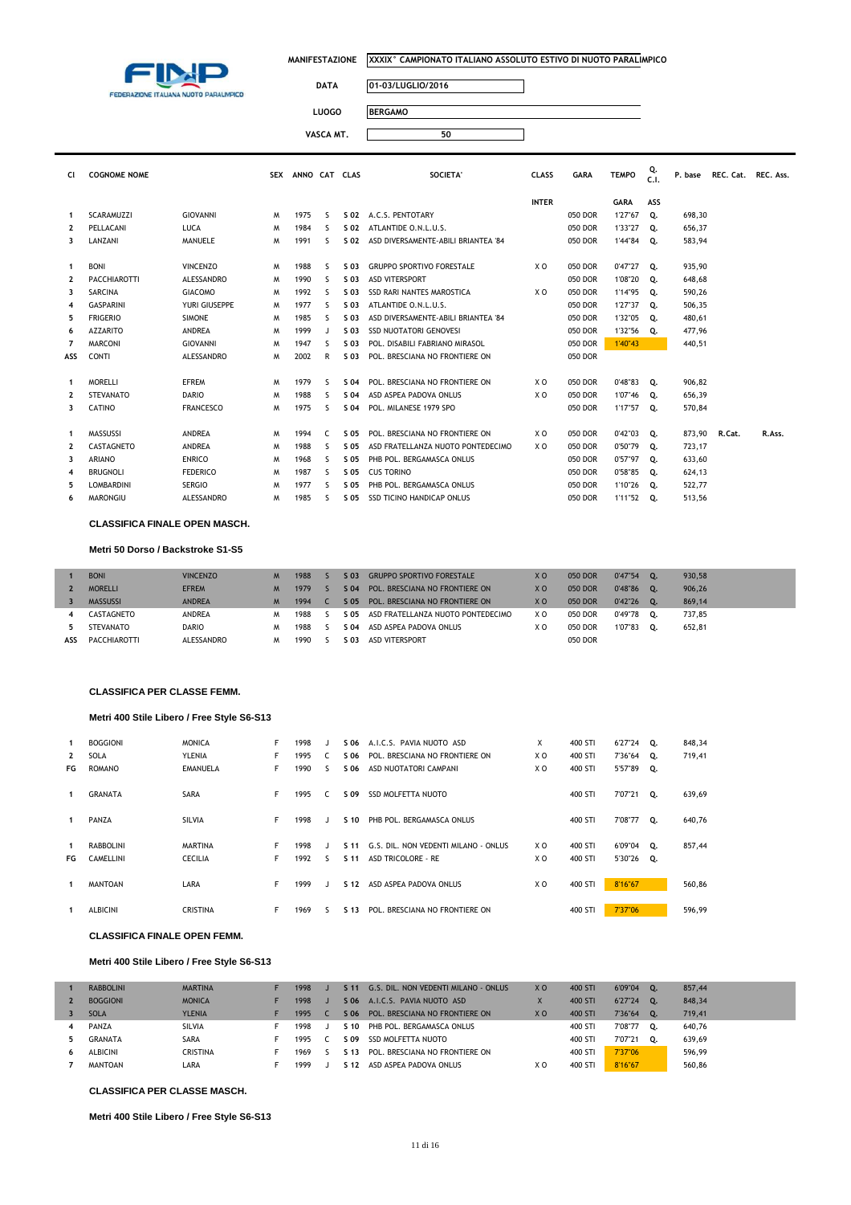FEDERAZIONE ITALIANA NUOTO PARALIMPICO

| | |
|---|---|
| MANIFESTAZIONE | XXXIX° CAMPIONATO ITALIANO ASSOLUTO ESTIVO DI NUOTO PARALIMPICO |
| DATA | 01-03/LUGLIO/2016 |
| LUOGO | BERGAMO |
| VASCA MT. | 50 |

| Cl | COGNOME NOME | | SEX | ANNO | CAT | CLAS | SOCIETA' | CLASS INTER | GARA | TEMPO GARA | Q. C.I. ASS | P. base | REC. Cat. | REC. Ass. |
|---|---|---|---|---|---|---|---|---|---|---|---|---|---|---|
| 1 | SCARAMUZZI | GIOVANNI | M | 1975 | S | S 02 | A.C.S. PENTOTARY | | 050 DOR | 1'27"67 | Q. | 698,30 | | |
| 2 | PELLACANI | LUCA | M | 1984 | S | S 02 | ATLANTIDE O.N.L.U.S. | | 050 DOR | 1'33"27 | Q. | 656,37 | | |
| 3 | LANZANI | MANUELE | M | 1991 | S | S 02 | ASD DIVERSAMENTE-ABILI BRIANTEA '84 | | 050 DOR | 1'44"84 | Q. | 583,94 | | |
| 1 | BONI | VINCENZO | M | 1988 | S | S 03 | GRUPPO SPORTIVO FORESTALE | X O | 050 DOR | 0'47"27 | Q. | 935,90 | | |
| 2 | PACCHIAROTTI | ALESSANDRO | M | 1990 | S | S 03 | ASD VITERSPORT | | 050 DOR | 1'08"20 | Q. | 648,68 | | |
| 3 | SARCINA | GIACOMO | M | 1992 | S | S 03 | SSD RARI NANTES MAROSTICA | X O | 050 DOR | 1'14"95 | Q. | 590,26 | | |
| 4 | GASPARINI | YURI GIUSEPPE | M | 1977 | S | S 03 | ATLANTIDE O.N.L.U.S. | | 050 DOR | 1'27"37 | Q. | 506,35 | | |
| 5 | FRIGERIO | SIMONE | M | 1985 | S | S 03 | ASD DIVERSAMENTE-ABILI BRIANTEA '84 | | 050 DOR | 1'32"05 | Q. | 480,61 | | |
| 6 | AZZARITO | ANDREA | M | 1999 | J | S 03 | SSD NUOTATORI GENOVESI | | 050 DOR | 1'32"56 | Q. | 477,96 | | |
| 7 | MARCONI | GIOVANNI | M | 1947 | S | S 03 | POL. DISABILI FABRIANO MIRASOL | | 050 DOR | 1'40"43 | | 440,51 | | |
| ASS | CONTI | ALESSANDRO | M | 2002 | R | S 03 | POL. BRESCIANA NO FRONTIERE ON | | 050 DOR | | | | | |
| 1 | MORELLI | EFREM | M | 1979 | S | S 04 | POL. BRESCIANA NO FRONTIERE ON | X O | 050 DOR | 0'48"83 | Q. | 906,82 | | |
| 2 | STEVANATO | DARIO | M | 1988 | S | S 04 | ASD ASPEA PADOVA ONLUS | X O | 050 DOR | 1'07"46 | Q. | 656,39 | | |
| 3 | CATINO | FRANCESCO | M | 1975 | S | S 04 | POL. MILANESE 1979 SPO | | 050 DOR | 1'17"57 | Q. | 570,84 | | |
| 1 | MASSUSSI | ANDREA | M | 1994 | C | S 05 | POL. BRESCIANA NO FRONTIERE ON | X O | 050 DOR | 0'42"03 | Q. | 873,90 | R.Cat. | R.Ass. |
| 2 | CASTAGNETO | ANDREA | M | 1988 | S | S 05 | ASD FRATELLANZA NUOTO PONTEDECIMO | X O | 050 DOR | 0'50"79 | Q. | 723,17 | | |
| 3 | ARIANO | ENRICO | M | 1968 | S | S 05 | PHB POL. BERGAMASCA ONLUS | | 050 DOR | 0'57"97 | Q. | 633,60 | | |
| 4 | BRUGNOLI | FEDERICO | M | 1987 | S | S 05 | CUS TORINO | | 050 DOR | 0'58"85 | Q. | 624,13 | | |
| 5 | LOMBARDINI | SERGIO | M | 1977 | S | S 05 | PHB POL. BERGAMASCA ONLUS | | 050 DOR | 1'10"26 | Q. | 522,77 | | |
| 6 | MARONGIU | ALESSANDRO | M | 1985 | S | S 05 | SSD TICINO HANDICAP ONLUS | | 050 DOR | 1'11"52 | Q. | 513,56 | | |

**CLASSIFICA FINALE OPEN MASCH.**

**Metri 50 Dorso / Backstroke S1-S5**

| Cl | COGNOME | NOME | SEX | ANNO | CAT | CLAS | SOCIETA' | CLASS INTER | GARA | TEMPO | Q. | P. base |
|---|---|---|---|---|---|---|---|---|---|---|---|---|
| 1 | BONI | VINCENZO | M | 1988 | S | S 03 | GRUPPO SPORTIVO FORESTALE | X O | 050 DOR | 0'47"54 | Q. | 930,58 |
| 2 | MORELLI | EFREM | M | 1979 | S | S 04 | POL. BRESCIANA NO FRONTIERE ON | X O | 050 DOR | 0'48"86 | Q. | 906,26 |
| 3 | MASSUSSI | ANDREA | M | 1994 | C | S 05 | POL. BRESCIANA NO FRONTIERE ON | X O | 050 DOR | 0'42"26 | Q. | 869,14 |
| 4 | CASTAGNETO | ANDREA | M | 1988 | S | S 05 | ASD FRATELLANZA NUOTO PONTEDECIMO | X O | 050 DOR | 0'49"78 | Q. | 737,85 |
| 5 | STEVANATO | DARIO | M | 1988 | S | S 04 | ASD ASPEA PADOVA ONLUS | X O | 050 DOR | 1'07"83 | Q. | 652,81 |
| ASS | PACCHIAROTTI | ALESSANDRO | M | 1990 | S | S 03 | ASD VITERSPORT | | 050 DOR | | | |

**CLASSIFICA PER CLASSE FEMM.**

**Metri 400 Stile Libero / Free Style S6-S13**

| Cl | COGNOME | NOME | SEX | ANNO | CAT | CLAS | SOCIETA' | CLASS INTER | GARA | TEMPO | Q. | P. base |
|---|---|---|---|---|---|---|---|---|---|---|---|---|
| 1 | BOGGIONI | MONICA | F | 1998 | J | S 06 | A.I.C.S. PAVIA NUOTO ASD | X | 400 STI | 6'27"24 | Q. | 848,34 |
| 2 | SOLA | YLENIA | F | 1995 | C | S 06 | POL. BRESCIANA NO FRONTIERE ON | X O | 400 STI | 7'36"64 | Q. | 719,41 |
| FG | ROMANO | EMANUELA | F | 1990 | S | S 06 | ASD NUOTATORI CAMPANI | X O | 400 STI | 5'57"89 | Q. | |
| 1 | GRANATA | SARA | F | 1995 | C | S 09 | SSD MOLFETTA NUOTO | | 400 STI | 7'07"21 | Q. | 639,69 |
| 1 | PANZA | SILVIA | F | 1998 | J | S 10 | PHB POL. BERGAMASCA ONLUS | | 400 STI | 7'08"77 | Q. | 640,76 |
| 1 | RABBOLINI | MARTINA | F | 1998 | J | S 11 | G.S. DIL. NON VEDENTI MILANO - ONLUS | X O | 400 STI | 6'09"04 | Q. | 857,44 |
| FG | CAMELLINI | CECILIA | F | 1992 | S | S 11 | ASD TRICOLORE - RE | X O | 400 STI | 5'30"26 | Q. | |
| 1 | MANTOAN | LARA | F | 1999 | J | S 12 | ASD ASPEA PADOVA ONLUS | X O | 400 STI | 8'16"67 | | 560,86 |
| 1 | ALBICINI | CRISTINA | F | 1969 | S | S 13 | POL. BRESCIANA NO FRONTIERE ON | | 400 STI | 7'37"06 | | 596,99 |

**CLASSIFICA FINALE OPEN FEMM.**

**Metri 400 Stile Libero / Free Style S6-S13**

| Cl | COGNOME | NOME | SEX | ANNO | CAT | CLAS | SOCIETA' | CLASS INTER | GARA | TEMPO | Q. | P. base |
|---|---|---|---|---|---|---|---|---|---|---|---|---|
| 1 | RABBOLINI | MARTINA | F | 1998 | J | S 11 | G.S. DIL. NON VEDENTI MILANO - ONLUS | X O | 400 STI | 6'09"04 | Q. | 857,44 |
| 2 | BOGGIONI | MONICA | F | 1998 | J | S 06 | A.I.C.S. PAVIA NUOTO ASD | X | 400 STI | 6'27"24 | Q. | 848,34 |
| 3 | SOLA | YLENIA | F | 1995 | C | S 06 | POL. BRESCIANA NO FRONTIERE ON | X O | 400 STI | 7'36"64 | Q. | 719,41 |
| 4 | PANZA | SILVIA | F | 1998 | J | S 10 | PHB POL. BERGAMASCA ONLUS | | 400 STI | 7'08"77 | Q. | 640,76 |
| 5 | GRANATA | SARA | F | 1995 | C | S 09 | SSD MOLFETTA NUOTO | | 400 STI | 7'07"21 | Q. | 639,69 |
| 6 | ALBICINI | CRISTINA | F | 1969 | S | S 13 | POL. BRESCIANA NO FRONTIERE ON | | 400 STI | 7'37"06 | | 596,99 |
| 7 | MANTOAN | LARA | F | 1999 | J | S 12 | ASD ASPEA PADOVA ONLUS | X O | 400 STI | 8'16"67 | | 560,86 |

**CLASSIFICA PER CLASSE MASCH.**

**Metri 400 Stile Libero / Free Style S6-S13**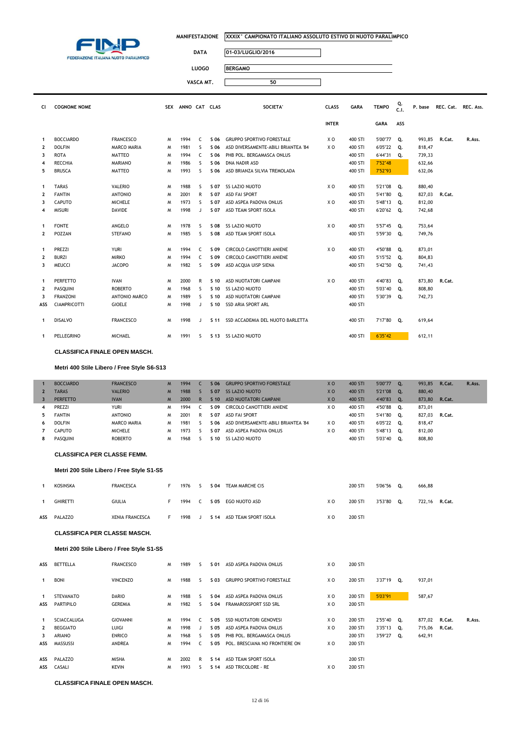FINP — FEDERAZIONE ITALIANA NUOTO PARALIMPICO

MANIFESTAZIONE: XXXIX° CAMPIONATO ITALIANO ASSOLUTO ESTIVO DI NUOTO PARALIMPICO

DATA: 01-03/LUGLIO/2016

LUOGO: BERGAMO

VASCA MT.: 50

| Cl | COGNOME | NOME | SEX | ANNO | CAT | CLAS | SOCIETA' | CLASS INTER | GARA | TEMPO GARA | Q. C.I. ASS | P. base | REC. Cat. | REC. Ass. |
|---|---|---|---|---|---|---|---|---|---|---|---|---|---|---|
| 1 | BOCCIARDO | FRANCESCO | M | 1994 | C | S 06 | GRUPPO SPORTIVO FORESTALE | X O | 400 STl | 5'00"77 | Q. | 993,85 | R.Cat. | R.Ass. |
| 2 | DOLFIN | MARCO MARIA | M | 1981 | S | S 06 | ASD DIVERSAMENTE-ABILI BRIANTEA '84 | X O | 400 STl | 6'05"22 | Q. | 818,47 | | |
| 3 | ROTA | MATTEO | M | 1994 | C | S 06 | PHB POL. BERGAMASCA ONLUS | | 400 STl | 6'44"31 | Q. | 739,33 | | |
| 4 | RECCHIA | MARIANO | M | 1986 | S | S 06 | DNA NADIR ASD | | 400 STl | 7'52"48 | | 632,66 | | |
| 5 | BRUSCA | MATTEO | M | 1993 | S | S 06 | ASD BRIANZA SILVIA TREMOLADA | | 400 STl | 7'52"93 | | 632,06 | | |
| 1 | TARAS | VALERIO | M | 1988 | S | S 07 | SS LAZIO NUOTO | X O | 400 STl | 5'21"08 | Q. | 880,40 | | |
| 2 | FANTIN | ANTONIO | M | 2001 | R | S 07 | ASD FAI SPORT | | 400 STl | 5'41"80 | Q. | 827,03 | R.Cat. | |
| 3 | CAPUTO | MICHELE | M | 1973 | S | S 07 | ASD ASPEA PADOVA ONLUS | X O | 400 STl | 5'48"13 | Q. | 812,00 | | |
| 4 | MISURI | DAVIDE | M | 1998 | J | S 07 | ASD TEAM SPORT ISOLA | | 400 STl | 6'20"62 | Q. | 742,68 | | |
| 1 | FONTE | ANGELO | M | 1978 | S | S 08 | SS LAZIO NUOTO | X O | 400 STl | 5'57"45 | Q. | 753,64 | | |
| 2 | POZZAN | STEFANO | M | 1985 | S | S 08 | ASD TEAM SPORT ISOLA | | 400 STl | 5'59"30 | Q. | 749,76 | | |
| 1 | PREZZI | YURI | M | 1994 | C | S 09 | CIRCOLO CANOTTIERI ANIENE | X O | 400 STl | 4'50"88 | Q. | 873,01 | | |
| 2 | BURZI | MIRKO | M | 1994 | C | S 09 | CIRCOLO CANOTTIERI ANIENE | | 400 STl | 5'15"52 | Q. | 804,83 | | |
| 3 | MEUCCI | JACOPO | M | 1982 | S | S 09 | ASD ACQUA UISP SIENA | | 400 STl | 5'42"50 | Q. | 741,43 | | |
| 1 | PERFETTO | IVAN | M | 2000 | R | S 10 | ASD NUOTATORI CAMPANI | X O | 400 STl | 4'40"83 | Q. | 873,80 | R.Cat. | |
| 2 | PASQUINI | ROBERTO | M | 1968 | S | S 10 | SS LAZIO NUOTO | | 400 STl | 5'03"40 | Q. | 808,80 | | |
| 3 | FRANZONI | ANTONIO MARCO | M | 1989 | S | S 10 | ASD NUOTATORI CAMPANI | | 400 STl | 5'30"39 | Q. | 742,73 | | |
| ASS | CIAMPRICOTTI | GIOELE | M | 1998 | J | S 10 | SSD ARIA SPORT ARL | | 400 STl | | | | | |
| 1 | DISALVO | FRANCESCO | M | 1998 | J | S 11 | SSD ACCADEMIA DEL NUOTO BARLETTA | | 400 STl | 7'17"80 | Q. | 619,64 | | |
| 1 | PELLEGRINO | MICHAEL | M | 1991 | S | S 13 | SS LAZIO NUOTO | | 400 STl | 6'35"42 | | 612,11 | | |

**CLASSIFICA FINALE OPEN MASCH.**

**Metri 400 Stile Libero / Free Style S6-S13**

| Cl | COGNOME | NOME | SEX | ANNO | CAT | CLAS | SOCIETA' | CLASS INTER | GARA | TEMPO GARA | Q. C.I. ASS | P. base | REC. Cat. | REC. Ass. |
|---|---|---|---|---|---|---|---|---|---|---|---|---|---|---|
| 1 | BOCCIARDO | FRANCESCO | M | 1994 | C | S 06 | GRUPPO SPORTIVO FORESTALE | X O | 400 STl | 5'00"77 | Q. | 993,85 | R.Cat. | R.Ass. |
| 2 | TARAS | VALERIO | M | 1988 | S | S 07 | SS LAZIO NUOTO | X O | 400 STl | 5'21"08 | Q. | 880,40 | | |
| 3 | PERFETTO | IVAN | M | 2000 | R | S 10 | ASD NUOTATORI CAMPANI | X O | 400 STl | 4'40"83 | Q. | 873,80 | R.Cat. | |
| 4 | PREZZI | YURI | M | 1994 | C | S 09 | CIRCOLO CANOTTIERI ANIENE | X O | 400 STl | 4'50"88 | Q. | 873,01 | | |
| 5 | FANTIN | ANTONIO | M | 2001 | R | S 07 | ASD FAI SPORT | | 400 STl | 5'41"80 | Q. | 827,03 | R.Cat. | |
| 6 | DOLFIN | MARCO MARIA | M | 1981 | S | S 06 | ASD DIVERSAMENTE-ABILI BRIANTEA '84 | X O | 400 STl | 6'05"22 | Q. | 818,47 | | |
| 7 | CAPUTO | MICHELE | M | 1973 | S | S 07 | ASD ASPEA PADOVA ONLUS | X O | 400 STl | 5'48"13 | Q. | 812,00 | | |
| 8 | PASQUINI | ROBERTO | M | 1968 | S | S 10 | SS LAZIO NUOTO | | 400 STl | 5'03"40 | Q. | 808,80 | | |

**CLASSIFICA PER CLASSE FEMM.**

**Metri 200 Stile Libero / Free Style S1-S5**

| Cl | COGNOME | NOME | SEX | ANNO | CAT | CLAS | SOCIETA' | CLASS INTER | GARA | TEMPO GARA | Q. C.I. ASS | P. base | REC. Cat. | REC. Ass. |
|---|---|---|---|---|---|---|---|---|---|---|---|---|---|---|
| 1 | KOSINSKA | FRANCESCA | F | 1976 | S | S 04 | TEAM MARCHE CIS | | 200 STl | 5'06"56 | Q. | 666,88 | | |
| 1 | GHIRETTI | GIULIA | F | 1994 | C | S 05 | EGO NUOTO ASD | X O | 200 STl | 3'53"80 | Q. | 722,16 | R.Cat. | |
| ASS | PALAZZO | XENIA FRANCESCA | F | 1998 | J | S 14 | ASD TEAM SPORT ISOLA | X O | 200 STl | | | | | |

**CLASSIFICA PER CLASSE MASCH.**

**Metri 200 Stile Libero / Free Style S1-S5**

| Cl | COGNOME | NOME | SEX | ANNO | CAT | CLAS | SOCIETA' | CLASS INTER | GARA | TEMPO GARA | Q. C.I. ASS | P. base | REC. Cat. | REC. Ass. |
|---|---|---|---|---|---|---|---|---|---|---|---|---|---|---|
| ASS | BETTELLA | FRANCESCO | M | 1989 | S | S 01 | ASD ASPEA PADOVA ONLUS | X O | 200 STl | | | | | |
| 1 | BONI | VINCENZO | M | 1988 | S | S 03 | GRUPPO SPORTIVO FORESTALE | X O | 200 STl | 3'37"19 | Q. | 937,01 | | |
| 1 | STEVANATO | DARIO | M | 1988 | S | S 04 | ASD ASPEA PADOVA ONLUS | X O | 200 STl | 5'03"91 | | 587,67 | | |
| ASS | PARTIPILO | GEREMIA | M | 1982 | S | S 04 | FRAMAROSSPORT SSD SRL | X O | 200 STl | | | | | |
| 1 | SCIACCALUGA | GIOVANNI | M | 1994 | C | S 05 | SSD NUOTATORI GENOVESI | X O | 200 STl | 2'55"40 | Q. | 877,02 | R.Cat. | R.Ass. |
| 2 | BEGGIATO | LUIGI | M | 1998 | J | S 05 | ASD ASPEA PADOVA ONLUS | X O | 200 STl | 3'35"13 | Q. | 715,06 | R.Cat. | |
| 3 | ARIANO | ENRICO | M | 1968 | S | S 05 | PHB POL. BERGAMASCA ONLUS | | 200 STl | 3'59"27 | Q. | 642,91 | | |
| ASS | MASSUSSI | ANDREA | M | 1994 | C | S 05 | POL. BRESCIANA NO FRONTIERE ON | X O | 200 STl | | | | | |
| ASS | PALAZZO | MISHA | M | 2002 | R | S 14 | ASD TEAM SPORT ISOLA | | 200 STl | | | | | |
| ASS | CASALI | KEVIN | M | 1993 | S | S 14 | ASD TRICOLORE - RE | X O | 200 STl | | | | | |

**CLASSIFICA FINALE OPEN MASCH.**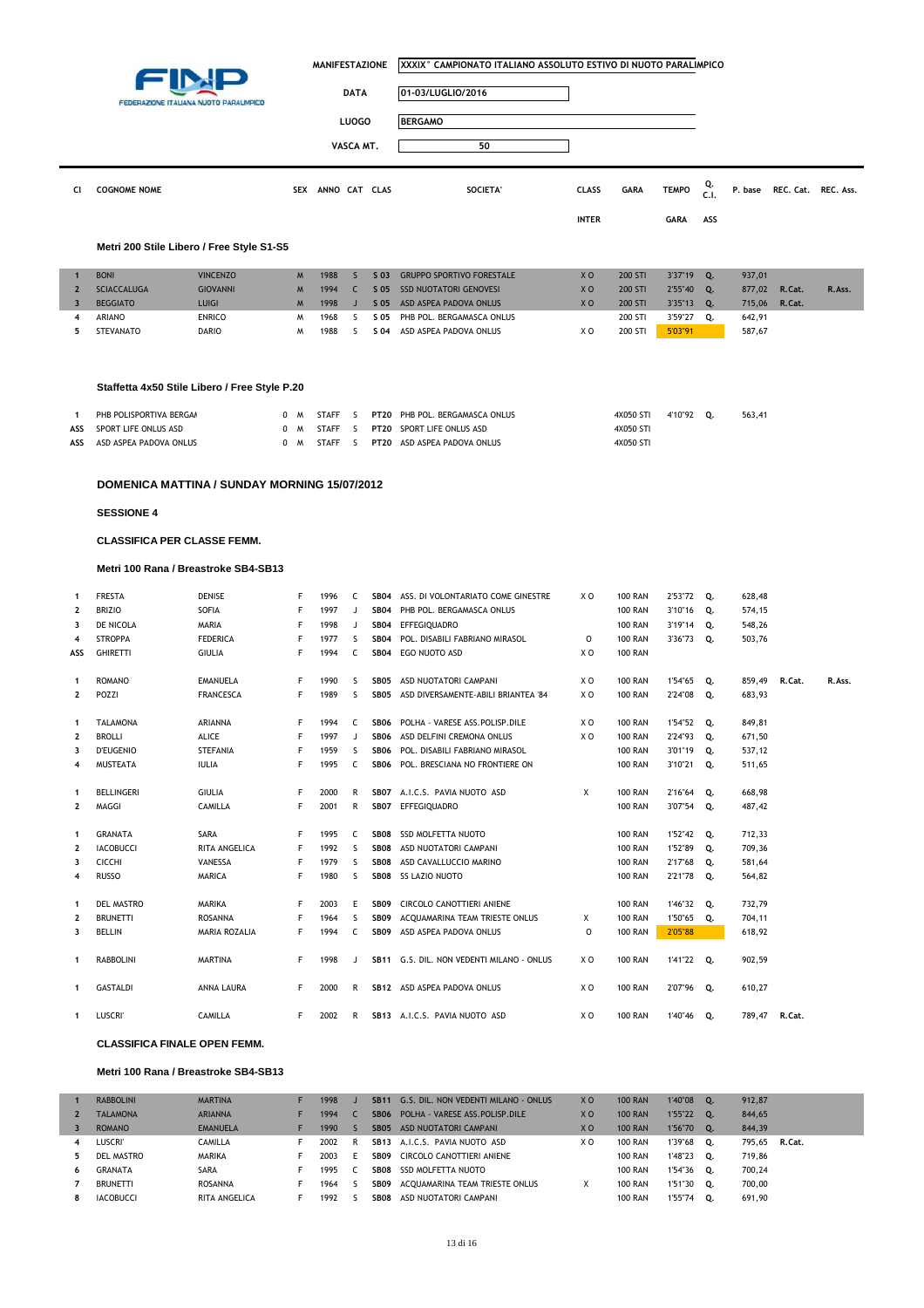FINP FEDERAZIONE ITALIANA NUOTO PARALIMPICO

| | |
|---|---|
| MANIFESTAZIONE | XXXIX° CAMPIONATO ITALIANO ASSOLUTO ESTIVO DI NUOTO PARALIMPICO |
| DATA | 01-03/LUGLIO/2016 |
| LUOGO | BERGAMO |
| VASCA MT. | 50 |

### Metri 200 Stile Libero / Free Style S1-S5

| Cl | COGNOME NOME | | SEX | ANNO | CAT | CLAS | SOCIETA' | CLASS INTER | GARA | TEMPO GARA | Q. C.I. ASS | P. base | REC. Cat. | REC. Ass. |
|---|---|---|---|---|---|---|---|---|---|---|---|---|---|---|
| 1 | BONI | VINCENZO | M | 1988 | S | S 03 | GRUPPO SPORTIVO FORESTALE | X O | 200 STI | 3'37"19 | Q. | 937,01 | | |
| 2 | SCIACCALUGA | GIOVANNI | M | 1994 | C | S 05 | SSD NUOTATORI GENOVESI | X O | 200 STI | 2'55"40 | Q. | 877,02 | R.Cat. | R.Ass. |
| 3 | BEGGIATO | LUIGI | M | 1998 | J | S 05 | ASD ASPEA PADOVA ONLUS | X O | 200 STI | 3'35"13 | Q. | 715,06 | R.Cat. | |
| 4 | ARIANO | ENRICO | M | 1968 | S | S 05 | PHB POL. BERGAMASCA ONLUS | | 200 STI | 3'59"27 | Q. | 642,91 | | |
| 5 | STEVANATO | DARIO | M | 1988 | S | S 04 | ASD ASPEA PADOVA ONLUS | X O | 200 STI | 5'03"91 | | 587,67 | | |

### Staffetta 4x50 Stile Libero / Free Style P.20

| Cl | COGNOME NOME | SEX | ANNO | CAT | CLAS | SOCIETA' | CLASS INTER | GARA | TEMPO GARA | Q. C.I. ASS | P. base |
|---|---|---|---|---|---|---|---|---|---|---|---|
| 1 | PHB POLISPORTIVA BERGAM | 0 M | STAFF | S | PT20 | PHB POL. BERGAMASCA ONLUS | | 4X050 STI | 4'10"92 | Q. | 563,41 |
| ASS | SPORT LIFE ONLUS ASD | 0 M | STAFF | S | PT20 | SPORT LIFE ONLUS ASD | | 4X050 STI | | | |
| ASS | ASD ASPEA PADOVA ONLUS | 0 M | STAFF | S | PT20 | ASD ASPEA PADOVA ONLUS | | 4X050 STI | | | |

## DOMENICA MATTINA / SUNDAY MORNING 15/07/2012

**SESSIONE 4**

**CLASSIFICA PER CLASSE FEMM.**

### Metri 100 Rana / Breastroke SB4-SB13

| Cl | COGNOME NOME | | SEX | ANNO | CAT | CLAS | SOCIETA' | CLASS INTER | GARA | TEMPO GARA | Q. C.I. ASS | P. base | REC. Cat. | REC. Ass. |
|---|---|---|---|---|---|---|---|---|---|---|---|---|---|---|
| 1 | FRESTA | DENISE | F | 1996 | C | SB04 | ASS. DI VOLONTARIATO COME GINESTRE | X O | 100 RAN | 2'53"72 | Q. | 628,48 | | |
| 2 | BRIZIO | SOFIA | F | 1997 | J | SB04 | PHB POL. BERGAMASCA ONLUS | | 100 RAN | 3'10"16 | Q. | 574,15 | | |
| 3 | DE NICOLA | MARIA | F | 1998 | J | SB04 | EFFEGIQUADRO | | 100 RAN | 3'19"14 | Q. | 548,26 | | |
| 4 | STROPPA | FEDERICA | F | 1977 | S | SB04 | POL. DISABILI FABRIANO MIRASOL | O | 100 RAN | 3'36"73 | Q. | 503,76 | | |
| ASS | GHIRETTI | GIULIA | F | 1994 | C | SB04 | EGO NUOTO ASD | X O | 100 RAN | | | | | |
| 1 | ROMANO | EMANUELA | F | 1990 | S | SB05 | ASD NUOTATORI CAMPANI | X O | 100 RAN | 1'54"65 | Q. | 859,49 | R.Cat. | R.Ass. |
| 2 | POZZI | FRANCESCA | F | 1989 | S | SB05 | ASD DIVERSAMENTE-ABILI BRIANTEA '84 | X O | 100 RAN | 2'24"08 | Q. | 683,93 | | |
| 1 | TALAMONA | ARIANNA | F | 1994 | C | SB06 | POLHA - VARESE ASS.POLISP.DILE | X O | 100 RAN | 1'54"52 | Q. | 849,81 | | |
| 2 | BROLLI | ALICE | F | 1997 | J | SB06 | ASD DELFINI CREMONA ONLUS | X O | 100 RAN | 2'24"93 | Q. | 671,50 | | |
| 3 | D'EUGENIO | STEFANIA | F | 1959 | S | SB06 | POL. DISABILI FABRIANO MIRASOL | | 100 RAN | 3'01"19 | Q. | 537,12 | | |
| 4 | MUSTEATA | IULIA | F | 1995 | C | SB06 | POL. BRESCIANA NO FRONTIERE ON | | 100 RAN | 3'10"21 | Q. | 511,65 | | |
| 1 | BELLINGERI | GIULIA | F | 2000 | R | SB07 | A.I.C.S. PAVIA NUOTO ASD | X | 100 RAN | 2'16"64 | Q. | 668,98 | | |
| 2 | MAGGI | CAMILLA | F | 2001 | R | SB07 | EFFEGIQUADRO | | 100 RAN | 3'07"54 | Q. | 487,42 | | |
| 1 | GRANATA | SARA | F | 1995 | C | SB08 | SSD MOLFETTA NUOTO | | 100 RAN | 1'52"42 | Q. | 712,33 | | |
| 2 | IACOBUCCI | RITA ANGELICA | F | 1992 | S | SB08 | ASD NUOTATORI CAMPANI | | 100 RAN | 1'52"89 | Q. | 709,36 | | |
| 3 | CICCHI | VANESSA | F | 1979 | S | SB08 | ASD CAVALLUCCIO MARINO | | 100 RAN | 2'17"68 | Q. | 581,64 | | |
| 4 | RUSSO | MARICA | F | 1980 | S | SB08 | SS LAZIO NUOTO | | 100 RAN | 2'21"78 | Q. | 564,82 | | |
| 1 | DEL MASTRO | MARIKA | F | 2003 | E | SB09 | CIRCOLO CANOTTIERI ANIENE | | 100 RAN | 1'46"32 | Q. | 732,79 | | |
| 2 | BRUNETTI | ROSANNA | F | 1964 | S | SB09 | ACQUAMARINA TEAM TRIESTE ONLUS | X | 100 RAN | 1'50"65 | Q. | 704,11 | | |
| 3 | BELLIN | MARIA ROZALIA | F | 1994 | C | SB09 | ASD ASPEA PADOVA ONLUS | O | 100 RAN | 2'05"88 | | 618,92 | | |
| 1 | RABBOLINI | MARTINA | F | 1998 | J | SB11 | G.S. DIL. NON VEDENTI MILANO - ONLUS | X O | 100 RAN | 1'41"22 | Q. | 902,59 | | |
| 1 | GASTALDI | ANNA LAURA | F | 2000 | R | SB12 | ASD ASPEA PADOVA ONLUS | X O | 100 RAN | 2'07"96 | Q. | 610,27 | | |
| 1 | LUSCRI' | CAMILLA | F | 2002 | R | SB13 | A.I.C.S. PAVIA NUOTO ASD | X O | 100 RAN | 1'40"46 | Q. | 789,47 | R.Cat. | |

**CLASSIFICA FINALE OPEN FEMM.**

### Metri 100 Rana / Breastroke SB4-SB13

| Cl | COGNOME NOME | | SEX | ANNO | CAT | CLAS | SOCIETA' | CLASS INTER | GARA | TEMPO GARA | Q. C.I. ASS | P. base | REC. Cat. | REC. Ass. |
|---|---|---|---|---|---|---|---|---|---|---|---|---|---|---|
| 1 | RABBOLINI | MARTINA | F | 1998 | J | SB11 | G.S. DIL. NON VEDENTI MILANO - ONLUS | X O | 100 RAN | 1'40"08 | Q. | 912,87 | | |
| 2 | TALAMONA | ARIANNA | F | 1994 | C | SB06 | POLHA - VARESE ASS.POLISP.DILE | X O | 100 RAN | 1'55"22 | Q. | 844,65 | | |
| 3 | ROMANO | EMANUELA | F | 1990 | S | SB05 | ASD NUOTATORI CAMPANI | X O | 100 RAN | 1'56"70 | Q. | 844,39 | | |
| 4 | LUSCRI' | CAMILLA | F | 2002 | R | SB13 | A.I.C.S. PAVIA NUOTO ASD | X O | 100 RAN | 1'39"68 | Q. | 795,65 | R.Cat. | |
| 5 | DEL MASTRO | MARIKA | F | 2003 | E | SB09 | CIRCOLO CANOTTIERI ANIENE | | 100 RAN | 1'48"23 | Q. | 719,86 | | |
| 6 | GRANATA | SARA | F | 1995 | C | SB08 | SSD MOLFETTA NUOTO | | 100 RAN | 1'54"36 | Q. | 700,24 | | |
| 7 | BRUNETTI | ROSANNA | F | 1964 | S | SB09 | ACQUAMARINA TEAM TRIESTE ONLUS | X | 100 RAN | 1'51"30 | Q. | 700,00 | | |
| 8 | IACOBUCCI | RITA ANGELICA | F | 1992 | S | SB08 | ASD NUOTATORI CAMPANI | | 100 RAN | 1'55"74 | Q. | 691,90 | | |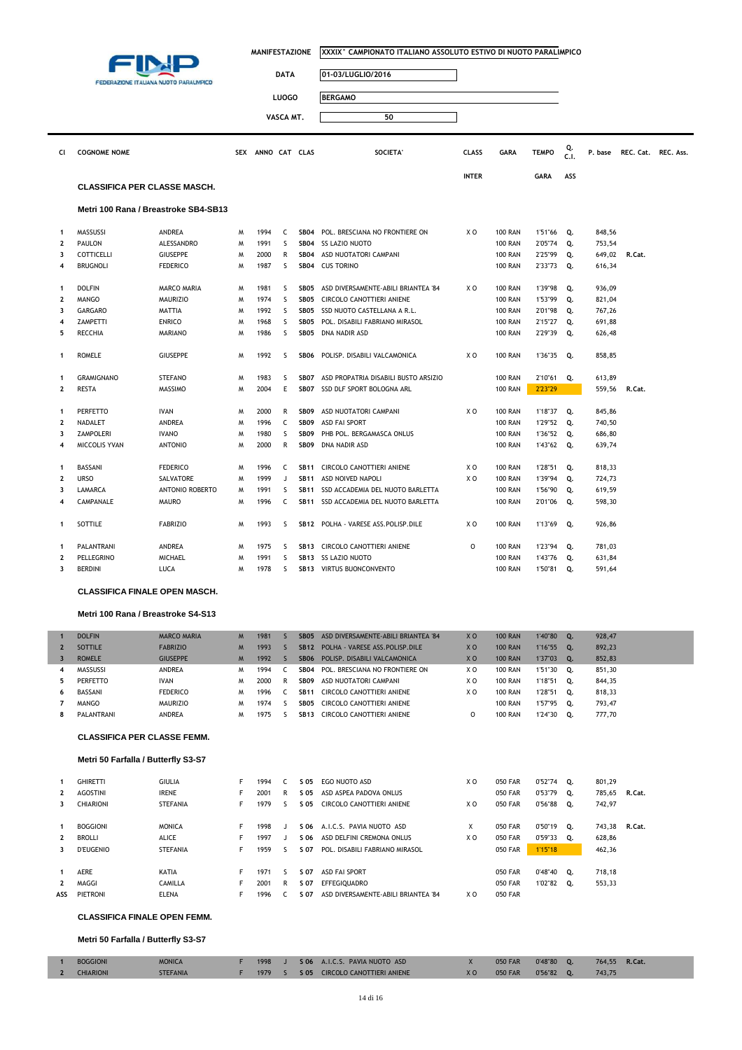FINP FEDERAZIONE ITALIANA NUOTO PARALIMPICO

| MANIFESTAZIONE | XXXIX° CAMPIONATO ITALIANO ASSOLUTO ESTIVO DI NUOTO PARALIMPICO |
|---|---|
| DATA | 01-03/LUGLIO/2016 |
| LUOGO | BERGAMO |
| VASCA MT. | 50 |

## CLASSIFICA PER CLASSE MASCH.

### Metri 100 Rana / Breastroke SB4-SB13

| Cl | COGNOME | NOME | SEX | ANNO | CAT | CLAS | SOCIETA' | CLASS INTER | GARA | TEMPO GARA | Q. C.I. ASS | P. base | REC. Cat. | REC. Ass. |
|---|---|---|---|---|---|---|---|---|---|---|---|---|---|---|
| 1 | MASSUSSI | ANDREA | M | 1994 | C | SB04 | POL. BRESCIANA NO FRONTIERE ON | X O | 100 RAN | 1'51"66 | Q. | 848,56 | | |
| 2 | PAULON | ALESSANDRO | M | 1991 | S | SB04 | SS LAZIO NUOTO | | 100 RAN | 2'05"74 | Q. | 753,54 | | |
| 3 | COTTICELLI | GIUSEPPE | M | 2000 | R | SB04 | ASD NUOTATORI CAMPANI | | 100 RAN | 2'25"99 | Q. | 649,02 | R.Cat. | |
| 4 | BRUGNOLI | FEDERICO | M | 1987 | S | SB04 | CUS TORINO | | 100 RAN | 2'33"73 | Q. | 616,34 | | |
| 1 | DOLFIN | MARCO MARIA | M | 1981 | S | SB05 | ASD DIVERSAMENTE-ABILI BRIANTEA '84 | X O | 100 RAN | 1'39"98 | Q. | 936,09 | | |
| 2 | MANGO | MAURIZIO | M | 1974 | S | SB05 | CIRCOLO CANOTTIERI ANIENE | | 100 RAN | 1'53"99 | Q. | 821,04 | | |
| 3 | GARGARO | MATTIA | M | 1992 | S | SB05 | SSD NUOTO CASTELLANA A R.L. | | 100 RAN | 2'01"98 | Q. | 767,26 | | |
| 4 | ZAMPETTI | ENRICO | M | 1968 | S | SB05 | POL. DISABILI FABRIANO MIRASOL | | 100 RAN | 2'15"27 | Q. | 691,88 | | |
| 5 | RECCHIA | MARIANO | M | 1986 | S | SB05 | DNA NADIR ASD | | 100 RAN | 2'29"39 | Q. | 626,48 | | |
| 1 | ROMELE | GIUSEPPE | M | 1992 | S | SB06 | POLISP. DISABILI VALCAMONICA | X O | 100 RAN | 1'36"35 | Q. | 858,85 | | |
| 1 | GRAMIGNANO | STEFANO | M | 1983 | S | SB07 | ASD PROPATRIA DISABILI BUSTO ARSIZIO | | 100 RAN | 2'10"61 | Q. | 613,89 | | |
| 2 | RESTA | MASSIMO | M | 2004 | E | SB07 | SSD DLF SPORT BOLOGNA ARL | | 100 RAN | 2'23"29 | | 559,56 | R.Cat. | |
| 1 | PERFETTO | IVAN | M | 2000 | R | SB09 | ASD NUOTATORI CAMPANI | X O | 100 RAN | 1'18"37 | Q. | 845,86 | | |
| 2 | NADALET | ANDREA | M | 1996 | C | SB09 | ASD FAI SPORT | | 100 RAN | 1'29"52 | Q. | 740,50 | | |
| 3 | ZAMPOLERI | IVANO | M | 1980 | S | SB09 | PHB POL. BERGAMASCA ONLUS | | 100 RAN | 1'36"52 | Q. | 686,80 | | |
| 4 | MICCOLIS YVAN | ANTONIO | M | 2000 | R | SB09 | DNA NADIR ASD | | 100 RAN | 1'43"62 | Q. | 639,74 | | |
| 1 | BASSANI | FEDERICO | M | 1996 | C | SB11 | CIRCOLO CANOTTIERI ANIENE | X O | 100 RAN | 1'28"51 | Q. | 818,33 | | |
| 2 | URSO | SALVATORE | M | 1999 | J | SB11 | ASD NOIVED NAPOLI | X O | 100 RAN | 1'39"94 | Q. | 724,73 | | |
| 3 | LAMARCA | ANTONIO ROBERTO | M | 1991 | S | SB11 | SSD ACCADEMIA DEL NUOTO BARLETTA | | 100 RAN | 1'56"90 | Q. | 619,59 | | |
| 4 | CAMPANALE | MAURO | M | 1996 | C | SB11 | SSD ACCADEMIA DEL NUOTO BARLETTA | | 100 RAN | 2'01"06 | Q. | 598,30 | | |
| 1 | SOTTILE | FABRIZIO | M | 1993 | S | SB12 | POLHA - VARESE ASS.POLISP.DILE | X O | 100 RAN | 1'13"69 | Q. | 926,86 | | |
| 1 | PALANTRANI | ANDREA | M | 1975 | S | SB13 | CIRCOLO CANOTTIERI ANIENE | O | 100 RAN | 1'23"94 | Q. | 781,03 | | |
| 2 | PELLEGRINO | MICHAEL | M | 1991 | S | SB13 | SS LAZIO NUOTO | | 100 RAN | 1'43"76 | Q. | 631,84 | | |
| 3 | BERDINI | LUCA | M | 1978 | S | SB13 | VIRTUS BUONCONVENTO | | 100 RAN | 1'50"81 | Q. | 591,64 | | |

## CLASSIFICA FINALE OPEN MASCH.

### Metri 100 Rana / Breastroke S4-S13

| Cl | COGNOME | NOME | SEX | ANNO | CAT | CLAS | SOCIETA' | CLASS INTER | GARA | TEMPO GARA | Q. C.I. ASS | P. base | REC. Cat. | REC. Ass. |
|---|---|---|---|---|---|---|---|---|---|---|---|---|---|---|
| 1 | DOLFIN | MARCO MARIA | M | 1981 | S | SB05 | ASD DIVERSAMENTE-ABILI BRIANTEA '84 | X O | 100 RAN | 1'40"80 | Q. | 928,47 | | |
| 2 | SOTTILE | FABRIZIO | M | 1993 | S | SB12 | POLHA - VARESE ASS.POLISP.DILE | X O | 100 RAN | 1'16"55 | Q. | 892,23 | | |
| 3 | ROMELE | GIUSEPPE | M | 1992 | S | SB06 | POLISP. DISABILI VALCAMONICA | X O | 100 RAN | 1'37"03 | Q. | 852,83 | | |
| 4 | MASSUSSI | ANDREA | M | 1994 | C | SB04 | POL. BRESCIANA NO FRONTIERE ON | X O | 100 RAN | 1'51"30 | Q. | 851,30 | | |
| 5 | PERFETTO | IVAN | M | 2000 | R | SB09 | ASD NUOTATORI CAMPANI | X O | 100 RAN | 1'18"51 | Q. | 844,35 | | |
| 6 | BASSANI | FEDERICO | M | 1996 | C | SB11 | CIRCOLO CANOTTIERI ANIENE | X O | 100 RAN | 1'28"51 | Q. | 818,33 | | |
| 7 | MANGO | MAURIZIO | M | 1974 | S | SB05 | CIRCOLO CANOTTIERI ANIENE | | 100 RAN | 1'57"95 | Q. | 793,47 | | |
| 8 | PALANTRANI | ANDREA | M | 1975 | S | SB13 | CIRCOLO CANOTTIERI ANIENE | O | 100 RAN | 1'24"30 | Q. | 777,70 | | |

## CLASSIFICA PER CLASSE FEMM.

### Metri 50 Farfalla / Butterfly S3-S7

| Cl | COGNOME | NOME | SEX | ANNO | CAT | CLAS | SOCIETA' | CLASS INTER | GARA | TEMPO GARA | Q. C.I. ASS | P. base | REC. Cat. | REC. Ass. |
|---|---|---|---|---|---|---|---|---|---|---|---|---|---|---|
| 1 | GHIRETTI | GIULIA | F | 1994 | C | S 05 | EGO NUOTO ASD | X O | 050 FAR | 0'52"74 | Q. | 801,29 | | |
| 2 | AGOSTINI | IRENE | F | 2001 | R | S 05 | ASD ASPEA PADOVA ONLUS | | 050 FAR | 0'53"79 | Q. | 785,65 | R.Cat. | |
| 3 | CHIARIONI | STEFANIA | F | 1979 | S | S 05 | CIRCOLO CANOTTIERI ANIENE | X O | 050 FAR | 0'56"88 | Q. | 742,97 | | |
| 1 | BOGGIONI | MONICA | F | 1998 | J | S 06 | A.I.C.S. PAVIA NUOTO ASD | X | 050 FAR | 0'50"19 | Q. | 743,38 | R.Cat. | |
| 2 | BROLLI | ALICE | F | 1997 | J | S 06 | ASD DELFINI CREMONA ONLUS | X O | 050 FAR | 0'59"33 | Q. | 628,86 | | |
| 3 | D'EUGENIO | STEFANIA | F | 1959 | S | S 07 | POL. DISABILI FABRIANO MIRASOL | | 050 FAR | 1'15"18 | | 462,36 | | |
| 1 | AERE | KATIA | F | 1971 | S | S 07 | ASD FAI SPORT | | 050 FAR | 0'48"40 | Q. | 718,18 | | |
| 2 | MAGGI | CAMILLA | F | 2001 | R | S 07 | EFFEGIQUADRO | | 050 FAR | 1'02"82 | Q. | 553,33 | | |
| ASS | PIETRONI | ELENA | F | 1996 | C | S 07 | ASD DIVERSAMENTE-ABILI BRIANTEA '84 | X O | 050 FAR | | | | | |

## CLASSIFICA FINALE OPEN FEMM.

### Metri 50 Farfalla / Butterfly S3-S7

| Cl | COGNOME | NOME | SEX | ANNO | CAT | CLAS | SOCIETA' | CLASS INTER | GARA | TEMPO GARA | Q. C.I. ASS | P. base | REC. Cat. | REC. Ass. |
|---|---|---|---|---|---|---|---|---|---|---|---|---|---|---|
| 1 | BOGGIONI | MONICA | F | 1998 | J | S 06 | A.I.C.S. PAVIA NUOTO ASD | X | 050 FAR | 0'48"80 | Q. | 764,55 | R.Cat. | |
| 2 | CHIARIONI | STEFANIA | F | 1979 | S | S 05 | CIRCOLO CANOTTIERI ANIENE | X O | 050 FAR | 0'56"82 | Q. | 743,75 | | |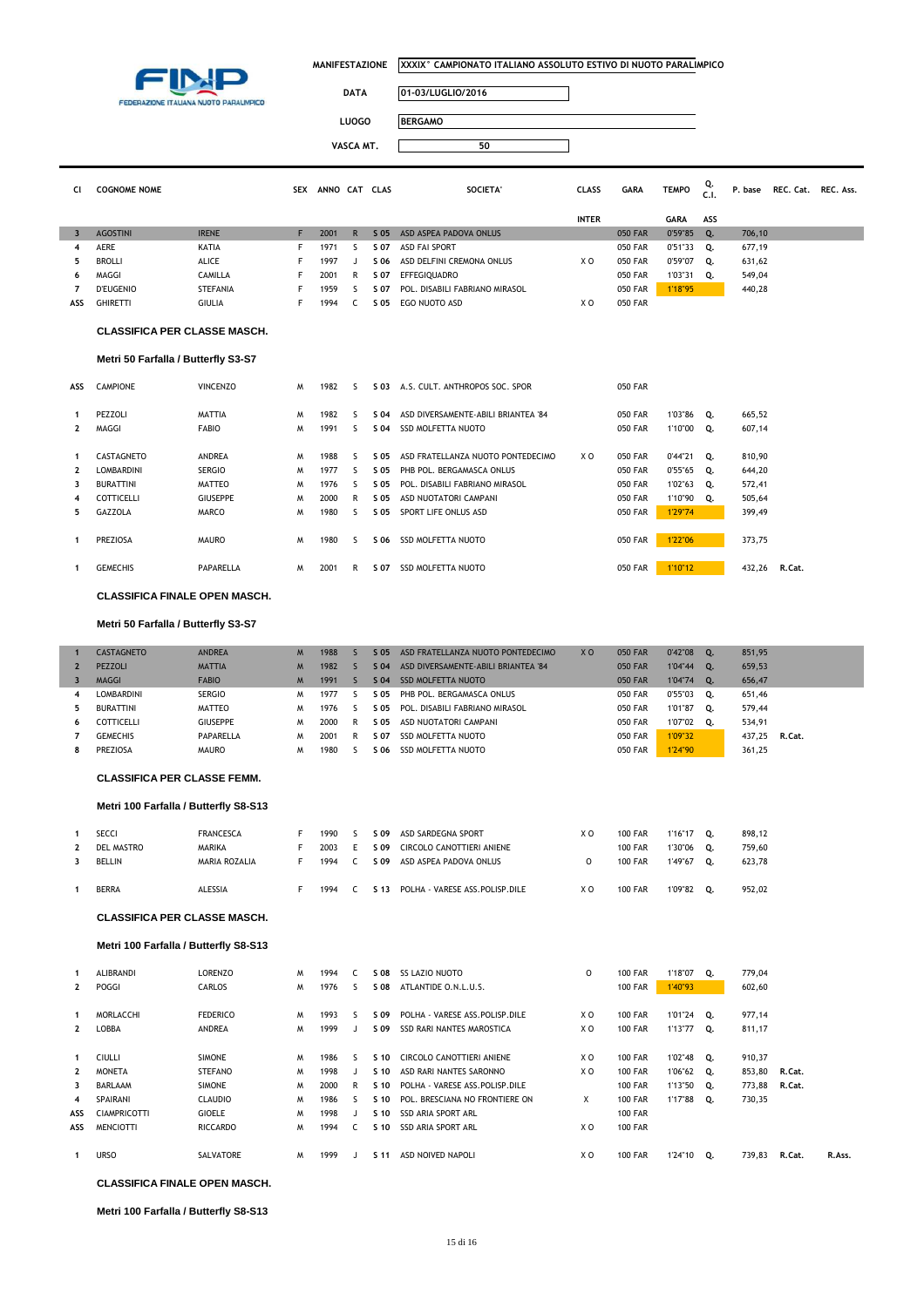FINP FEDERAZIONE ITALIANA NUOTO PARALIMPICO

**MANIFESTAZIONE** XXXIX° CAMPIONATO ITALIANO ASSOLUTO ESTIVO DI NUOTO PARALIMPICO

**DATA** 01-03/LUGLIO/2016

**LUOGO** BERGAMO

**VASCA MT.** 50

| Cl | COGNOME NOME | | SEX | ANNO | CAT | CLAS | SOCIETA' | CLASS INTER | GARA | TEMPO GARA | Q. C.I. ASS | P. base | REC. Cat. | REC. Ass. |
|---|---|---|---|---|---|---|---|---|---|---|---|---|---|---|
| 3 | AGOSTINI | IRENE | F | 2001 | R | S 05 | ASD ASPEA PADOVA ONLUS | | 050 FAR | 0'59"85 | Q. | 706,10 | | |
| 4 | AERE | KATIA | F | 1971 | S | S 07 | ASD FAI SPORT | | 050 FAR | 0'51"33 | Q. | 677,19 | | |
| 5 | BROLLI | ALICE | F | 1997 | J | S 06 | ASD DELFINI CREMONA ONLUS | X O | 050 FAR | 0'59"07 | Q. | 631,62 | | |
| 6 | MAGGI | CAMILLA | F | 2001 | R | S 07 | EFFEGIQUADRO | | 050 FAR | 1'03"31 | Q. | 549,04 | | |
| 7 | D'EUGENIO | STEFANIA | F | 1959 | S | S 07 | POL. DISABILI FABRIANO MIRASOL | | 050 FAR | 1'18"95 | | 440,28 | | |
| ASS | GHIRETTI | GIULIA | F | 1994 | C | S 05 | EGO NUOTO ASD | X O | 050 FAR | | | | | |

**CLASSIFICA PER CLASSE MASCH.**

**Metri 50 Farfalla / Butterfly S3-S7**

| Cl | COGNOME | NOME | SEX | ANNO | CAT | CLAS | SOCIETA' | CLASS INTER | GARA | TEMPO GARA | Q. | P. base | REC. Cat. | REC. Ass. |
|---|---|---|---|---|---|---|---|---|---|---|---|---|---|---|
| ASS | CAMPIONE | VINCENZO | M | 1982 | S | S 03 | A.S. CULT. ANTHROPOS SOC. SPOR | | 050 FAR | | | | | |
| 1 | PEZZOLI | MATTIA | M | 1982 | S | S 04 | ASD DIVERSAMENTE-ABILI BRIANTEA '84 | | 050 FAR | 1'03"86 | Q. | 665,52 | | |
| 2 | MAGGI | FABIO | M | 1991 | S | S 04 | SSD MOLFETTA NUOTO | | 050 FAR | 1'10"00 | Q. | 607,14 | | |
| 1 | CASTAGNETO | ANDREA | M | 1988 | S | S 05 | ASD FRATELLANZA NUOTO PONTEDECIMO | X O | 050 FAR | 0'44"21 | Q. | 810,90 | | |
| 2 | LOMBARDINI | SERGIO | M | 1977 | S | S 05 | PHB POL. BERGAMASCA ONLUS | | 050 FAR | 0'55"65 | Q. | 644,20 | | |
| 3 | BURATTINI | MATTEO | M | 1976 | S | S 05 | POL. DISABILI FABRIANO MIRASOL | | 050 FAR | 1'02"63 | Q. | 572,41 | | |
| 4 | COTTICELLI | GIUSEPPE | M | 2000 | R | S 05 | ASD NUOTATORI CAMPANI | | 050 FAR | 1'10"90 | Q. | 505,64 | | |
| 5 | GAZZOLA | MARCO | M | 1980 | S | S 05 | SPORT LIFE ONLUS ASD | | 050 FAR | 1'29"74 | | 399,49 | | |
| 1 | PREZIOSA | MAURO | M | 1980 | S | S 06 | SSD MOLFETTA NUOTO | | 050 FAR | 1'22"06 | | 373,75 | | |
| 1 | GEMECHIS | PAPARELLA | M | 2001 | R | S 07 | SSD MOLFETTA NUOTO | | 050 FAR | 1'10"12 | | 432,26 | R.Cat. | |

**CLASSIFICA FINALE OPEN MASCH.**

**Metri 50 Farfalla / Butterfly S3-S7**

| Cl | COGNOME | NOME | SEX | ANNO | CAT | CLAS | SOCIETA' | CLASS INTER | GARA | TEMPO GARA | Q. | P. base | REC. Cat. | REC. Ass. |
|---|---|---|---|---|---|---|---|---|---|---|---|---|---|---|
| 1 | CASTAGNETO | ANDREA | M | 1988 | S | S 05 | ASD FRATELLANZA NUOTO PONTEDECIMO | X O | 050 FAR | 0'42"08 | Q. | 851,95 | | |
| 2 | PEZZOLI | MATTIA | M | 1982 | S | S 04 | ASD DIVERSAMENTE-ABILI BRIANTEA '84 | | 050 FAR | 1'04"44 | Q. | 659,53 | | |
| 3 | MAGGI | FABIO | M | 1991 | S | S 04 | SSD MOLFETTA NUOTO | | 050 FAR | 1'04"74 | Q. | 656,47 | | |
| 4 | LOMBARDINI | SERGIO | M | 1977 | S | S 05 | PHB POL. BERGAMASCA ONLUS | | 050 FAR | 0'55"03 | Q. | 651,46 | | |
| 5 | BURATTINI | MATTEO | M | 1976 | S | S 05 | POL. DISABILI FABRIANO MIRASOL | | 050 FAR | 1'01"87 | Q. | 579,44 | | |
| 6 | COTTICELLI | GIUSEPPE | M | 2000 | R | S 05 | ASD NUOTATORI CAMPANI | | 050 FAR | 1'07"02 | Q. | 534,91 | | |
| 7 | GEMECHIS | PAPARELLA | M | 2001 | R | S 07 | SSD MOLFETTA NUOTO | | 050 FAR | 1'09"32 | | 437,25 | R.Cat. | |
| 8 | PREZIOSA | MAURO | M | 1980 | S | S 06 | SSD MOLFETTA NUOTO | | 050 FAR | 1'24"90 | | 361,25 | | |

**CLASSIFICA PER CLASSE FEMM.**

**Metri 100 Farfalla / Butterfly S8-S13**

| Cl | COGNOME | NOME | SEX | ANNO | CAT | CLAS | SOCIETA' | CLASS INTER | GARA | TEMPO GARA | Q. | P. base | REC. Cat. | REC. Ass. |
|---|---|---|---|---|---|---|---|---|---|---|---|---|---|---|
| 1 | SECCI | FRANCESCA | F | 1990 | S | S 09 | ASD SARDEGNA SPORT | X O | 100 FAR | 1'16"17 | Q. | 898,12 | | |
| 2 | DEL MASTRO | MARIKA | F | 2003 | E | S 09 | CIRCOLO CANOTTIERI ANIENE | | 100 FAR | 1'30"06 | Q. | 759,60 | | |
| 3 | BELLIN | MARIA ROZALIA | F | 1994 | C | S 09 | ASD ASPEA PADOVA ONLUS | O | 100 FAR | 1'49"67 | Q. | 623,78 | | |
| 1 | BERRA | ALESSIA | F | 1994 | C | S 13 | POLHA - VARESE ASS.POLISP.DILE | X O | 100 FAR | 1'09"82 | Q. | 952,02 | | |

**CLASSIFICA PER CLASSE MASCH.**

**Metri 100 Farfalla / Butterfly S8-S13**

| Cl | COGNOME | NOME | SEX | ANNO | CAT | CLAS | SOCIETA' | CLASS INTER | GARA | TEMPO GARA | Q. | P. base | REC. Cat. | REC. Ass. |
|---|---|---|---|---|---|---|---|---|---|---|---|---|---|---|
| 1 | ALIBRANDI | LORENZO | M | 1994 | C | S 08 | SS LAZIO NUOTO | O | 100 FAR | 1'18"07 | Q. | 779,04 | | |
| 2 | POGGI | CARLOS | M | 1976 | S | S 08 | ATLANTIDE O.N.L.U.S. | | 100 FAR | 1'40"93 | | 602,60 | | |
| 1 | MORLACCHI | FEDERICO | M | 1993 | S | S 09 | POLHA - VARESE ASS.POLISP.DILE | X O | 100 FAR | 1'01"24 | Q. | 977,14 | | |
| 2 | LOBBA | ANDREA | M | 1999 | J | S 09 | SSD RARI NANTES MAROSTICA | X O | 100 FAR | 1'13"77 | Q. | 811,17 | | |
| 1 | CIULLI | SIMONE | M | 1986 | S | S 10 | CIRCOLO CANOTTIERI ANIENE | X O | 100 FAR | 1'02"48 | Q. | 910,37 | | |
| 2 | MONETA | STEFANO | M | 1998 | J | S 10 | ASD RARI NANTES SARONNO | X O | 100 FAR | 1'06"62 | Q. | 853,80 | R.Cat. | |
| 3 | BARLAAM | SIMONE | M | 2000 | R | S 10 | POLHA - VARESE ASS.POLISP.DILE | | 100 FAR | 1'13"50 | Q. | 773,88 | R.Cat. | |
| 4 | SPAIRANI | CLAUDIO | M | 1986 | S | S 10 | POL. BRESCIANA NO FRONTIERE ON | X | 100 FAR | 1'17"88 | Q. | 730,35 | | |
| ASS | CIAMPRICOTTI | GIOELE | M | 1998 | J | S 10 | SSD ARIA SPORT ARL | | 100 FAR | | | | | |
| ASS | MENCIOTTI | RICCARDO | M | 1994 | C | S 10 | SSD ARIA SPORT ARL | X O | 100 FAR | | | | | |
| 1 | URSO | SALVATORE | M | 1999 | J | S 11 | ASD NOIVED NAPOLI | X O | 100 FAR | 1'24"10 | Q. | 739,83 | R.Cat. | R.Ass. |

**CLASSIFICA FINALE OPEN MASCH.**

**Metri 100 Farfalla / Butterfly S8-S13**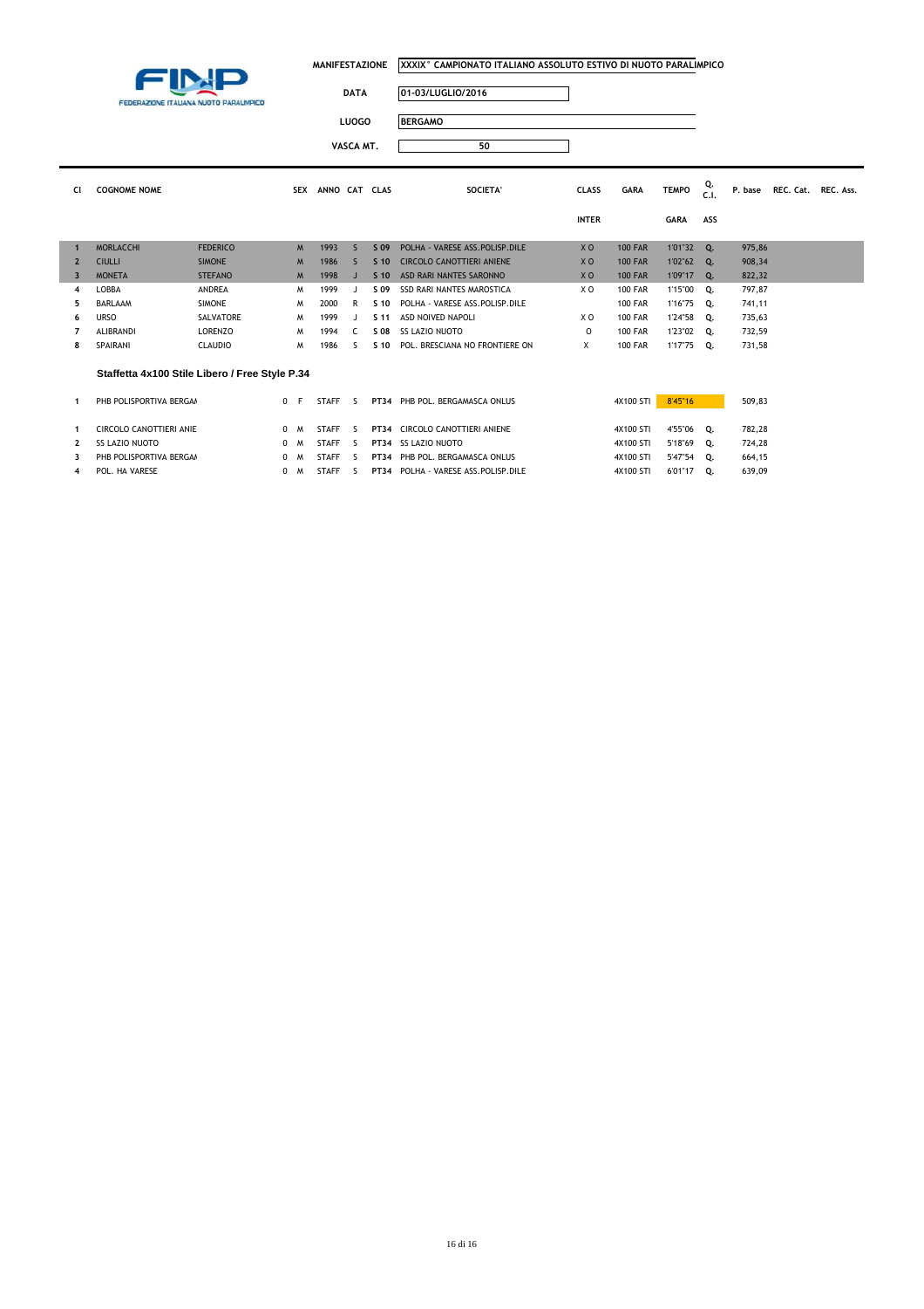FINP FEDERAZIONE ITALIANA NUOTO PARALIMPICO

| | |
|---|---|
| **MANIFESTAZIONE** | XXXIX° CAMPIONATO ITALIANO ASSOLUTO ESTIVO DI NUOTO PARALIMPICO |
| **DATA** | 01-03/LUGLIO/2016 |
| **LUOGO** | BERGAMO |
| **VASCA MT.** | 50 |

| Cl | COGNOME NOME | | SEX | ANNO | CAT | CLAS | SOCIETA' | CLASS INTER | GARA | TEMPO GARA | Q. C.I. ASS | P. base | REC. Cat. | REC. Ass. |
|---|---|---|---|---|---|---|---|---|---|---|---|---|---|---|
| 1 | MORLACCHI | FEDERICO | M | 1993 | S | S 09 | POLHA - VARESE ASS.POLISP.DILE | X O | 100 FAR | 1'01"32 | Q. | 975,86 | | |
| 2 | CIULLI | SIMONE | M | 1986 | S | S 10 | CIRCOLO CANOTTIERI ANIENE | X O | 100 FAR | 1'02"62 | Q. | 908,34 | | |
| 3 | MONETA | STEFANO | M | 1998 | J | S 10 | ASD RARI NANTES SARONNO | X O | 100 FAR | 1'09"17 | Q. | 822,32 | | |
| 4 | LOBBA | ANDREA | M | 1999 | J | S 09 | SSD RARI NANTES MAROSTICA | X O | 100 FAR | 1'15"00 | Q. | 797,87 | | |
| 5 | BARLAAM | SIMONE | M | 2000 | R | S 10 | POLHA - VARESE ASS.POLISP.DILE | | 100 FAR | 1'16"75 | Q. | 741,11 | | |
| 6 | URSO | SALVATORE | M | 1999 | J | S 11 | ASD NOIVED NAPOLI | X O | 100 FAR | 1'24"58 | Q. | 735,63 | | |
| 7 | ALIBRANDI | LORENZO | M | 1994 | C | S 08 | SS LAZIO NUOTO | O | 100 FAR | 1'23"02 | Q. | 732,59 | | |
| 8 | SPAIRANI | CLAUDIO | M | 1986 | S | S 10 | POL. BRESCIANA NO FRONTIERE ON | X | 100 FAR | 1'17"75 | Q. | 731,58 | | |

**Staffetta 4x100 Stile Libero / Free Style P.34**

| Cl | COGNOME NOME | | SEX | ANNO | CAT | CLAS | SOCIETA' | CLASS INTER | GARA | TEMPO GARA | Q. C.I. ASS | P. base | REC. Cat. | REC. Ass. |
|---|---|---|---|---|---|---|---|---|---|---|---|---|---|---|
| 1 | PHB POLISPORTIVA BERGAM | | 0 F | STAFF | S | PT34 | PHB POL. BERGAMASCA ONLUS | | 4X100 STI | 8'45"16 | | 509,83 | | |
| 1 | CIRCOLO CANOTTIERI ANIE | | 0 M | STAFF | S | PT34 | CIRCOLO CANOTTIERI ANIENE | | 4X100 STI | 4'55"06 | Q. | 782,28 | | |
| 2 | SS LAZIO NUOTO | | 0 M | STAFF | S | PT34 | SS LAZIO NUOTO | | 4X100 STI | 5'18"69 | Q. | 724,28 | | |
| 3 | PHB POLISPORTIVA BERGAM | | 0 M | STAFF | S | PT34 | PHB POL. BERGAMASCA ONLUS | | 4X100 STI | 5'47"54 | Q. | 664,15 | | |
| 4 | POL. HA VARESE | | 0 M | STAFF | S | PT34 | POLHA - VARESE ASS.POLISP.DILE | | 4X100 STI | 6'01"17 | Q. | 639,09 | | |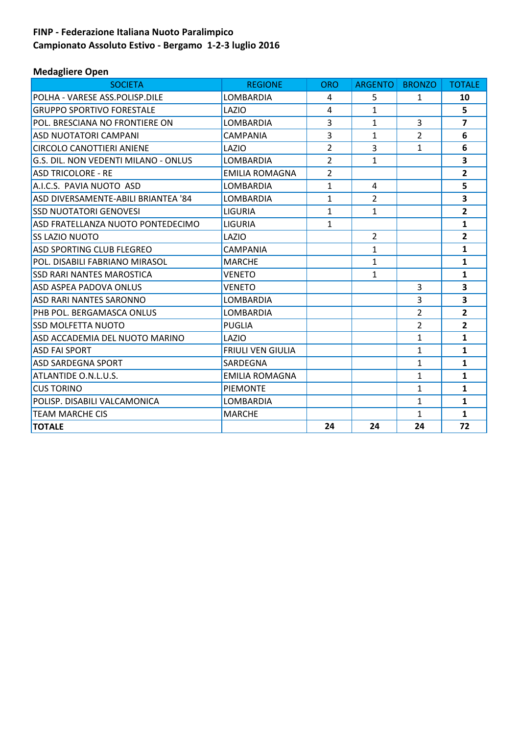**FINP - Federazione Italiana Nuoto Paralimpico**
**Campionato Assoluto Estivo - Bergamo 1-2-3 luglio 2016**

**Medagliere Open**

| SOCIETA | REGIONE | ORO | ARGENTO | BRONZO | TOTALE |
|---|---|---|---|---|---|
| POLHA - VARESE ASS.POLISP.DILE | LOMBARDIA | 4 | 5 | 1 | **10** |
| GRUPPO SPORTIVO FORESTALE | LAZIO | 4 | 1 | | **5** |
| POL. BRESCIANA NO FRONTIERE ON | LOMBARDIA | 3 | 1 | 3 | **7** |
| ASD NUOTATORI CAMPANI | CAMPANIA | 3 | 1 | 2 | **6** |
| CIRCOLO CANOTTIERI ANIENE | LAZIO | 2 | 3 | 1 | **6** |
| G.S. DIL. NON VEDENTI MILANO - ONLUS | LOMBARDIA | 2 | 1 | | **3** |
| ASD TRICOLORE - RE | EMILIA ROMAGNA | 2 | | | **2** |
| A.I.C.S. PAVIA NUOTO ASD | LOMBARDIA | 1 | 4 | | **5** |
| ASD DIVERSAMENTE-ABILI BRIANTEA '84 | LOMBARDIA | 1 | 2 | | **3** |
| SSD NUOTATORI GENOVESI | LIGURIA | 1 | 1 | | **2** |
| ASD FRATELLANZA NUOTO PONTEDECIMO | LIGURIA | 1 | | | **1** |
| SS LAZIO NUOTO | LAZIO | | 2 | | **2** |
| ASD SPORTING CLUB FLEGREO | CAMPANIA | | 1 | | **1** |
| POL. DISABILI FABRIANO MIRASOL | MARCHE | | 1 | | **1** |
| SSD RARI NANTES MAROSTICA | VENETO | | 1 | | **1** |
| ASD ASPEA PADOVA ONLUS | VENETO | | | 3 | **3** |
| ASD RARI NANTES SARONNO | LOMBARDIA | | | 3 | **3** |
| PHB POL. BERGAMASCA ONLUS | LOMBARDIA | | | 2 | **2** |
| SSD MOLFETTA NUOTO | PUGLIA | | | 2 | **2** |
| ASD ACCADEMIA DEL NUOTO MARINO | LAZIO | | | 1 | **1** |
| ASD FAI SPORT | FRIULI VEN GIULIA | | | 1 | **1** |
| ASD SARDEGNA SPORT | SARDEGNA | | | 1 | **1** |
| ATLANTIDE O.N.L.U.S. | EMILIA ROMAGNA | | | 1 | **1** |
| CUS TORINO | PIEMONTE | | | 1 | **1** |
| POLISP. DISABILI VALCAMONICA | LOMBARDIA | | | 1 | **1** |
| TEAM MARCHE CIS | MARCHE | | | 1 | **1** |
| **TOTALE** | | **24** | **24** | **24** | **72** |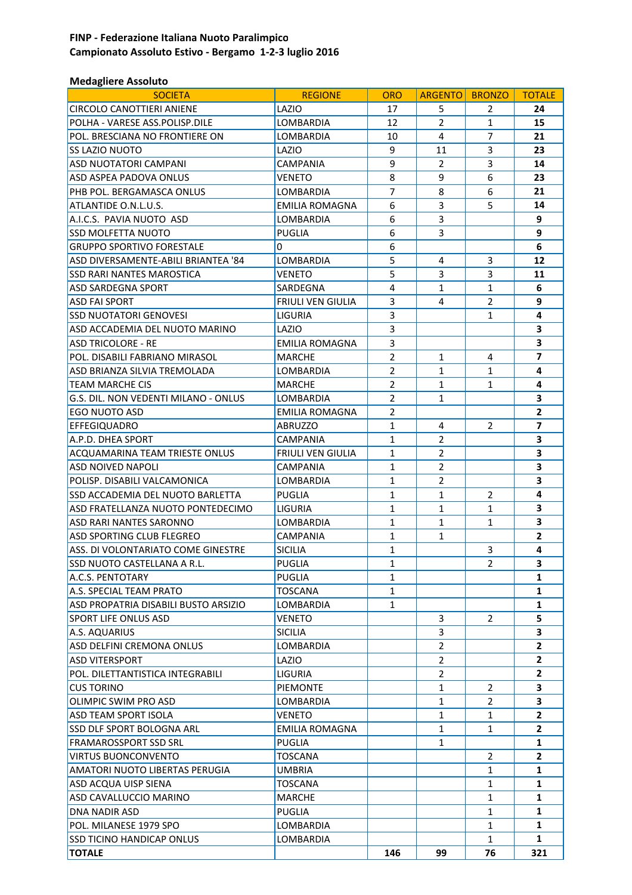**FINP - Federazione Italiana Nuoto Paralimpico**
**Campionato Assoluto Estivo - Bergamo 1-2-3 luglio 2016**

**Medagliere Assoluto**

| SOCIETA | REGIONE | ORO | ARGENTO | BRONZO | TOTALE |
|---|---|---|---|---|---|
| CIRCOLO CANOTTIERI ANIENE | LAZIO | 17 | 5 | 2 | **24** |
| POLHA - VARESE ASS.POLISP.DILE | LOMBARDIA | 12 | 2 | 1 | **15** |
| POL. BRESCIANA NO FRONTIERE ON | LOMBARDIA | 10 | 4 | 7 | **21** |
| SS LAZIO NUOTO | LAZIO | 9 | 11 | 3 | **23** |
| ASD NUOTATORI CAMPANI | CAMPANIA | 9 | 2 | 3 | **14** |
| ASD ASPEA PADOVA ONLUS | VENETO | 8 | 9 | 6 | **23** |
| PHB POL. BERGAMASCA ONLUS | LOMBARDIA | 7 | 8 | 6 | **21** |
| ATLANTIDE O.N.L.U.S. | EMILIA ROMAGNA | 6 | 3 | 5 | **14** |
| A.I.C.S. PAVIA NUOTO ASD | LOMBARDIA | 6 | 3 | | **9** |
| SSD MOLFETTA NUOTO | PUGLIA | 6 | 3 | | **9** |
| GRUPPO SPORTIVO FORESTALE | 0 | 6 | | | **6** |
| ASD DIVERSAMENTE-ABILI BRIANTEA '84 | LOMBARDIA | 5 | 4 | 3 | **12** |
| SSD RARI NANTES MAROSTICA | VENETO | 5 | 3 | 3 | **11** |
| ASD SARDEGNA SPORT | SARDEGNA | 4 | 1 | 1 | **6** |
| ASD FAI SPORT | FRIULI VEN GIULIA | 3 | 4 | 2 | **9** |
| SSD NUOTATORI GENOVESI | LIGURIA | 3 | | 1 | **4** |
| ASD ACCADEMIA DEL NUOTO MARINO | LAZIO | 3 | | | **3** |
| ASD TRICOLORE - RE | EMILIA ROMAGNA | 3 | | | **3** |
| POL. DISABILI FABRIANO MIRASOL | MARCHE | 2 | 1 | 4 | **7** |
| ASD BRIANZA SILVIA TREMOLADA | LOMBARDIA | 2 | 1 | 1 | **4** |
| TEAM MARCHE CIS | MARCHE | 2 | 1 | 1 | **4** |
| G.S. DIL. NON VEDENTI MILANO - ONLUS | LOMBARDIA | 2 | 1 | | **3** |
| EGO NUOTO ASD | EMILIA ROMAGNA | 2 | | | **2** |
| EFFEGIQUADRO | ABRUZZO | 1 | 4 | 2 | **7** |
| A.P.D. DHEA SPORT | CAMPANIA | 1 | 2 | | **3** |
| ACQUAMARINA TEAM TRIESTE ONLUS | FRIULI VEN GIULIA | 1 | 2 | | **3** |
| ASD NOIVED NAPOLI | CAMPANIA | 1 | 2 | | **3** |
| POLISP. DISABILI VALCAMONICA | LOMBARDIA | 1 | 2 | | **3** |
| SSD ACCADEMIA DEL NUOTO BARLETTA | PUGLIA | 1 | 1 | 2 | **4** |
| ASD FRATELLANZA NUOTO PONTEDECIMO | LIGURIA | 1 | 1 | 1 | **3** |
| ASD RARI NANTES SARONNO | LOMBARDIA | 1 | 1 | 1 | **3** |
| ASD SPORTING CLUB FLEGREO | CAMPANIA | 1 | 1 | | **2** |
| ASS. DI VOLONTARIATO COME GINESTRE | SICILIA | 1 | | 3 | **4** |
| SSD NUOTO CASTELLANA A R.L. | PUGLIA | 1 | | 2 | **3** |
| A.C.S. PENTOTARY | PUGLIA | 1 | | | **1** |
| A.S. SPECIAL TEAM PRATO | TOSCANA | 1 | | | **1** |
| ASD PROPATRIA DISABILI BUSTO ARSIZIO | LOMBARDIA | 1 | | | **1** |
| SPORT LIFE ONLUS ASD | VENETO | | 3 | 2 | **5** |
| A.S. AQUARIUS | SICILIA | | 3 | | **3** |
| ASD DELFINI CREMONA ONLUS | LOMBARDIA | | 2 | | **2** |
| ASD VITERSPORT | LAZIO | | 2 | | **2** |
| POL. DILETTANTISTICA INTEGRABILI | LIGURIA | | 2 | | **2** |
| CUS TORINO | PIEMONTE | | 1 | 2 | **3** |
| OLIMPIC SWIM PRO ASD | LOMBARDIA | | 1 | 2 | **3** |
| ASD TEAM SPORT ISOLA | VENETO | | 1 | 1 | **2** |
| SSD DLF SPORT BOLOGNA ARL | EMILIA ROMAGNA | | 1 | 1 | **2** |
| FRAMAROSSPORT SSD SRL | PUGLIA | | 1 | | **1** |
| VIRTUS BUONCONVENTO | TOSCANA | | | 2 | **2** |
| AMATORI NUOTO LIBERTAS PERUGIA | UMBRIA | | | 1 | **1** |
| ASD ACQUA UISP SIENA | TOSCANA | | | 1 | **1** |
| ASD CAVALLUCCIO MARINO | MARCHE | | | 1 | **1** |
| DNA NADIR ASD | PUGLIA | | | 1 | **1** |
| POL. MILANESE 1979 SPO | LOMBARDIA | | | 1 | **1** |
| SSD TICINO HANDICAP ONLUS | LOMBARDIA | | | 1 | **1** |
| **TOTALE** | | **146** | **99** | **76** | **321** |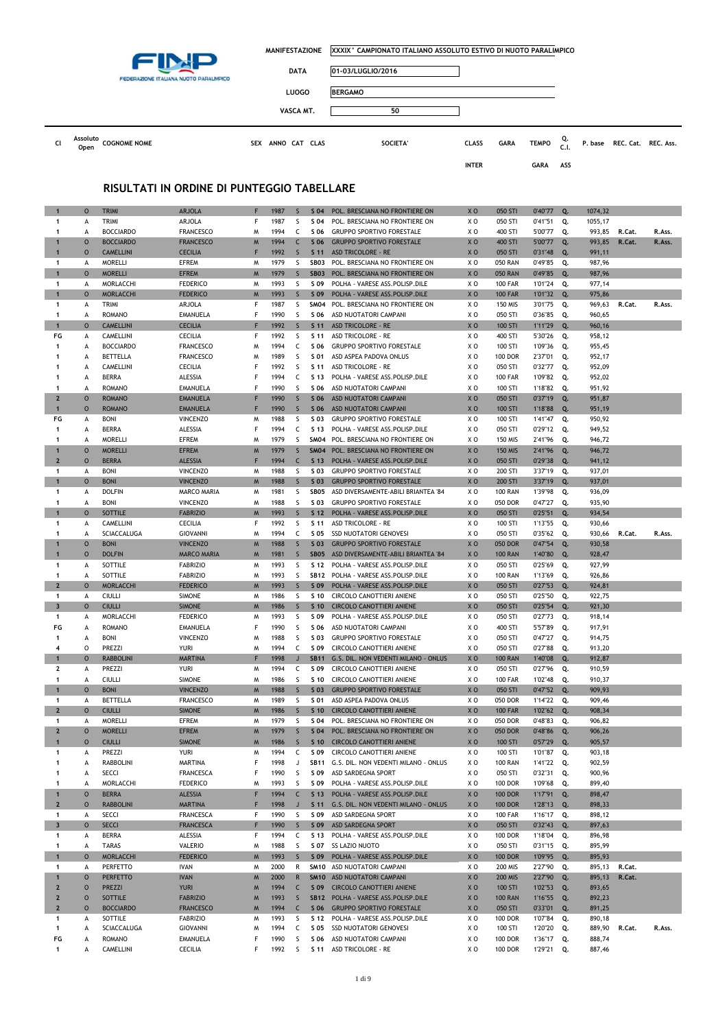| | | | |
|---|---|---|---|
| MANIFESTAZIONE | XXXIX° CAMPIONATO ITALIANO ASSOLUTO ESTIVO DI NUOTO PARALIMPICO | | |
| DATA | 01-03/LUGLIO/2016 | | |
| LUOGO | BERGAMO | | |
| VASCA MT. | 50 | | |

## RISULTATI IN ORDINE DI PUNTEGGIO TABELLARE

| Cl | Assoluto Open | COGNOME NOME | | SEX | ANNO | CAT | CLAS | SOCIETA' | CLASS INTER | GARA | TEMPO GARA | Q. C.I. ASS | P. base | REC. Cat. | REC. Ass. |
|---|---|---|---|---|---|---|---|---|---|---|---|---|---|---|---|
| 1 | O | TRIMI | ARJOLA | F | 1987 | S | S 04 | POL. BRESCIANA NO FRONTIERE ON | X O | 050 STI | 0'40"77 | Q. | 1074,32 | | |
| 1 | A | TRIMI | ARJOLA | F | 1987 | S | S 04 | POL. BRESCIANA NO FRONTIERE ON | X O | 050 STI | 0'41"51 | Q. | 1055,17 | | |
| 1 | A | BOCCIARDO | FRANCESCO | M | 1994 | C | S 06 | GRUPPO SPORTIVO FORESTALE | X O | 400 STI | 5'00"77 | Q. | 993,85 | R.Cat. | R.Ass. |
| 1 | O | BOCCIARDO | FRANCESCO | M | 1994 | C | S 06 | GRUPPO SPORTIVO FORESTALE | X O | 400 STI | 5'00"77 | Q. | 993,85 | R.Cat. | R.Ass. |
| 1 | O | CAMELLINI | CECILIA | F | 1992 | S | S 11 | ASD TRICOLORE - RE | X O | 050 STI | 0'31"48 | Q. | 991,11 | | |
| 1 | A | MORELLI | EFREM | M | 1979 | S | SB03 | POL. BRESCIANA NO FRONTIERE ON | X O | 050 RAN | 0'49"85 | Q. | 987,96 | | |
| 1 | O | MORELLI | EFREM | M | 1979 | S | SB03 | POL. BRESCIANA NO FRONTIERE ON | X O | 050 RAN | 0'49"85 | Q. | 987,96 | | |
| 1 | A | MORLACCHI | FEDERICO | M | 1993 | S | S 09 | POLHA - VARESE ASS.POLISP.DILE | X O | 100 FAR | 1'01"24 | Q. | 977,14 | | |
| 1 | O | MORLACCHI | FEDERICO | M | 1993 | S | S 09 | POLHA - VARESE ASS.POLISP.DILE | X O | 100 FAR | 1'01"32 | Q. | 975,86 | | |
| 1 | A | TRIMI | ARJOLA | F | 1987 | S | SM04 | POL. BRESCIANA NO FRONTIERE ON | X O | 150 MIS | 3'01"75 | Q. | 969,63 | R.Cat. | R.Ass. |
| 1 | A | ROMANO | EMANUELA | F | 1990 | S | S 06 | ASD NUOTATORI CAMPANI | X O | 050 STI | 0'36"85 | Q. | 960,65 | | |
| 1 | O | CAMELLINI | CECILIA | F | 1992 | S | S 11 | ASD TRICOLORE - RE | X O | 100 STI | 1'11"29 | Q. | 960,16 | | |
| FG | A | CAMELLINI | CECILIA | F | 1992 | S | S 11 | ASD TRICOLORE - RE | X O | 400 STI | 5'30"26 | Q. | 958,12 | | |
| 1 | A | BOCCIARDO | FRANCESCO | M | 1994 | C | S 06 | GRUPPO SPORTIVO FORESTALE | X O | 100 STI | 1'09"36 | Q. | 955,45 | | |
| 1 | A | BETTELLA | FRANCESCO | M | 1989 | S | S 01 | ASD ASPEA PADOVA ONLUS | X O | 100 DOR | 2'37"01 | Q. | 952,17 | | |
| 1 | A | CAMELLINI | CECILIA | F | 1992 | S | S 11 | ASD TRICOLORE - RE | X O | 050 STI | 0'32"77 | Q. | 952,09 | | |
| 1 | A | BERRA | ALESSIA | F | 1994 | C | S 13 | POLHA - VARESE ASS.POLISP.DILE | X O | 100 FAR | 1'09"82 | Q. | 952,02 | | |
| 1 | A | ROMANO | EMANUELA | F | 1990 | S | S 06 | ASD NUOTATORI CAMPANI | X O | 100 STI | 1'18"82 | Q. | 951,92 | | |
| 2 | O | ROMANO | EMANUELA | F | 1990 | S | S 06 | ASD NUOTATORI CAMPANI | X O | 050 STI | 0'37"19 | Q. | 951,87 | | |
| 1 | O | ROMANO | EMANUELA | F | 1990 | S | S 06 | ASD NUOTATORI CAMPANI | X O | 100 STI | 1'18"88 | Q. | 951,19 | | |
| FG | A | BONI | VINCENZO | M | 1988 | S | S 03 | GRUPPO SPORTIVO FORESTALE | X O | 100 STI | 1'41"47 | Q. | 950,92 | | |
| 1 | A | BERRA | ALESSIA | F | 1994 | C | S 13 | POLHA - VARESE ASS.POLISP.DILE | X O | 050 STI | 0'29"12 | Q. | 949,52 | | |
| 1 | A | MORELLI | EFREM | M | 1979 | S | SM04 | POL. BRESCIANA NO FRONTIERE ON | X O | 150 MIS | 2'41"96 | Q. | 946,72 | | |
| 1 | O | MORELLI | EFREM | M | 1979 | S | SM04 | POL. BRESCIANA NO FRONTIERE ON | X O | 150 MIS | 2'41"96 | Q. | 946,72 | | |
| 2 | O | BERRA | ALESSIA | F | 1994 | C | S 13 | POLHA - VARESE ASS.POLISP.DILE | X O | 050 STI | 0'29"38 | Q. | 941,12 | | |
| 1 | A | BONI | VINCENZO | M | 1988 | S | S 03 | GRUPPO SPORTIVO FORESTALE | X O | 200 STI | 3'37"19 | Q. | 937,01 | | |
| 1 | O | BONI | VINCENZO | M | 1988 | S | S 03 | GRUPPO SPORTIVO FORESTALE | X O | 200 STI | 3'37"19 | Q. | 937,01 | | |
| 1 | A | DOLFIN | MARCO MARIA | M | 1981 | S | SB05 | ASD DIVERSAMENTE-ABILI BRIANTEA '84 | X O | 100 RAN | 1'39"98 | Q. | 936,09 | | |
| 1 | A | BONI | VINCENZO | M | 1988 | S | S 03 | GRUPPO SPORTIVO FORESTALE | X O | 050 DOR | 0'47"27 | Q. | 935,90 | | |
| 1 | O | SOTTILE | FABRIZIO | M | 1993 | S | S 12 | POLHA - VARESE ASS.POLISP.DILE | X O | 050 STI | 0'25"51 | Q. | 934,54 | | |
| 1 | A | CAMELLINI | CECILIA | F | 1992 | S | S 11 | ASD TRICOLORE - RE | X O | 100 STI | 1'13"55 | Q. | 930,66 | | |
| 1 | A | SCIACCALUGA | GIOVANNI | M | 1994 | C | S 05 | SSD NUOTATORI GENOVESI | X O | 050 STI | 0'35"62 | Q. | 930,66 | R.Cat. | R.Ass. |
| 1 | O | BONI | VINCENZO | M | 1988 | S | S 03 | GRUPPO SPORTIVO FORESTALE | X O | 050 DOR | 0'47"54 | Q. | 930,58 | | |
| 1 | O | DOLFIN | MARCO MARIA | M | 1981 | S | SB05 | ASD DIVERSAMENTE-ABILI BRIANTEA '84 | X O | 100 RAN | 1'40"80 | Q. | 928,47 | | |
| 1 | A | SOTTILE | FABRIZIO | M | 1993 | S | S 12 | POLHA - VARESE ASS.POLISP.DILE | X O | 050 STI | 0'25"69 | Q. | 927,99 | | |
| 1 | A | SOTTILE | FABRIZIO | M | 1993 | S | SB12 | POLHA - VARESE ASS.POLISP.DILE | X O | 100 RAN | 1'13"69 | Q. | 926,86 | | |
| 2 | O | MORLACCHI | FEDERICO | M | 1993 | S | S 09 | POLHA - VARESE ASS.POLISP.DILE | X O | 050 STI | 0'27"53 | Q. | 924,81 | | |
| 1 | A | CIULLI | SIMONE | M | 1986 | S | S 10 | CIRCOLO CANOTTIERI ANIENE | X O | 050 STI | 0'25"50 | Q. | 922,75 | | |
| 3 | O | CIULLI | SIMONE | M | 1986 | S | S 10 | CIRCOLO CANOTTIERI ANIENE | X O | 050 STI | 0'25"54 | Q. | 921,30 | | |
| 1 | A | MORLACCHI | FEDERICO | M | 1993 | S | S 09 | POLHA - VARESE ASS.POLISP.DILE | X O | 050 STI | 0'27"73 | Q. | 918,14 | | |
| FG | A | ROMANO | EMANUELA | F | 1990 | S | S 06 | ASD NUOTATORI CAMPANI | X O | 400 STI | 5'57"89 | Q. | 917,91 | | |
| 1 | A | BONI | VINCENZO | M | 1988 | S | S 03 | GRUPPO SPORTIVO FORESTALE | X O | 050 STI | 0'47"27 | Q. | 914,75 | | |
| 4 | O | PREZZI | YURI | M | 1994 | C | S 09 | CIRCOLO CANOTTIERI ANIENE | X O | 050 STI | 0'27"88 | Q. | 913,20 | | |
| 1 | O | RABBOLINI | MARTINA | F | 1998 | J | SB11 | G.S. DIL. NON VEDENTI MILANO - ONLUS | X O | 100 RAN | 1'40"08 | Q. | 912,87 | | |
| 2 | A | PREZZI | YURI | M | 1994 | C | S 09 | CIRCOLO CANOTTIERI ANIENE | X O | 050 STI | 0'27"96 | Q. | 910,59 | | |
| 1 | A | CIULLI | SIMONE | M | 1986 | S | S 10 | CIRCOLO CANOTTIERI ANIENE | X O | 100 FAR | 1'02"48 | Q. | 910,37 | | |
| 1 | O | BONI | VINCENZO | M | 1988 | S | S 03 | GRUPPO SPORTIVO FORESTALE | X O | 050 STI | 0'47"52 | Q. | 909,93 | | |
| 1 | A | BETTELLA | FRANCESCO | M | 1989 | S | S 01 | ASD ASPEA PADOVA ONLUS | X O | 050 DOR | 1'14"22 | Q. | 909,46 | | |
| 2 | O | CIULLI | SIMONE | M | 1986 | S | S 10 | CIRCOLO CANOTTIERI ANIENE | X O | 100 FAR | 1'02"62 | Q. | 908,34 | | |
| 1 | A | MORELLI | EFREM | M | 1979 | S | S 04 | POL. BRESCIANA NO FRONTIERE ON | X O | 050 DOR | 0'48"83 | Q. | 906,82 | | |
| 2 | O | MORELLI | EFREM | M | 1979 | S | S 04 | POL. BRESCIANA NO FRONTIERE ON | X O | 050 DOR | 0'48"86 | Q. | 906,26 | | |
| 1 | O | CIULLI | SIMONE | M | 1986 | S | S 10 | CIRCOLO CANOTTIERI ANIENE | X O | 100 STI | 0'57"29 | Q. | 905,57 | | |
| 1 | A | PREZZI | YURI | M | 1994 | C | S 09 | CIRCOLO CANOTTIERI ANIENE | X O | 100 STI | 1'01"87 | Q. | 903,18 | | |
| 1 | A | RABBOLINI | MARTINA | F | 1998 | J | SB11 | G.S. DIL. NON VEDENTI MILANO - ONLUS | X O | 100 RAN | 1'41"22 | Q. | 902,59 | | |
| 1 | A | SECCI | FRANCESCA | F | 1990 | S | S 09 | ASD SARDEGNA SPORT | X O | 050 STI | 0'32"31 | Q. | 900,96 | | |
| 1 | A | MORLACCHI | FEDERICO | M | 1993 | S | S 09 | POLHA - VARESE ASS.POLISP.DILE | X O | 100 DOR | 1'09"68 | Q. | 899,40 | | |
| 1 | O | BERRA | ALESSIA | F | 1994 | C | S 13 | POLHA - VARESE ASS.POLISP.DILE | X O | 100 DOR | 1'17"91 | Q. | 898,47 | | |
| 2 | O | RABBOLINI | MARTINA | F | 1998 | J | S 11 | G.S. DIL. NON VEDENTI MILANO - ONLUS | X O | 100 DOR | 1'28"13 | Q. | 898,33 | | |
| 1 | A | SECCI | FRANCESCA | F | 1990 | S | S 09 | ASD SARDEGNA SPORT | X O | 100 FAR | 1'16"17 | Q. | 898,12 | | |
| 3 | O | SECCI | FRANCESCA | F | 1990 | S | S 09 | ASD SARDEGNA SPORT | X O | 050 STI | 0'32"43 | Q. | 897,63 | | |
| 1 | A | BERRA | ALESSIA | F | 1994 | C | S 13 | POLHA - VARESE ASS.POLISP.DILE | X O | 100 DOR | 1'18"04 | Q. | 896,98 | | |
| 1 | A | TARAS | VALERIO | M | 1988 | S | S 07 | SS LAZIO NUOTO | X O | 050 STI | 0'31"15 | Q. | 895,99 | | |
| 1 | O | MORLACCHI | FEDERICO | M | 1993 | S | S 09 | POLHA - VARESE ASS.POLISP.DILE | X O | 100 DOR | 1'09"95 | Q. | 895,93 | | |
| 1 | A | PERFETTO | IVAN | M | 2000 | R | SM10 | ASD NUOTATORI CAMPANI | X O | 200 MIS | 2'27"90 | Q. | 895,13 | R.Cat. | |
| 1 | O | PERFETTO | IVAN | M | 2000 | R | SM10 | ASD NUOTATORI CAMPANI | X O | 200 MIS | 2'27"90 | Q. | 895,13 | R.Cat. | |
| 2 | O | PREZZI | YURI | M | 1994 | C | S 09 | CIRCOLO CANOTTIERI ANIENE | X O | 100 STI | 1'02"53 | Q. | 893,65 | | |
| 2 | O | SOTTILE | FABRIZIO | M | 1993 | S | SB12 | POLHA - VARESE ASS.POLISP.DILE | X O | 100 RAN | 1'16"55 | Q. | 892,23 | | |
| 2 | O | BOCCIARDO | FRANCESCO | M | 1994 | C | S 06 | GRUPPO SPORTIVO FORESTALE | X O | 050 STI | 0'33"01 | Q. | 891,25 | | |
| 1 | A | SOTTILE | FABRIZIO | M | 1993 | S | S 12 | POLHA - VARESE ASS.POLISP.DILE | X O | 100 DOR | 1'07"84 | Q. | 890,18 | | |
| 1 | A | SCIACCALUGA | GIOVANNI | M | 1994 | C | S 05 | SSD NUOTATORI GENOVESI | X O | 100 STI | 1'20"20 | Q. | 889,90 | R.Cat. | R.Ass. |
| FG | A | ROMANO | EMANUELA | F | 1990 | S | S 06 | ASD NUOTATORI CAMPANI | X O | 100 DOR | 1'36"17 | Q. | 888,74 | | |
| 1 | A | CAMELLINI | CECILIA | F | 1992 | S | S 11 | ASD TRICOLORE - RE | X O | 100 DOR | 1'29"21 | Q. | 887,46 | | |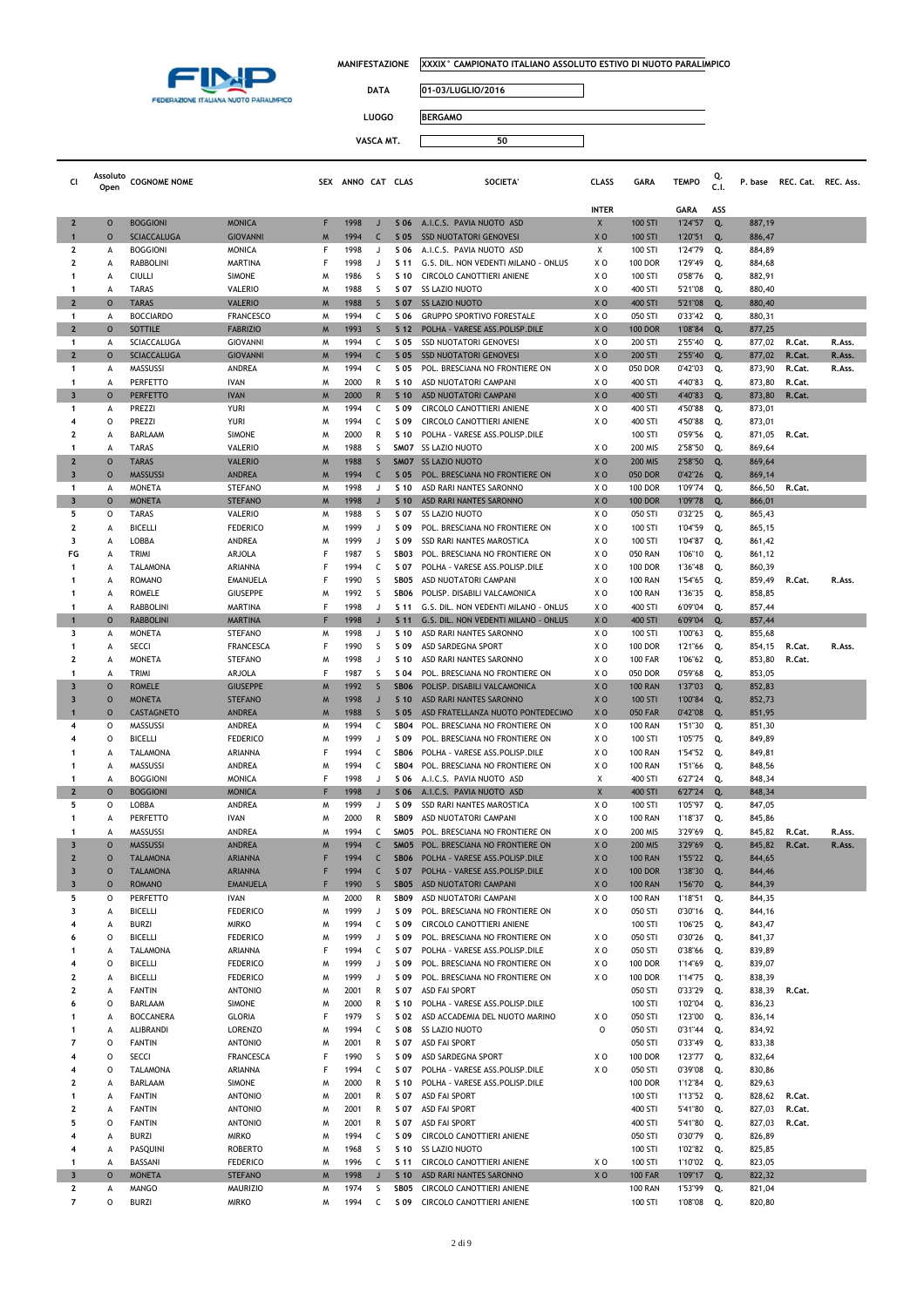MANIFESTAZIONE XXXIX° CAMPIONATO ITALIANO ASSOLUTO ESTIVO DI NUOTO PARALIMPICO

DATA 01-03/LUGLIO/2016

LUOGO BERGAMO

VASCA MT. 50

| Cl | Assoluto Open | COGNOME NOME | | SEX | ANNO | CAT | CLAS | SOCIETA' | CLASS | GARA | TEMPO | Q. C.I. | P. base | REC. Cat. | REC. Ass. |
|---|---|---|---|---|---|---|---|---|---|---|---|---|---|---|---|
| | | | | | | | | | INTER | | GARA | ASS | | | |
| 2 | O | BOGGIONI | MONICA | F | 1998 | J | S 06 | A.I.C.S. PAVIA NUOTO ASD | X | 100 STI | 1'24"57 | Q. | 887,19 | | |
| 1 | O | SCIACCALUGA | GIOVANNI | M | 1994 | C | S 05 | SSD NUOTATORI GENOVESI | X O | 100 STI | 1'20"51 | Q. | 886,47 | | |
| 2 | A | BOGGIONI | MONICA | F | 1998 | J | S 06 | A.I.C.S. PAVIA NUOTO ASD | X | 100 STI | 1'24"79 | Q. | 884,89 | | |
| 2 | A | RABBOLINI | MARTINA | F | 1998 | J | S 11 | G.S. DIL. NON VEDENTI MILANO - ONLUS | X O | 100 DOR | 1'29"49 | Q. | 884,68 | | |
| 1 | A | CIULLI | SIMONE | M | 1986 | S | S 10 | CIRCOLO CANOTTIERI ANIENE | X O | 100 STI | 0'58"76 | Q. | 882,91 | | |
| 1 | A | TARAS | VALERIO | M | 1988 | S | S 07 | SS LAZIO NUOTO | X O | 400 STI | 5'21"08 | Q. | 880,40 | | |
| 2 | O | TARAS | VALERIO | M | 1988 | S | S 07 | SS LAZIO NUOTO | X O | 400 STI | 5'21"08 | Q. | 880,40 | | |
| 1 | A | BOCCIARDO | FRANCESCO | M | 1994 | C | S 06 | GRUPPO SPORTIVO FORESTALE | X O | 050 STI | 0'33"42 | Q. | 880,31 | | |
| 2 | O | SOTTILE | FABRIZIO | M | 1993 | S | S 12 | POLHA - VARESE ASS.POLISP.DILE | X O | 100 DOR | 1'08"84 | Q. | 877,25 | | |
| 1 | A | SCIACCALUGA | GIOVANNI | M | 1994 | C | S 05 | SSD NUOTATORI GENOVESI | X O | 200 STI | 2'55"40 | Q. | 877,02 | R.Cat. | R.Ass. |
| 2 | O | SCIACCALUGA | GIOVANNI | M | 1994 | C | S 05 | SSD NUOTATORI GENOVESI | X O | 200 STI | 2'55"40 | Q. | 877,02 | R.Cat. | R.Ass. |
| 1 | A | MASSUSSI | ANDREA | M | 1994 | C | S 05 | POL. BRESCIANA NO FRONTIERE ON | X O | 050 DOR | 0'42"03 | Q. | 873,90 | R.Cat. | R.Ass. |
| 1 | A | PERFETTO | IVAN | M | 2000 | R | S 10 | ASD NUOTATORI CAMPANI | X O | 400 STI | 4'40"83 | Q. | 873,80 | R.Cat. | |
| 3 | O | PERFETTO | IVAN | M | 2000 | R | S 10 | ASD NUOTATORI CAMPANI | X O | 400 STI | 4'40"83 | Q. | 873,80 | R.Cat. | |
| 1 | A | PREZZI | YURI | M | 1994 | C | S 09 | CIRCOLO CANOTTIERI ANIENE | X O | 400 STI | 4'50"88 | Q. | 873,01 | | |
| 4 | O | PREZZI | YURI | M | 1994 | C | S 09 | CIRCOLO CANOTTIERI ANIENE | X O | 400 STI | 4'50"88 | Q. | 873,01 | | |
| 2 | A | BARLAAM | SIMONE | M | 2000 | R | S 10 | POLHA - VARESE ASS.POLISP.DILE | | 100 STI | 0'59"56 | Q. | 871,05 | R.Cat. | |
| 1 | A | TARAS | VALERIO | M | 1988 | S | SM07 | SS LAZIO NUOTO | X O | 200 MIS | 2'58"50 | Q. | 869,64 | | |
| 2 | O | TARAS | VALERIO | M | 1988 | S | SM07 | SS LAZIO NUOTO | X O | 200 MIS | 2'58"50 | Q. | 869,64 | | |
| 3 | O | MASSUSSI | ANDREA | M | 1994 | C | S 05 | POL. BRESCIANA NO FRONTIERE ON | X O | 050 DOR | 0'42"26 | Q. | 869,14 | | |
| 1 | A | MONETA | STEFANO | M | 1998 | J | S 10 | ASD RARI NANTES SARONNO | X O | 100 DOR | 1'09"74 | Q. | 866,50 | R.Cat. | |
| 3 | O | MONETA | STEFANO | M | 1998 | J | S 10 | ASD RARI NANTES SARONNO | X O | 100 DOR | 1'09"78 | Q. | 866,01 | | |
| 5 | O | TARAS | VALERIO | M | 1988 | S | S 07 | SS LAZIO NUOTO | X O | 050 STI | 0'32"25 | Q. | 865,43 | | |
| 2 | A | BICELLI | FEDERICO | M | 1999 | J | S 09 | POL. BRESCIANA NO FRONTIERE ON | X O | 100 STI | 1'04"59 | Q. | 865,15 | | |
| 3 | A | LOBBA | ANDREA | M | 1999 | J | S 09 | SSD RARI NANTES MAROSTICA | X O | 100 STI | 1'04"87 | Q. | 861,42 | | |
| FG | A | TRIMI | ARJOLA | F | 1987 | S | SB03 | POL. BRESCIANA NO FRONTIERE ON | X O | 050 RAN | 1'06"10 | Q. | 861,12 | | |
| 1 | A | TALAMONA | ARIANNA | F | 1994 | C | S 07 | POLHA - VARESE ASS.POLISP.DILE | X O | 100 DOR | 1'36"48 | Q. | 860,39 | | |
| 1 | A | ROMANO | EMANUELA | F | 1990 | S | SB05 | ASD NUOTATORI CAMPANI | X O | 100 RAN | 1'54"65 | Q. | 859,49 | R.Cat. | R.Ass. |
| 1 | A | ROMELE | GIUSEPPE | M | 1992 | S | SB06 | POLISP. DISABILI VALCAMONICA | X O | 100 RAN | 1'36"35 | Q. | 858,85 | | |
| 1 | A | RABBOLINI | MARTINA | F | 1998 | J | S 11 | G.S. DIL. NON VEDENTI MILANO - ONLUS | X O | 400 STI | 6'09"04 | Q. | 857,44 | | |
| 1 | O | RABBOLINI | MARTINA | F | 1998 | J | S 11 | G.S. DIL. NON VEDENTI MILANO - ONLUS | X O | 400 STI | 6'09"04 | Q. | 857,44 | | |
| 3 | A | MONETA | STEFANO | M | 1998 | J | S 10 | ASD RARI NANTES SARONNO | X O | 100 STI | 1'00"63 | Q. | 855,68 | | |
| 1 | A | SECCI | FRANCESCA | F | 1990 | S | S 09 | ASD SARDEGNA SPORT | X O | 100 DOR | 1'21"66 | Q. | 854,15 | R.Cat. | R.Ass. |
| 2 | A | MONETA | STEFANO | M | 1998 | J | S 10 | ASD RARI NANTES SARONNO | X O | 100 FAR | 1'06"62 | Q. | 853,80 | R.Cat. | |
| 1 | A | TRIMI | ARJOLA | F | 1987 | S | S 04 | POL. BRESCIANA NO FRONTIERE ON | X O | 050 DOR | 0'59"68 | Q. | 853,05 | | |
| 3 | O | ROMELE | GIUSEPPE | M | 1992 | S | SB06 | POLISP. DISABILI VALCAMONICA | X O | 100 RAN | 1'37"03 | Q. | 852,83 | | |
| 3 | O | MONETA | STEFANO | M | 1998 | J | S 10 | ASD RARI NANTES SARONNO | X O | 100 STI | 1'00"84 | Q. | 852,73 | | |
| 1 | O | CASTAGNETO | ANDREA | M | 1988 | S | S 05 | ASD FRATELLANZA NUOTO PONTEDECIMO | X O | 050 FAR | 0'42"08 | Q. | 851,95 | | |
| 4 | O | MASSUSSI | ANDREA | M | 1994 | C | SB04 | POL. BRESCIANA NO FRONTIERE ON | X O | 100 RAN | 1'51"30 | Q. | 851,30 | | |
| 4 | O | BICELLI | FEDERICO | M | 1999 | J | S 09 | POL. BRESCIANA NO FRONTIERE ON | X O | 100 STI | 1'05"75 | Q. | 849,89 | | |
| 1 | A | TALAMONA | ARIANNA | F | 1994 | C | SB06 | POLHA - VARESE ASS.POLISP.DILE | X O | 100 RAN | 1'54"52 | Q. | 849,81 | | |
| 1 | A | MASSUSSI | ANDREA | M | 1994 | C | SB04 | POL. BRESCIANA NO FRONTIERE ON | X O | 100 RAN | 1'51"66 | Q. | 848,56 | | |
| 1 | A | BOGGIONI | MONICA | F | 1998 | J | S 06 | A.I.C.S. PAVIA NUOTO ASD | X | 400 STI | 6'27"24 | Q. | 848,34 | | |
| 2 | O | BOGGIONI | MONICA | F | 1998 | J | S 06 | A.I.C.S. PAVIA NUOTO ASD | X | 400 STI | 6'27"24 | Q. | 848,34 | | |
| 5 | O | LOBBA | ANDREA | M | 1999 | J | S 09 | SSD RARI NANTES MAROSTICA | X O | 100 STI | 1'05"97 | Q. | 847,05 | | |
| 1 | A | PERFETTO | IVAN | M | 2000 | R | SB09 | ASD NUOTATORI CAMPANI | X O | 100 RAN | 1'18"37 | Q. | 845,86 | | |
| 1 | A | MASSUSSI | ANDREA | M | 1994 | C | SM05 | POL. BRESCIANA NO FRONTIERE ON | X O | 200 MIS | 3'29"69 | Q. | 845,82 | R.Cat. | R.Ass. |
| 3 | O | MASSUSSI | ANDREA | M | 1994 | C | SM05 | POL. BRESCIANA NO FRONTIERE ON | X O | 200 MIS | 3'29"69 | Q. | 845,82 | R.Cat. | R.Ass. |
| 2 | O | TALAMONA | ARIANNA | F | 1994 | C | SB06 | POLHA - VARESE ASS.POLISP.DILE | X O | 100 RAN | 1'55"22 | Q. | 844,65 | | |
| 3 | O | TALAMONA | ARIANNA | F | 1994 | C | S 07 | POLHA - VARESE ASS.POLISP.DILE | X O | 100 DOR | 1'38"30 | Q. | 844,46 | | |
| 3 | O | ROMANO | EMANUELA | F | 1990 | S | SB05 | ASD NUOTATORI CAMPANI | X O | 100 RAN | 1'56"70 | Q. | 844,39 | | |
| 5 | O | PERFETTO | IVAN | M | 2000 | R | SB09 | ASD NUOTATORI CAMPANI | X O | 100 RAN | 1'18"51 | Q. | 844,35 | | |
| 3 | A | BICELLI | FEDERICO | M | 1999 | J | S 09 | POL. BRESCIANA NO FRONTIERE ON | X O | 050 STI | 0'30"16 | Q. | 844,16 | | |
| 4 | A | BURZI | MIRKO | M | 1994 | C | S 09 | CIRCOLO CANOTTIERI ANIENE | | 100 STI | 1'06"25 | Q. | 843,47 | | |
| 6 | O | BICELLI | FEDERICO | M | 1999 | J | S 09 | POL. BRESCIANA NO FRONTIERE ON | X O | 050 STI | 0'30"26 | Q. | 841,37 | | |
| 1 | A | TALAMONA | ARIANNA | F | 1994 | C | S 07 | POLHA - VARESE ASS.POLISP.DILE | X O | 050 STI | 0'38"66 | Q. | 839,89 | | |
| 4 | O | BICELLI | FEDERICO | M | 1999 | J | S 09 | POL. BRESCIANA NO FRONTIERE ON | X O | 100 DOR | 1'14"69 | Q. | 839,07 | | |
| 2 | A | BICELLI | FEDERICO | M | 1999 | J | S 09 | POL. BRESCIANA NO FRONTIERE ON | X O | 100 DOR | 1'14"75 | Q. | 838,39 | | |
| 2 | A | FANTIN | ANTONIO | M | 2001 | R | S 07 | ASD FAI SPORT | | 050 STI | 0'33"29 | Q. | 838,39 | R.Cat. | |
| 6 | O | BARLAAM | SIMONE | M | 2000 | R | S 10 | POLHA - VARESE ASS.POLISP.DILE | | 100 STI | 1'02"04 | Q. | 836,23 | | |
| 1 | A | BOCCANERA | GLORIA | F | 1979 | S | S 02 | ASD ACCADEMIA DEL NUOTO MARINO | X O | 050 STI | 1'23"00 | Q. | 836,14 | | |
| 1 | A | ALIBRANDI | LORENZO | M | 1994 | C | S 08 | SS LAZIO NUOTO | O | 050 STI | 0'31"44 | Q. | 834,92 | | |
| 7 | O | FANTIN | ANTONIO | M | 2001 | R | S 07 | ASD FAI SPORT | | 050 STI | 0'33"49 | Q. | 833,38 | | |
| 4 | O | SECCI | FRANCESCA | F | 1990 | S | S 09 | ASD SARDEGNA SPORT | X O | 100 DOR | 1'23"77 | Q. | 832,64 | | |
| 4 | O | TALAMONA | ARIANNA | F | 1994 | C | S 07 | POLHA - VARESE ASS.POLISP.DILE | X O | 050 STI | 0'39"08 | Q. | 830,86 | | |
| 2 | A | BARLAAM | SIMONE | M | 2000 | R | S 10 | POLHA - VARESE ASS.POLISP.DILE | | 100 DOR | 1'12"84 | Q. | 829,63 | | |
| 1 | A | FANTIN | ANTONIO | M | 2001 | R | S 07 | ASD FAI SPORT | | 100 STI | 1'13"52 | Q. | 828,62 | R.Cat. | |
| 2 | A | FANTIN | ANTONIO | M | 2001 | R | S 07 | ASD FAI SPORT | | 400 STI | 5'41"80 | Q. | 827,03 | R.Cat. | |
| 5 | O | FANTIN | ANTONIO | M | 2001 | R | S 07 | ASD FAI SPORT | | 400 STI | 5'41"80 | Q. | 827,03 | R.Cat. | |
| 4 | A | BURZI | MIRKO | M | 1994 | C | S 09 | CIRCOLO CANOTTIERI ANIENE | | 050 STI | 0'30"79 | Q. | 826,89 | | |
| 4 | A | PASQUINI | ROBERTO | M | 1968 | S | S 10 | SS LAZIO NUOTO | | 100 STI | 1'02"82 | Q. | 825,85 | | |
| 1 | A | BASSANI | FEDERICO | M | 1996 | C | S 11 | CIRCOLO CANOTTIERI ANIENE | X O | 100 STI | 1'10"02 | Q. | 823,05 | | |
| 3 | O | MONETA | STEFANO | M | 1998 | J | S 10 | ASD RARI NANTES SARONNO | X O | 100 FAR | 1'09"17 | Q. | 822,32 | | |
| 2 | A | MANGO | MAURIZIO | M | 1974 | S | SB05 | CIRCOLO CANOTTIERI ANIENE | | 100 RAN | 1'53"99 | Q. | 821,04 | | |
| 7 | O | BURZI | MIRKO | M | 1994 | C | S 09 | CIRCOLO CANOTTIERI ANIENE | | 100 STI | 1'08"08 | Q. | 820,80 | | |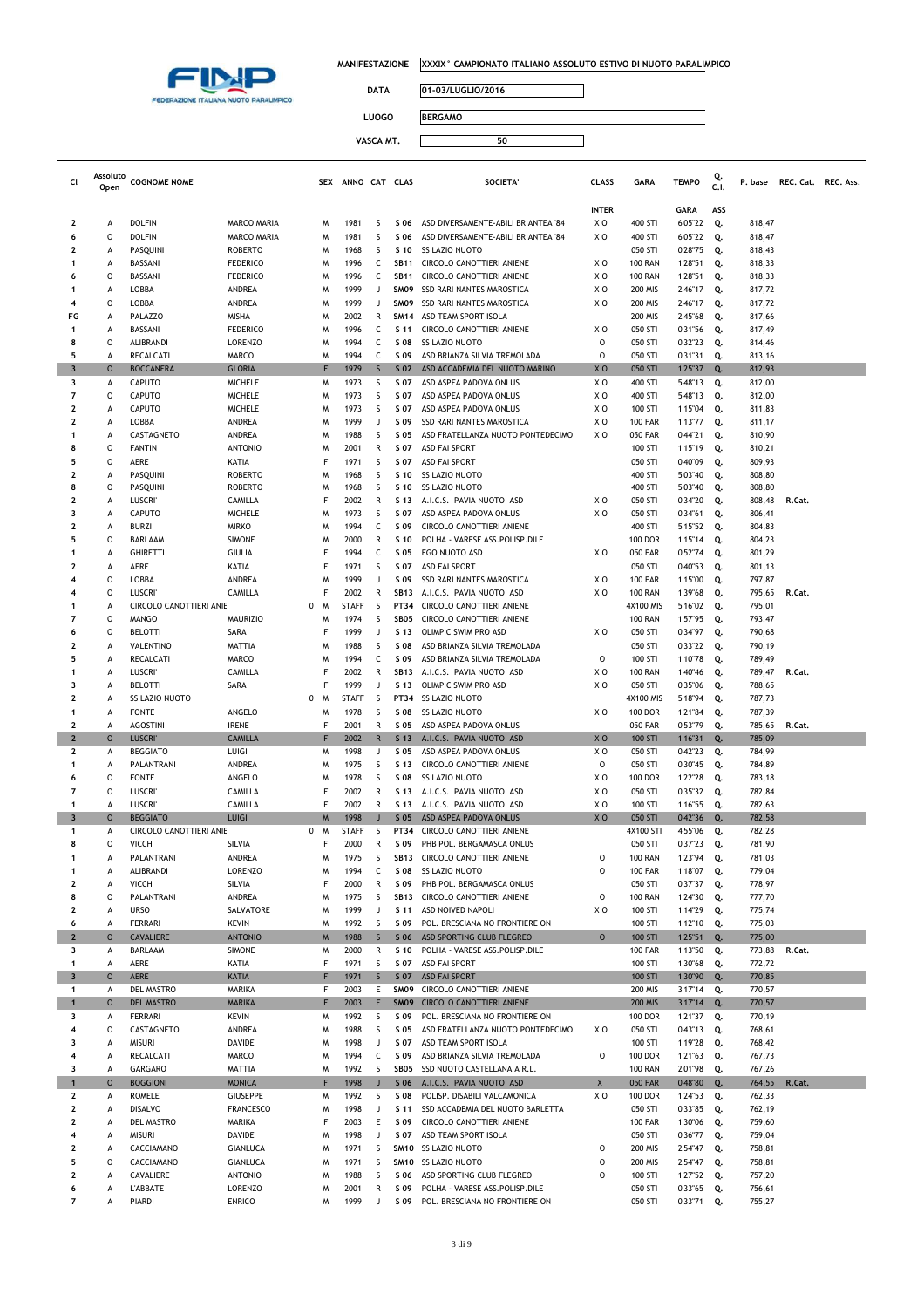| | |
|---|---|
| MANIFESTAZIONE | XXXIX° CAMPIONATO ITALIANO ASSOLUTO ESTIVO DI NUOTO PARALIMPICO |
| DATA | 01-03/LUGLIO/2016 |
| LUOGO | BERGAMO |
| VASCA MT. | 50 |

| Cl | Assoluto Open | COGNOME NOME | | SEX | ANNO | CAT | CLAS | SOCIETA' | CLASS | GARA | TEMPO | Q. C.I. | P. base | REC. Cat. | REC. Ass. |
|---|---|---|---|---|---|---|---|---|---|---|---|---|---|---|---|
| | | | | | | | | | INTER | | GARA | ASS | | | |
| 2 | A | DOLFIN | MARCO MARIA | M | 1981 | S | S 06 | ASD DIVERSAMENTE-ABILI BRIANTEA '84 | X O | 400 STI | 6'05"22 | Q. | 818,47 | | |
| 6 | O | DOLFIN | MARCO MARIA | M | 1981 | S | S 06 | ASD DIVERSAMENTE-ABILI BRIANTEA '84 | X O | 400 STI | 6'05"22 | Q. | 818,47 | | |
| 2 | A | PASQUINI | ROBERTO | M | 1968 | S | S 10 | SS LAZIO NUOTO | | 050 STI | 0'28"75 | Q. | 818,43 | | |
| 1 | A | BASSANI | FEDERICO | M | 1996 | C | SB11 | CIRCOLO CANOTTIERI ANIENE | X O | 100 RAN | 1'28"51 | Q. | 818,33 | | |
| 6 | O | BASSANI | FEDERICO | M | 1996 | C | SB11 | CIRCOLO CANOTTIERI ANIENE | X O | 100 RAN | 1'28"51 | Q. | 818,33 | | |
| 1 | A | LOBBA | ANDREA | M | 1999 | J | SM09 | SSD RARI NANTES MAROSTICA | X O | 200 MIS | 2'46"17 | Q. | 817,72 | | |
| 4 | O | LOBBA | ANDREA | M | 1999 | J | SM09 | SSD RARI NANTES MAROSTICA | X O | 200 MIS | 2'46"17 | Q. | 817,72 | | |
| FG | A | PALAZZO | MISHA | M | 2002 | R | SM14 | ASD TEAM SPORT ISOLA | | 200 MIS | 2'45"68 | Q. | 817,66 | | |
| 1 | A | BASSANI | FEDERICO | M | 1996 | C | S 11 | CIRCOLO CANOTTIERI ANIENE | X O | 050 STI | 0'31"56 | Q. | 817,49 | | |
| 8 | O | ALIBRANDI | LORENZO | M | 1994 | C | S 08 | SS LAZIO NUOTO | O | 050 STI | 0'32"23 | Q. | 814,46 | | |
| 5 | A | RECALCATI | MARCO | M | 1994 | C | S 09 | ASD BRIANZA SILVIA TREMOLADA | O | 050 STI | 0'31"31 | Q. | 813,16 | | |
| 3 | O | BOCCANERA | GLORIA | F | 1979 | S | S 02 | ASD ACCADEMIA DEL NUOTO MARINO | X O | 050 STI | 1'25"37 | Q. | 812,93 | | |
| 3 | A | CAPUTO | MICHELE | M | 1973 | S | S 07 | ASD ASPEA PADOVA ONLUS | X O | 400 STI | 5'48"13 | Q. | 812,00 | | |
| 7 | O | CAPUTO | MICHELE | M | 1973 | S | S 07 | ASD ASPEA PADOVA ONLUS | X O | 400 STI | 5'48"13 | Q. | 812,00 | | |
| 2 | A | CAPUTO | MICHELE | M | 1973 | S | S 07 | ASD ASPEA PADOVA ONLUS | X O | 100 STI | 1'15"04 | Q. | 811,83 | | |
| 2 | A | LOBBA | ANDREA | M | 1999 | J | S 09 | SSD RARI NANTES MAROSTICA | X O | 100 FAR | 1'13"77 | Q. | 811,17 | | |
| 1 | A | CASTAGNETO | ANDREA | M | 1988 | S | S 05 | ASD FRATELLANZA NUOTO PONTEDECIMO | X O | 050 FAR | 0'44"21 | Q. | 810,90 | | |
| 8 | O | FANTIN | ANTONIO | M | 2001 | R | S 07 | ASD FAI SPORT | | 100 STI | 1'15"19 | Q. | 810,21 | | |
| 5 | O | AERE | KATIA | F | 1971 | S | S 07 | ASD FAI SPORT | | 050 STI | 0'40"09 | Q. | 809,93 | | |
| 2 | A | PASQUINI | ROBERTO | M | 1968 | S | S 10 | SS LAZIO NUOTO | | 400 STI | 5'03"40 | Q. | 808,80 | | |
| 8 | O | PASQUINI | ROBERTO | M | 1968 | S | S 10 | SS LAZIO NUOTO | | 400 STI | 5'03"40 | Q. | 808,80 | | |
| 2 | A | LUSCRI' | CAMILLA | F | 2002 | R | S 13 | A.I.C.S. PAVIA NUOTO ASD | X O | 050 STI | 0'34"20 | Q. | 808,48 | R.Cat. | |
| 3 | A | CAPUTO | MICHELE | M | 1973 | S | S 07 | ASD ASPEA PADOVA ONLUS | X O | 050 STI | 0'34"61 | Q. | 806,41 | | |
| 2 | A | BURZI | MIRKO | M | 1994 | C | S 09 | CIRCOLO CANOTTIERI ANIENE | | 400 STI | 5'15"52 | Q. | 804,83 | | |
| 5 | O | BARLAAM | SIMONE | M | 2000 | R | S 10 | POLHA - VARESE ASS.POLISP.DILE | | 100 DOR | 1'15"14 | Q. | 804,23 | | |
| 1 | A | GHIRETTI | GIULIA | F | 1994 | C | S 05 | EGO NUOTO ASD | X O | 050 FAR | 0'52"74 | Q. | 801,29 | | |
| 2 | A | AERE | KATIA | F | 1971 | S | S 07 | ASD FAI SPORT | | 050 STI | 0'40"53 | Q. | 801,13 | | |
| 4 | O | LOBBA | ANDREA | M | 1999 | J | S 09 | SSD RARI NANTES MAROSTICA | X O | 100 FAR | 1'15"00 | Q. | 797,87 | | |
| 4 | O | LUSCRI' | CAMILLA | F | 2002 | R | SB13 | A.I.C.S. PAVIA NUOTO ASD | X O | 100 RAN | 1'39"68 | Q. | 795,65 | R.Cat. | |
| 1 | A | CIRCOLO CANOTTIERI ANIE | | 0 M | STAFF | S | PT34 | CIRCOLO CANOTTIERI ANIENE | | 4X100 MIS | 5'16"02 | Q. | 795,01 | | |
| 7 | O | MANGO | MAURIZIO | M | 1974 | S | SB05 | CIRCOLO CANOTTIERI ANIENE | | 100 RAN | 1'57"95 | Q. | 793,47 | | |
| 6 | O | BELOTTI | SARA | F | 1999 | J | S 13 | OLIMPIC SWIM PRO ASD | X O | 050 STI | 0'34"97 | Q. | 790,68 | | |
| 2 | A | VALENTINO | MATTIA | M | 1988 | S | S 08 | ASD BRIANZA SILVIA TREMOLADA | | 050 STI | 0'33"22 | Q. | 790,19 | | |
| 5 | A | RECALCATI | MARCO | M | 1994 | C | S 09 | ASD BRIANZA SILVIA TREMOLADA | O | 100 STI | 1'10"78 | Q. | 789,49 | | |
| 1 | A | LUSCRI' | CAMILLA | F | 2002 | R | SB13 | A.I.C.S. PAVIA NUOTO ASD | X O | 100 RAN | 1'40"46 | Q. | 789,47 | R.Cat. | |
| 3 | A | BELOTTI | SARA | F | 1999 | J | S 13 | OLIMPIC SWIM PRO ASD | X O | 050 STI | 0'35"06 | Q. | 788,65 | | |
| 2 | A | SS LAZIO NUOTO | | 0 M | STAFF | S | PT34 | SS LAZIO NUOTO | | 4X100 MIS | 5'18"94 | Q. | 787,73 | | |
| 1 | A | FONTE | ANGELO | M | 1978 | S | S 08 | SS LAZIO NUOTO | X O | 100 DOR | 1'21"84 | Q. | 787,39 | | |
| 2 | A | AGOSTINI | IRENE | F | 2001 | R | S 05 | ASD ASPEA PADOVA ONLUS | | 050 FAR | 0'53"79 | Q. | 785,65 | R.Cat. | |
| 2 | O | LUSCRI' | CAMILLA | F | 2002 | R | S 13 | A.I.C.S. PAVIA NUOTO ASD | X O | 100 STI | 1'16"31 | Q. | 785,09 | | |
| 2 | A | BEGGIATO | LUIGI | M | 1998 | J | S 05 | ASD ASPEA PADOVA ONLUS | X O | 050 STI | 0'42"23 | Q. | 784,99 | | |
| 1 | A | PALANTRANI | ANDREA | M | 1975 | S | S 13 | CIRCOLO CANOTTIERI ANIENE | O | 050 STI | 0'30"45 | Q. | 784,89 | | |
| 6 | O | FONTE | ANGELO | M | 1978 | S | S 08 | SS LAZIO NUOTO | X O | 100 DOR | 1'22"28 | Q. | 783,18 | | |
| 7 | O | LUSCRI' | CAMILLA | F | 2002 | R | S 13 | A.I.C.S. PAVIA NUOTO ASD | X O | 050 STI | 0'35"32 | Q. | 782,84 | | |
| 1 | A | LUSCRI' | CAMILLA | F | 2002 | R | S 13 | A.I.C.S. PAVIA NUOTO ASD | X O | 100 STI | 1'16"55 | Q. | 782,63 | | |
| 3 | O | BEGGIATO | LUIGI | M | 1998 | J | S 05 | ASD ASPEA PADOVA ONLUS | X O | 050 STI | 0'42"36 | Q. | 782,58 | | |
| 1 | A | CIRCOLO CANOTTIERI ANIE | | 0 M | STAFF | S | PT34 | CIRCOLO CANOTTIERI ANIENE | | 4X100 STI | 4'55"06 | Q. | 782,28 | | |
| 8 | O | VICCH | SILVIA | F | 2000 | R | S 09 | PHB POL. BERGAMASCA ONLUS | | 050 STI | 0'37"23 | Q. | 781,90 | | |
| 1 | A | PALANTRANI | ANDREA | M | 1975 | S | SB13 | CIRCOLO CANOTTIERI ANIENE | O | 100 RAN | 1'23"94 | Q. | 781,03 | | |
| 1 | A | ALIBRANDI | LORENZO | M | 1994 | C | S 08 | SS LAZIO NUOTO | O | 100 FAR | 1'18"07 | Q. | 779,04 | | |
| 2 | A | VICCH | SILVIA | F | 2000 | R | S 09 | PHB POL. BERGAMASCA ONLUS | | 050 STI | 0'37"37 | Q. | 778,97 | | |
| 8 | O | PALANTRANI | ANDREA | M | 1975 | S | SB13 | CIRCOLO CANOTTIERI ANIENE | O | 100 RAN | 1'24"30 | Q. | 777,70 | | |
| 2 | A | URSO | SALVATORE | M | 1999 | J | S 11 | ASD NOIVED NAPOLI | X O | 100 STI | 1'14"29 | Q. | 775,74 | | |
| 6 | A | FERRARI | KEVIN | M | 1992 | S | S 09 | POL. BRESCIANA NO FRONTIERE ON | | 100 STI | 1'12"10 | Q. | 775,03 | | |
| 2 | O | CAVALIERE | ANTONIO | M | 1988 | S | S 06 | ASD SPORTING CLUB FLEGREO | O | 100 STI | 1'25"51 | Q. | 775,00 | | |
| 3 | A | BARLAAM | SIMONE | M | 2000 | R | S 10 | POLHA - VARESE ASS.POLISP.DILE | | 100 FAR | 1'13"50 | Q. | 773,88 | R.Cat. | |
| 1 | A | AERE | KATIA | F | 1971 | S | S 07 | ASD FAI SPORT | | 100 STI | 1'30"68 | Q. | 772,72 | | |
| 3 | O | AERE | KATIA | F | 1971 | S | S 07 | ASD FAI SPORT | | 100 STI | 1'30"90 | Q. | 770,85 | | |
| 1 | A | DEL MASTRO | MARIKA | F | 2003 | E | SM09 | CIRCOLO CANOTTIERI ANIENE | | 200 MIS | 3'17"14 | Q. | 770,57 | | |
| 1 | O | DEL MASTRO | MARIKA | F | 2003 | E | SM09 | CIRCOLO CANOTTIERI ANIENE | | 200 MIS | 3'17"14 | Q. | 770,57 | | |
| 3 | A | FERRARI | KEVIN | M | 1992 | S | S 09 | POL. BRESCIANA NO FRONTIERE ON | | 100 DOR | 1'21"37 | Q. | 770,19 | | |
| 4 | O | CASTAGNETO | ANDREA | M | 1988 | S | S 05 | ASD FRATELLANZA NUOTO PONTEDECIMO | X O | 050 STI | 0'43"13 | Q. | 768,61 | | |
| 3 | A | MISURI | DAVIDE | M | 1998 | J | S 07 | ASD TEAM SPORT ISOLA | | 100 STI | 1'19"28 | Q. | 768,42 | | |
| 4 | A | RECALCATI | MARCO | M | 1994 | C | S 09 | ASD BRIANZA SILVIA TREMOLADA | O | 100 DOR | 1'21"63 | Q. | 767,73 | | |
| 3 | A | GARGARO | MATTIA | M | 1992 | S | SB05 | SSD NUOTO CASTELLANA A R.L. | | 100 RAN | 2'01"98 | Q. | 767,26 | | |
| 1 | O | BOGGIONI | MONICA | F | 1998 | J | S 06 | A.I.C.S. PAVIA NUOTO ASD | X | 050 FAR | 0'48"80 | Q. | 764,55 | R.Cat. | |
| 2 | A | ROMELE | GIUSEPPE | M | 1992 | S | S 08 | POLISP. DISABILI VALCAMONICA | X O | 100 DOR | 1'24"53 | Q. | 762,33 | | |
| 2 | A | DISALVO | FRANCESCO | M | 1998 | J | S 11 | SSD ACCADEMIA DEL NUOTO BARLETTA | | 050 STI | 0'33"85 | Q. | 762,19 | | |
| 2 | A | DEL MASTRO | MARIKA | F | 2003 | E | S 09 | CIRCOLO CANOTTIERI ANIENE | | 100 FAR | 1'30"06 | Q. | 759,60 | | |
| 4 | A | MISURI | DAVIDE | M | 1998 | J | S 07 | ASD TEAM SPORT ISOLA | | 050 STI | 0'36"77 | Q. | 759,04 | | |
| 2 | A | CACCIAMANO | GIANLUCA | M | 1971 | S | SM10 | SS LAZIO NUOTO | O | 200 MIS | 2'54"47 | Q. | 758,81 | | |
| 5 | O | CACCIAMANO | GIANLUCA | M | 1971 | S | SM10 | SS LAZIO NUOTO | O | 200 MIS | 2'54"47 | Q. | 758,81 | | |
| 2 | A | CAVALIERE | ANTONIO | M | 1988 | S | S 06 | ASD SPORTING CLUB FLEGREO | O | 100 STI | 1'27"52 | Q. | 757,20 | | |
| 6 | A | L'ABBATE | LORENZO | M | 2001 | R | S 09 | POLHA - VARESE ASS.POLISP.DILE | | 050 STI | 0'33"65 | Q. | 756,61 | | |
| 7 | A | PIARDI | ENRICO | M | 1999 | J | S 09 | POL. BRESCIANA NO FRONTIERE ON | | 050 STI | 0'33"71 | Q. | 755,27 | | |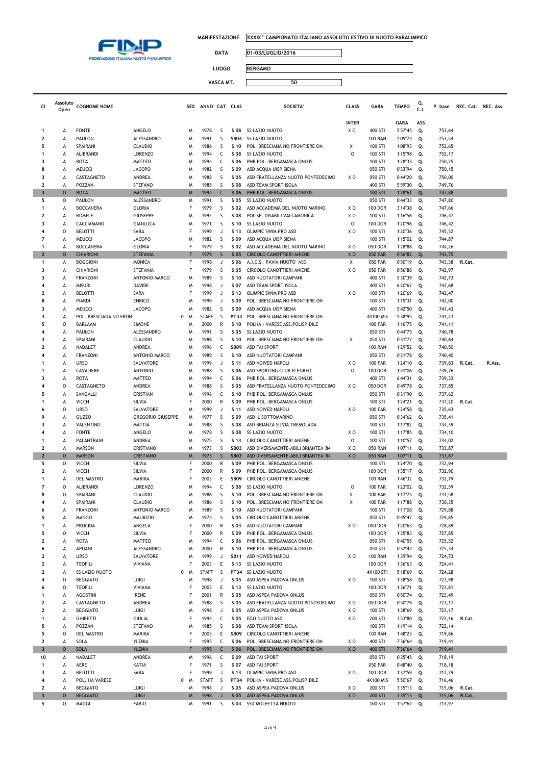FEDERAZIONE ITALIANA NUOTO PARALIMPICO

MANIFESTAZIONE: XXXIX° CAMPIONATO ITALIANO ASSOLUTO ESTIVO DI NUOTO PARALIMPICO

DATA: 01-03/LUGLIO/2016

LUOGO: BERGAMO

VASCA MT.: 50

| Cl | Assoluto Open | COGNOME NOME | | SEX | ANNO | CAT | CLAS | SOCIETA' | CLASS | GARA | TEMPO | Q. C.I. | P. base | REC. Cat. | REC. Ass. |
|---|---|---|---|---|---|---|---|---|---|---|---|---|---|---|---|
| | | | | | | | | | INTER | | GARA | ASS | | | |
| 1 | A | FONTE | ANGELO | M | 1978 | S | S 08 | SS LAZIO NUOTO | X O | 400 STI | 5'57"45 | Q. | 753,64 | | |
| 2 | A | PAULON | ALESSANDRO | M | 1991 | S | SB04 | SS LAZIO NUOTO | | 100 RAN | 2'05"74 | Q. | 753,54 | | |
| 5 | A | SPAIRANI | CLAUDIO | M | 1986 | S | S 10 | POL. BRESCIANA NO FRONTIERE ON | X | 100 STI | 1'08"93 | Q. | 752,65 | | |
| 1 | A | ALIBRANDI | LORENZO | M | 1994 | C | S 08 | SS LAZIO NUOTO | O | 100 STI | 1'15"98 | Q. | 752,17 | | |
| 3 | A | ROTA | MATTEO | M | 1994 | C | S 06 | PHB POL. BERGAMASCA ONLUS | | 100 STI | 1'28"33 | Q. | 750,25 | | |
| 8 | A | MEUCCI | JACOPO | M | 1982 | S | S 09 | ASD ACQUA UISP SIENA | | 050 STI | 0'33"94 | Q. | 750,15 | | |
| 3 | A | CASTAGNETO | ANDREA | M | 1988 | S | S 05 | ASD FRATELLANZA NUOTO PONTEDECIMO | X O | 050 STI | 0'44"20 | Q. | 750,00 | | |
| 2 | A | POZZAN | STEFANO | M | 1985 | S | S 08 | ASD TEAM SPORT ISOLA | | 400 STI | 5'59"30 | Q. | 749,76 | | |
| 3 | O | ROTA | MATTEO | M | 1994 | C | S 06 | PHB POL. BERGAMASCA ONLUS | | 100 STI | 1'28"61 | Q. | 747,88 | | |
| 5 | O | PAULON | ALESSANDRO | M | 1991 | S | S 05 | SS LAZIO NUOTO | | 050 STI | 0'44"33 | Q. | 747,80 | | |
| 1 | A | BOCCANERA | GLORIA | F | 1979 | S | S 02 | ASD ACCADEMIA DEL NUOTO MARINO | X O | 100 DOR | 3'14"38 | Q. | 747,66 | | |
| 2 | A | ROMELE | GIUSEPPE | M | 1992 | S | S 08 | POLISP. DISABILI VALCAMONICA | X O | 100 STI | 1'16"56 | Q. | 746,47 | | |
| 3 | A | CACCIAMANO | GIANLUCA | M | 1971 | S | S 10 | SS LAZIO NUOTO | O | 100 DOR | 1'20"96 | Q. | 746,42 | | |
| 4 | O | BELOTTI | SARA | F | 1999 | J | S 13 | OLIMPIC SWIM PRO ASD | X O | 100 STI | 1'20"36 | Q. | 745,52 | | |
| 7 | A | MEUCCI | JACOPO | M | 1982 | S | S 09 | ASD ACQUA UISP SIENA | | 100 STI | 1'15"02 | Q. | 744,87 | | |
| 1 | A | BOCCANERA | GLORIA | F | 1979 | S | S 02 | ASD ACCADEMIA DEL NUOTO MARINO | X O | 050 DOR | 1'28"88 | Q. | 744,26 | | |
| 2 | O | CHIARIONI | STEFANIA | F | 1979 | S | S 05 | CIRCOLO CANOTTIERI ANIENE | X O | 050 FAR | 0'56"82 | Q. | 743,75 | | |
| 1 | A | BOGGIONI | MONICA | F | 1998 | J | S 06 | A.I.C.S. PAVIA NUOTO ASD | X | 050 FAR | 0'50"19 | Q. | 743,38 | R.Cat. | |
| 3 | A | CHIARIONI | STEFANIA | F | 1979 | S | S 05 | CIRCOLO CANOTTIERI ANIENE | X O | 050 FAR | 0'56"88 | Q. | 742,97 | | |
| 3 | A | FRANZONI | ANTONIO MARCO | M | 1989 | S | S 10 | ASD NUOTATORI CAMPANI | | 400 STI | 5'30"39 | Q. | 742,73 | | |
| 4 | A | MISURI | DAVIDE | M | 1998 | J | S 07 | ASD TEAM SPORT ISOLA | | 400 STI | 6'20"62 | Q. | 742,68 | | |
| 2 | A | BELOTTI | SARA | F | 1999 | J | S 13 | OLIMPIC SWIM PRO ASD | X O | 100 STI | 1'20"69 | Q. | 742,47 | | |
| 8 | A | PIARDI | ENRICO | M | 1999 | J | S 09 | POL. BRESCIANA NO FRONTIERE ON | | 100 STI | 1'15"31 | Q. | 742,00 | | |
| 3 | A | MEUCCI | JACOPO | M | 1982 | S | S 09 | ASD ACQUA UISP SIENA | | 400 STI | 5'42"50 | Q. | 741,43 | | |
| 3 | A | POL. BRESCIANA NO FRONT | 0 | M | STAFF | S | PT34 | POL. BRESCIANA NO FRONTIERE ON | | 4X100 MIS | 5'38"95 | Q. | 741,23 | | |
| 5 | O | BARLAAM | SIMONE | M | 2000 | R | S 10 | POLHA - VARESE ASS.POLISP.DILE | | 100 FAR | 1'16"75 | Q. | 741,11 | | |
| 4 | A | PAULON | ALESSANDRO | M | 1991 | S | S 05 | SS LAZIO NUOTO | | 050 STI | 0'44"75 | Q. | 740,78 | | |
| 3 | A | SPAIRANI | CLAUDIO | M | 1986 | S | S 10 | POL. BRESCIANA NO FRONTIERE ON | X | 050 STI | 0'31"77 | Q. | 740,64 | | |
| 2 | A | NADALET | ANDREA | M | 1996 | C | SB09 | ASD FAI SPORT | | 100 RAN | 1'29"52 | Q. | 740,50 | | |
| 4 | A | FRANZONI | ANTONIO MARCO | M | 1989 | S | S 10 | ASD NUOTATORI CAMPANI | | 050 STI | 0'31"78 | Q. | 740,40 | | |
| 1 | A | URSO | SALVATORE | M | 1999 | J | S 11 | ASD NOIVED NAPOLI | X O | 100 FAR | 1'24"10 | Q. | 739,83 | R.Cat. | R.Ass. |
| 1 | A | CAVALIERE | ANTONIO | M | 1988 | S | S 06 | ASD SPORTING CLUB FLEGREO | O | 100 DOR | 1'41"06 | Q. | 739,76 | | |
| 3 | A | ROTA | MATTEO | M | 1994 | C | S 06 | PHB POL. BERGAMASCA ONLUS | | 400 STI | 6'44"31 | Q. | 739,33 | | |
| 4 | O | CASTAGNETO | ANDREA | M | 1988 | S | S 05 | ASD FRATELLANZA NUOTO PONTEDECIMO | X O | 050 DOR | 0'49"78 | Q. | 737,85 | | |
| 5 | A | SANGALLI | CRISTIAN | M | 1996 | C | S 10 | PHB POL. BERGAMASCA ONLUS | | 050 STI | 0'31"90 | Q. | 737,62 | | |
| 1 | A | VICCH | SILVIA | F | 2000 | R | S 09 | PHB POL. BERGAMASCA ONLUS | | 100 STI | 1'24"21 | Q. | 737,20 | R.Cat. | |
| 6 | O | URSO | SALVATORE | M | 1999 | J | S 11 | ASD NOIVED NAPOLI | X O | 100 FAR | 1'24"58 | Q. | 735,63 | | |
| 9 | A | GUZZO | GREGORIO GIUSEPPE | M | 1977 | S | S 09 | ASD IL SOTTOMARINO | | 050 STI | 0'34"62 | Q. | 735,41 | | |
| 3 | A | VALENTINO | MATTIA | M | 1988 | S | S 08 | ASD BRIANZA SILVIA TREMOLADA | | 100 STI | 1'17"82 | Q. | 734,39 | | |
| 4 | A | FONTE | ANGELO | M | 1978 | S | S 08 | SS LAZIO NUOTO | X O | 100 STI | 1'17"85 | Q. | 734,10 | | |
| 1 | A | PALANTRANI | ANDREA | M | 1975 | S | S 13 | CIRCOLO CANOTTIERI ANIENE | O | 100 STI | 1'10"57 | Q. | 734,02 | | |
| 2 | A | MARSON | CRISTIANO | M | 1973 | S | SB03 | ASD DIVERSAMENTE-ABILI BRIANTEA '84 | X O | 050 RAN | 1'07"11 | Q. | 733,87 | | |
| 2 | O | MARSON | CRISTIANO | M | 1973 | S | SB03 | ASD DIVERSAMENTE-ABILI BRIANTEA '84 | X O | 050 RAN | 1'07"11 | Q. | 733,87 | | |
| 5 | O | VICCH | SILVIA | F | 2000 | R | S 09 | PHB POL. BERGAMASCA ONLUS | | 100 STI | 1'24"70 | Q. | 732,94 | | |
| 2 | A | VICCH | SILVIA | F | 2000 | R | S 09 | PHB POL. BERGAMASCA ONLUS | | 100 DOR | 1'35"17 | Q. | 732,90 | | |
| 1 | A | DEL MASTRO | MARIKA | F | 2003 | E | SB09 | CIRCOLO CANOTTIERI ANIENE | | 100 RAN | 1'46"32 | Q. | 732,79 | | |
| 7 | O | ALIBRANDI | LORENZO | M | 1994 | C | S 08 | SS LAZIO NUOTO | O | 100 FAR | 1'23"02 | Q. | 732,59 | | |
| 8 | O | SPAIRANI | CLAUDIO | M | 1986 | S | S 10 | POL. BRESCIANA NO FRONTIERE ON | X | 100 FAR | 1'17"75 | Q. | 731,58 | | |
| 4 | A | SPAIRANI | CLAUDIO | M | 1986 | S | S 10 | POL. BRESCIANA NO FRONTIERE ON | X | 100 FAR | 1'17"88 | Q. | 730,35 | | |
| 6 | A | FRANZONI | ANTONIO MARCO | M | 1989 | S | S 10 | ASD NUOTATORI CAMPANI | | 100 STI | 1'11"08 | Q. | 729,88 | | |
| 5 | A | MANGO | MAURIZIO | M | 1974 | S | S 05 | CIRCOLO CANOTTIERI ANIENE | | 050 STI | 0'45"42 | Q. | 729,85 | | |
| 1 | A | PROCIDA | ANGELA | F | 2000 | R | S 03 | ASD NUOTATORI CAMPANI | X O | 050 DOR | 1'20"63 | Q. | 728,89 | | |
| 5 | O | VICCH | SILVIA | F | 2000 | R | S 09 | PHB POL. BERGAMASCA ONLUS | | 100 DOR | 1'35"83 | Q. | 727,85 | | |
| 2 | A | ROTA | MATTEO | M | 1994 | C | S 06 | PHB POL. BERGAMASCA ONLUS | | 050 STI | 0'40"55 | Q. | 725,52 | | |
| 6 | A | APUANI | ALESSANDRO | M | 2000 | R | S 10 | PHB POL. BERGAMASCA ONLUS | | 050 STI | 0'32"44 | Q. | 725,34 | | |
| 2 | A | URSO | SALVATORE | M | 1999 | J | SB11 | ASD NOIVED NAPOLI | X O | 100 RAN | 1'39"94 | Q. | 724,73 | | |
| 2 | A | TEOFILI | VIVIANA | F | 2003 | E | S 13 | SS LAZIO NUOTO | | 100 DOR | 1'36"63 | Q. | 724,41 | | |
| 2 | A | SS LAZIO NUOTO | 0 | M | STAFF | S | PT34 | SS LAZIO NUOTO | | 4X100 STI | 5'18"69 | Q. | 724,28 | | |
| 4 | O | BEGGIATO | LUIGI | M | 1998 | J | S 05 | ASD ASPEA PADOVA ONLUS | X O | 100 STI | 1'38"58 | Q. | 723,98 | | |
| 6 | O | TEOFILI | VIVIANA | F | 2003 | E | S 13 | SS LAZIO NUOTO | | 100 DOR | 1'36"71 | Q. | 723,81 | | |
| 1 | A | AGOSTINI | IRENE | F | 2001 | R | S 05 | ASD ASPEA PADOVA ONLUS | | 050 STI | 0'50"74 | Q. | 723,49 | | |
| 2 | A | CASTAGNETO | ANDREA | M | 1988 | S | S 05 | ASD FRATELLANZA NUOTO PONTEDECIMO | X O | 050 DOR | 0'50"79 | Q. | 723,17 | | |
| 2 | A | BEGGIATO | LUIGI | M | 1998 | J | S 05 | ASD ASPEA PADOVA ONLUS | X O | 100 STI | 1'38"69 | Q. | 723,17 | | |
| 1 | A | GHIRETTI | GIULIA | F | 1994 | C | S 05 | EGO NUOTO ASD | X O | 200 STI | 3'53"80 | Q. | 722,16 | R.Cat. | |
| 5 | A | POZZAN | STEFANO | M | 1985 | S | S 08 | ASD TEAM SPORT ISOLA | | 100 STI | 1'19"14 | Q. | 722,14 | | |
| 5 | O | DEL MASTRO | MARIKA | F | 2003 | E | SB09 | CIRCOLO CANOTTIERI ANIENE | | 100 RAN | 1'48"23 | Q. | 719,86 | | |
| 2 | A | SOLA | YLENIA | F | 1995 | C | S 06 | POL. BRESCIANA NO FRONTIERE ON | X O | 400 STI | 7'36"64 | Q. | 719,41 | | |
| 3 | O | SOLA | YLENIA | F | 1995 | C | S 06 | POL. BRESCIANA NO FRONTIERE ON | X O | 400 STI | 7'36"64 | Q. | 719,41 | | |
| 10 | A | NADALET | ANDREA | M | 1996 | C | S 09 | ASD FAI SPORT | | 050 STI | 0'35"45 | Q. | 718,19 | | |
| 1 | A | AERE | KATIA | F | 1971 | S | S 07 | ASD FAI SPORT | | 050 FAR | 0'48"40 | Q. | 718,18 | | |
| 3 | A | BELOTTI | SARA | F | 1999 | J | S 13 | OLIMPIC SWIM PRO ASD | X O | 100 DOR | 1'37"59 | Q. | 717,29 | | |
| 4 | A | POL. HA VARESE | 0 | M | STAFF | S | PT34 | POLHA - VARESE ASS.POLISP.DILE | | 4X100 MIS | 5'50"67 | Q. | 716,46 | | |
| 2 | A | BEGGIATO | LUIGI | M | 1998 | J | S 05 | ASD ASPEA PADOVA ONLUS | X O | 200 STI | 3'35"13 | Q. | 715,06 | R.Cat. | |
| 3 | O | BEGGIATO | LUIGI | M | 1998 | J | S 05 | ASD ASPEA PADOVA ONLUS | X O | 200 STI | 3'35"13 | Q. | 715,06 | R.Cat. | |
| 5 | O | MAGGI | FABIO | M | 1991 | S | S 04 | SSD MOLFETTA NUOTO | | 100 STI | 1'57"67 | Q. | 714,97 | | |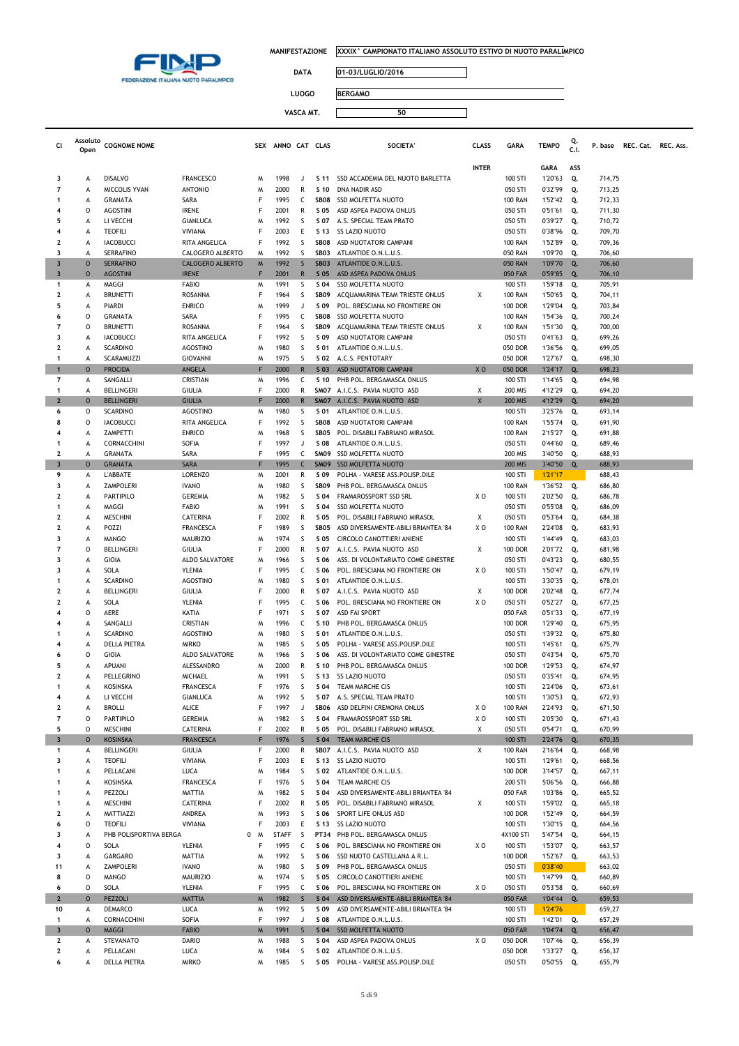FEDERAZIONE ITALIANA NUOTO PARALIMPICO

| | |
|---|---|
| MANIFESTAZIONE | XXXIX° CAMPIONATO ITALIANO ASSOLUTO ESTIVO DI NUOTO PARALIMPICO |
| DATA | 01-03/LUGLIO/2016 |
| LUOGO | BERGAMO |
| VASCA MT. | 50 |

| Cl | Assoluto Open | COGNOME NOME | | SEX | ANNO | CAT | CLAS | SOCIETA' | CLASS | GARA | TEMPO | Q. C.I. | P. base | REC. Cat. | REC. Ass. |
|---|---|---|---|---|---|---|---|---|---|---|---|---|---|---|---|
| | | | | | | | | | INTER | | GARA | ASS | | | |
| 3 | A | DISALVO | FRANCESCO | M | 1998 | J | S 11 | SSD ACCADEMIA DEL NUOTO BARLETTA | | 100 STI | 1'20"63 | Q. | 714,75 | | |
| 7 | A | MICCOLIS YVAN | ANTONIO | M | 2000 | R | S 10 | DNA NADIR ASD | | 050 STI | 0'32"99 | Q. | 713,25 | | |
| 1 | A | GRANATA | SARA | F | 1995 | C | SB08 | SSD MOLFETTA NUOTO | | 100 RAN | 1'52"42 | Q. | 712,33 | | |
| 4 | O | AGOSTINI | IRENE | F | 2001 | R | S 05 | ASD ASPEA PADOVA ONLUS | | 050 STI | 0'51"61 | Q. | 711,30 | | |
| 5 | A | LI VECCHI | GIANLUCA | M | 1992 | S | S 07 | A.S. SPECIAL TEAM PRATO | | 050 STI | 0'39"27 | Q. | 710,72 | | |
| 4 | A | TEOFILI | VIVIANA | F | 2003 | E | S 13 | SS LAZIO NUOTO | | 050 STI | 0'38"96 | Q. | 709,70 | | |
| 2 | A | IACOBUCCI | RITA ANGELICA | F | 1992 | S | SB08 | ASD NUOTATORI CAMPANI | | 100 RAN | 1'52"89 | Q. | 709,36 | | |
| 3 | A | SERRAFINO | CALOGERO ALBERTO | M | 1992 | S | SB03 | ATLANTIDE O.N.L.U.S. | | 050 RAN | 1'09"70 | Q. | 706,60 | | |
| 3 | O | SERRAFINO | CALOGERO ALBERTO | M | 1992 | S | SB03 | ATLANTIDE O.N.L.U.S. | | 050 RAN | 1'09"70 | Q. | 706,60 | | |
| 3 | O | AGOSTINI | IRENE | F | 2001 | R | S 05 | ASD ASPEA PADOVA ONLUS | | 050 FAR | 0'59"85 | Q. | 706,10 | | |
| 1 | A | MAGGI | FABIO | M | 1991 | S | S 04 | SSD MOLFETTA NUOTO | | 100 STI | 1'59"18 | Q. | 705,91 | | |
| 2 | A | BRUNETTI | ROSANNA | F | 1964 | S | SB09 | ACQUAMARINA TEAM TRIESTE ONLUS | X | 100 RAN | 1'50"65 | Q. | 704,11 | | |
| 5 | A | PIARDI | ENRICO | M | 1999 | J | S 09 | POL. BRESCIANA NO FRONTIERE ON | | 100 DOR | 1'29"04 | Q. | 703,84 | | |
| 6 | O | GRANATA | SARA | F | 1995 | C | SB08 | SSD MOLFETTA NUOTO | | 100 RAN | 1'54"36 | Q. | 700,24 | | |
| 7 | O | BRUNETTI | ROSANNA | F | 1964 | S | SB09 | ACQUAMARINA TEAM TRIESTE ONLUS | X | 100 RAN | 1'51"30 | Q. | 700,00 | | |
| 3 | A | IACOBUCCI | RITA ANGELICA | F | 1992 | S | S 09 | ASD NUOTATORI CAMPANI | | 050 STI | 0'41"63 | Q. | 699,26 | | |
| 2 | A | SCARDINO | AGOSTINO | M | 1980 | S | S 01 | ATLANTIDE O.N.L.U.S. | | 050 DOR | 1'36"56 | Q. | 699,05 | | |
| 1 | A | SCARAMUZZI | GIOVANNI | M | 1975 | S | S 02 | A.C.S. PENTOTARY | | 050 DOR | 1'27"67 | Q. | 698,30 | | |
| 1 | O | PROCIDA | ANGELA | F | 2000 | R | S 03 | ASD NUOTATORI CAMPANI | X O | 050 DOR | 1'24"17 | Q. | 698,23 | | |
| 7 | A | SANGALLI | CRISTIAN | M | 1996 | C | S 10 | PHB POL. BERGAMASCA ONLUS | | 100 STI | 1'14"65 | Q. | 694,98 | | |
| 1 | A | BELLINGERI | GIULIA | F | 2000 | R | SM07 | A.I.C.S. PAVIA NUOTO ASD | X | 200 MIS | 4'12"29 | Q. | 694,20 | | |
| 2 | O | BELLINGERI | GIULIA | F | 2000 | R | SM07 | A.I.C.S. PAVIA NUOTO ASD | X | 200 MIS | 4'12"29 | Q. | 694,20 | | |
| 6 | O | SCARDINO | AGOSTINO | M | 1980 | S | S 01 | ATLANTIDE O.N.L.U.S. | | 100 STI | 3'25"76 | Q. | 693,14 | | |
| 8 | O | IACOBUCCI | RITA ANGELICA | F | 1992 | S | SB08 | ASD NUOTATORI CAMPANI | | 100 RAN | 1'55"74 | Q. | 691,90 | | |
| 4 | A | ZAMPETTI | ENRICO | M | 1968 | S | SB05 | POL. DISABILI FABRIANO MIRASOL | | 100 RAN | 2'15"27 | Q. | 691,88 | | |
| 1 | A | CORNACCHINI | SOFIA | F | 1997 | J | S 08 | ATLANTIDE O.N.L.U.S. | | 050 STI | 0'44"60 | Q. | 689,46 | | |
| 2 | A | GRANATA | SARA | F | 1995 | C | SM09 | SSD MOLFETTA NUOTO | | 200 MIS | 3'40"50 | Q. | 688,93 | | |
| 3 | O | GRANATA | SARA | F | 1995 | C | SM09 | SSD MOLFETTA NUOTO | | 200 MIS | 3'40"50 | Q. | 688,93 | | |
| 9 | A | L'ABBATE | LORENZO | M | 2001 | R | S 09 | POLHA - VARESE ASS.POLISP.DILE | | 100 STI | 1'21"17 | | 688,43 | | |
| 3 | A | ZAMPOLERI | IVANO | M | 1980 | S | SB09 | PHB POL. BERGAMASCA ONLUS | | 100 RAN | 1'36"52 | Q. | 686,80 | | |
| 2 | A | PARTIPILO | GEREMIA | M | 1982 | S | S 04 | FRAMAROSSPORT SSD SRL | X O | 100 STI | 2'02"50 | Q. | 686,78 | | |
| 1 | A | MAGGI | FABIO | M | 1991 | S | S 04 | SSD MOLFETTA NUOTO | | 050 STI | 0'55"08 | Q. | 686,09 | | |
| 2 | A | MESCHINI | CATERINA | F | 2002 | R | S 05 | POL. DISABILI FABRIANO MIRASOL | X | 050 STI | 0'53"64 | Q. | 684,38 | | |
| 2 | A | POZZI | FRANCESCA | F | 1989 | S | SB05 | ASD DIVERSAMENTE-ABILI BRIANTEA '84 | X O | 100 RAN | 2'24"08 | Q. | 683,93 | | |
| 3 | A | MANGO | MAURIZIO | M | 1974 | S | S 05 | CIRCOLO CANOTTIERI ANIENE | | 100 STI | 1'44"49 | Q. | 683,03 | | |
| 7 | O | BELLINGERI | GIULIA | F | 2000 | R | S 07 | A.I.C.S. PAVIA NUOTO ASD | X | 100 DOR | 2'01"72 | Q. | 681,98 | | |
| 3 | A | GIOIA | ALDO SALVATORE | M | 1966 | S | S 06 | ASS. DI VOLONTARIATO COME GINESTRE | | 050 STI | 0'43"23 | Q. | 680,55 | | |
| 3 | A | SOLA | YLENIA | F | 1995 | C | S 06 | POL. BRESCIANA NO FRONTIERE ON | X O | 100 STI | 1'50"47 | Q. | 679,19 | | |
| 1 | A | SCARDINO | AGOSTINO | M | 1980 | S | S 01 | ATLANTIDE O.N.L.U.S. | | 100 STI | 3'30"35 | Q. | 678,01 | | |
| 2 | A | BELLINGERI | GIULIA | F | 2000 | R | S 07 | A.I.C.S. PAVIA NUOTO ASD | X | 100 DOR | 2'02"48 | Q. | 677,74 | | |
| 2 | A | SOLA | YLENIA | F | 1995 | C | S 06 | POL. BRESCIANA NO FRONTIERE ON | X O | 050 STI | 0'52"27 | Q. | 677,25 | | |
| 4 | O | AERE | KATIA | F | 1971 | S | S 07 | ASD FAI SPORT | | 050 FAR | 0'51"33 | Q. | 677,19 | | |
| 4 | A | SANGALLI | CRISTIAN | M | 1996 | C | S 10 | PHB POL. BERGAMASCA ONLUS | | 100 DOR | 1'29"40 | Q. | 675,95 | | |
| 1 | A | SCARDINO | AGOSTINO | M | 1980 | S | S 01 | ATLANTIDE O.N.L.U.S. | | 050 STI | 1'39"32 | Q. | 675,80 | | |
| 4 | A | DELLA PIETRA | MIRKO | M | 1985 | S | S 05 | POLHA - VARESE ASS.POLISP.DILE | | 100 STI | 1'45"61 | Q. | 675,79 | | |
| 6 | O | GIOIA | ALDO SALVATORE | M | 1966 | S | S 06 | ASS. DI VOLONTARIATO COME GINESTRE | | 050 STI | 0'43"54 | Q. | 675,70 | | |
| 5 | A | APUANI | ALESSANDRO | M | 2000 | R | S 10 | PHB POL. BERGAMASCA ONLUS | | 100 DOR | 1'29"53 | Q. | 674,97 | | |
| 2 | A | PELLEGRINO | MICHAEL | M | 1991 | S | S 13 | SS LAZIO NUOTO | | 050 STI | 0'35"41 | Q. | 674,95 | | |
| 1 | A | KOSINSKA | FRANCESCA | F | 1976 | S | S 04 | TEAM MARCHE CIS | | 100 STI | 2'24"06 | Q. | 673,61 | | |
| 4 | A | LI VECCHI | GIANLUCA | M | 1992 | S | S 07 | A.S. SPECIAL TEAM PRATO | | 100 STI | 1'30"53 | Q. | 672,93 | | |
| 2 | A | BROLLI | ALICE | F | 1997 | J | SB06 | ASD DELFINI CREMONA ONLUS | X O | 100 RAN | 2'24"93 | Q. | 671,50 | | |
| 7 | O | PARTIPILO | GEREMIA | M | 1982 | S | S 04 | FRAMAROSSPORT SSD SRL | X O | 100 STI | 2'05"30 | Q. | 671,43 | | |
| 5 | O | MESCHINI | CATERINA | F | 2002 | R | S 05 | POL. DISABILI FABRIANO MIRASOL | X | 050 STI | 0'54"71 | Q. | 670,99 | | |
| 3 | O | KOSINSKA | FRANCESCA | F | 1976 | S | S 04 | TEAM MARCHE CIS | | 100 STI | 2'24"76 | Q. | 670,35 | | |
| 1 | A | BELLINGERI | GIULIA | F | 2000 | R | SB07 | A.I.C.S. PAVIA NUOTO ASD | X | 100 RAN | 2'16"64 | Q. | 668,98 | | |
| 3 | A | TEOFILI | VIVIANA | F | 2003 | E | S 13 | SS LAZIO NUOTO | | 100 STI | 1'29"61 | Q. | 668,56 | | |
| 1 | A | PELLACANI | LUCA | M | 1984 | S | S 02 | ATLANTIDE O.N.L.U.S. | | 100 DOR | 3'14"57 | Q. | 667,11 | | |
| 1 | A | KOSINSKA | FRANCESCA | F | 1976 | S | S 04 | TEAM MARCHE CIS | | 200 STI | 5'06"56 | Q. | 666,88 | | |
| 1 | A | PEZZOLI | MATTIA | M | 1982 | S | S 04 | ASD DIVERSAMENTE-ABILI BRIANTEA '84 | | 050 FAR | 1'03"86 | Q. | 665,52 | | |
| 1 | A | MESCHINI | CATERINA | F | 2002 | R | S 05 | POL. DISABILI FABRIANO MIRASOL | X | 100 STI | 1'59"02 | Q. | 665,18 | | |
| 2 | A | MATTIAZZI | ANDREA | M | 1993 | S | S 06 | SPORT LIFE ONLUS ASD | | 100 DOR | 1'52"49 | Q. | 664,59 | | |
| 6 | O | TEOFILI | VIVIANA | F | 2003 | E | S 13 | SS LAZIO NUOTO | | 100 STI | 1'30"15 | Q. | 664,56 | | |
| 3 | A | PHB POLISPORTIVA BERGA | 0 | M | STAFF | S | PT34 | PHB POL. BERGAMASCA ONLUS | | 4X100 STI | 5'47"54 | Q. | 664,15 | | |
| 4 | O | SOLA | YLENIA | F | 1995 | C | S 06 | POL. BRESCIANA NO FRONTIERE ON | X O | 100 STI | 1'53"07 | Q. | 663,57 | | |
| 3 | A | GARGARO | MATTIA | M | 1992 | S | S 06 | SSD NUOTO CASTELLANA A R.L. | | 100 DOR | 1'52"67 | Q. | 663,53 | | |
| 11 | A | ZAMPOLERI | IVANO | M | 1980 | S | S 09 | PHB POL. BERGAMASCA ONLUS | | 050 STI | 0'38"40 | | 663,02 | | |
| 8 | O | MANGO | MAURIZIO | M | 1974 | S | S 05 | CIRCOLO CANOTTIERI ANIENE | | 100 STI | 1'47"99 | Q. | 660,89 | | |
| 6 | O | SOLA | YLENIA | F | 1995 | C | S 06 | POL. BRESCIANA NO FRONTIERE ON | X O | 050 STI | 0'53"58 | Q. | 660,69 | | |
| 2 | O | PEZZOLI | MATTIA | M | 1982 | S | S 04 | ASD DIVERSAMENTE-ABILI BRIANTEA '84 | | 050 FAR | 1'04"44 | Q. | 659,53 | | |
| 10 | A | DEMARCO | LUCA | M | 1992 | S | S 09 | ASD DIVERSAMENTE-ABILI BRIANTEA '84 | | 100 STI | 1'24"76 | | 659,27 | | |
| 1 | A | CORNACCHINI | SOFIA | F | 1997 | J | S 08 | ATLANTIDE O.N.L.U.S. | | 100 STI | 1'42"01 | Q. | 657,29 | | |
| 3 | O | MAGGI | FABIO | M | 1991 | S | S 04 | SSD MOLFETTA NUOTO | | 050 FAR | 1'04"74 | Q. | 656,47 | | |
| 2 | A | STEVANATO | DARIO | M | 1988 | S | S 04 | ASD ASPEA PADOVA ONLUS | X O | 050 DOR | 1'07"46 | Q. | 656,39 | | |
| 2 | A | PELLACANI | LUCA | M | 1984 | S | S 02 | ATLANTIDE O.N.L.U.S. | | 050 DOR | 1'33"27 | Q. | 656,37 | | |
| 6 | A | DELLA PIETRA | MIRKO | M | 1985 | S | S 05 | POLHA - VARESE ASS.POLISP.DILE | | 050 STI | 0'50"55 | Q. | 655,79 | | |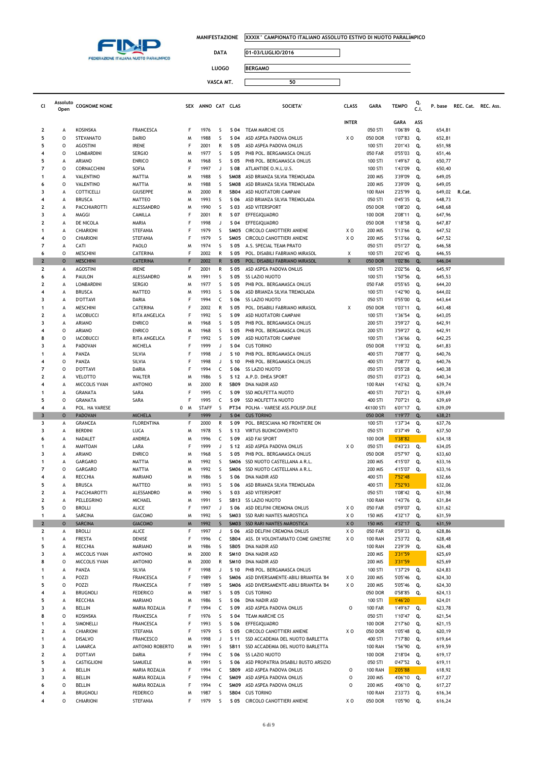MANIFESTAZIONE XXXIX° CAMPIONATO ITALIANO ASSOLUTO ESTIVO DI NUOTO PARALIMPICO

DATA 01-03/LUGLIO/2016

LUOGO BERGAMO

VASCA MT. 50

| Cl | Assoluto Open | COGNOME NOME | | SEX | ANNO | CAT | CLAS | SOCIETA' | CLASS | GARA | TEMPO | Q. C.I. | P. base | REC. Cat. | REC. Ass. |
|---|---|---|---|---|---|---|---|---|---|---|---|---|---|---|---|
| | | | | | | | | | INTER | | GARA | ASS | | | |
| 2 | A | KOSINSKA | FRANCESCA | F | 1976 | S | S 04 | TEAM MARCHE CIS | | 050 STI | 1'06"89 | Q. | 654,81 | | |
| 5 | O | STEVANATO | DARIO | M | 1988 | S | S 04 | ASD ASPEA PADOVA ONLUS | X O | 050 DOR | 1'07"83 | Q. | 652,81 | | |
| 5 | O | AGOSTINI | IRENE | F | 2001 | R | S 05 | ASD ASPEA PADOVA ONLUS | | 100 STI | 2'01"43 | Q. | 651,98 | | |
| 4 | O | LOMBARDINI | SERGIO | M | 1977 | S | S 05 | PHB POL. BERGAMASCA ONLUS | | 050 FAR | 0'55"03 | Q. | 651,46 | | |
| 5 | A | ARIANO | ENRICO | M | 1968 | S | S 05 | PHB POL. BERGAMASCA ONLUS | | 100 STI | 1'49"67 | Q. | 650,77 | | |
| 7 | O | CORNACCHINI | SOFIA | F | 1997 | J | S 08 | ATLANTIDE O.N.L.U.S. | | 100 STI | 1'43"09 | Q. | 650,40 | | |
| 1 | A | VALENTINO | MATTIA | M | 1988 | S | SM08 | ASD BRIANZA SILVIA TREMOLADA | | 200 MIS | 3'39"09 | Q. | 649,05 | | |
| 6 | O | VALENTINO | MATTIA | M | 1988 | S | SM08 | ASD BRIANZA SILVIA TREMOLADA | | 200 MIS | 3'39"09 | Q. | 649,05 | | |
| 3 | A | COTTICELLI | GIUSEPPE | M | 2000 | R | SB04 | ASD NUOTATORI CAMPANI | | 100 RAN | 2'25"99 | Q. | 649,02 | R.Cat. | |
| 4 | A | BRUSCA | MATTEO | M | 1993 | S | S 06 | ASD BRIANZA SILVIA TREMOLADA | | 050 STI | 0'45"35 | Q. | 648,73 | | |
| 2 | A | PACCHIAROTTI | ALESSANDRO | M | 1990 | S | S 03 | ASD VITERSPORT | | 050 DOR | 1'08"20 | Q. | 648,68 | | |
| 3 | A | MAGGI | CAMILLA | F | 2001 | R | S 07 | EFFEGIQUADRO | | 100 DOR | 2'08"11 | Q. | 647,96 | | |
| 2 | A | DE NICOLA | MARIA | F | 1998 | J | S 04 | EFFEGIQUADRO | | 050 DOR | 1'18"58 | Q. | 647,87 | | |
| 1 | A | CHIARIONI | STEFANIA | F | 1979 | S | SM05 | CIRCOLO CANOTTIERI ANIENE | X O | 200 MIS | 5'13"66 | Q. | 647,52 | | |
| 4 | O | CHIARIONI | STEFANIA | F | 1979 | S | SM05 | CIRCOLO CANOTTIERI ANIENE | X O | 200 MIS | 5'13"66 | Q. | 647,52 | | |
| 7 | A | CATI | PAOLO | M | 1974 | S | S 05 | A.S. SPECIAL TEAM PRATO | | 050 STI | 0'51"27 | Q. | 646,58 | | |
| 6 | O | MESCHINI | CATERINA | F | 2002 | R | S 05 | POL. DISABILI FABRIANO MIRASOL | X | 100 STI | 2'02"45 | Q. | 646,55 | | |
| 2 | O | MESCHINI | CATERINA | F | 2002 | R | S 05 | POL. DISABILI FABRIANO MIRASOL | X | 050 DOR | 1'02"86 | Q. | 646,04 | | |
| 2 | A | AGOSTINI | IRENE | F | 2001 | R | S 05 | ASD ASPEA PADOVA ONLUS | | 100 STI | 2'02"56 | Q. | 645,97 | | |
| 6 | A | PAULON | ALESSANDRO | M | 1991 | S | S 05 | SS LAZIO NUOTO | | 100 STI | 1'50"56 | Q. | 645,53 | | |
| 2 | A | LOMBARDINI | SERGIO | M | 1977 | S | S 05 | PHB POL. BERGAMASCA ONLUS | | 050 FAR | 0'55"65 | Q. | 644,20 | | |
| 4 | A | BRUSCA | MATTEO | M | 1993 | S | S 06 | ASD BRIANZA SILVIA TREMOLADA | | 100 STI | 1'42"90 | Q. | 644,02 | | |
| 3 | A | D'OTTAVI | DARIA | F | 1994 | C | S 06 | SS LAZIO NUOTO | | 050 STI | 0'55"00 | Q. | 643,64 | | |
| 1 | A | MESCHINI | CATERINA | F | 2002 | R | S 05 | POL. DISABILI FABRIANO MIRASOL | X | 050 DOR | 1'03"11 | Q. | 643,48 | | |
| 2 | A | IACOBUCCI | RITA ANGELICA | F | 1992 | S | S 09 | ASD NUOTATORI CAMPANI | | 100 STI | 1'36"54 | Q. | 643,05 | | |
| 3 | A | ARIANO | ENRICO | M | 1968 | S | S 05 | PHB POL. BERGAMASCA ONLUS | | 200 STI | 3'59"27 | Q. | 642,91 | | |
| 4 | O | ARIANO | ENRICO | M | 1968 | S | S 05 | PHB POL. BERGAMASCA ONLUS | | 200 STI | 3'59"27 | Q. | 642,91 | | |
| 8 | O | IACOBUCCI | RITA ANGELICA | F | 1992 | S | S 09 | ASD NUOTATORI CAMPANI | | 100 STI | 1'36"66 | Q. | 642,25 | | |
| 3 | A | PADOVAN | MICHELA | F | 1999 | J | S 04 | CUS TORINO | | 050 DOR | 1'19"32 | Q. | 641,83 | | |
| 1 | A | PANZA | SILVIA | F | 1998 | J | S 10 | PHB POL. BERGAMASCA ONLUS | | 400 STI | 7'08"77 | Q. | 640,76 | | |
| 4 | O | PANZA | SILVIA | F | 1998 | J | S 10 | PHB POL. BERGAMASCA ONLUS | | 400 STI | 7'08"77 | Q. | 640,76 | | |
| 7 | O | D'OTTAVI | DARIA | F | 1994 | C | S 06 | SS LAZIO NUOTO | | 050 STI | 0'55"28 | Q. | 640,38 | | |
| 2 | A | VELOTTO | WALTER | M | 1986 | S | S 12 | A.P.D. DHEA SPORT | | 050 STI | 0'37"23 | Q. | 640,34 | | |
| 4 | A | MICCOLIS YVAN | ANTONIO | M | 2000 | R | SB09 | DNA NADIR ASD | | 100 RAN | 1'43"62 | Q. | 639,74 | | |
| 1 | A | GRANATA | SARA | F | 1995 | C | S 09 | SSD MOLFETTA NUOTO | | 400 STI | 7'07"21 | Q. | 639,69 | | |
| 5 | O | GRANATA | SARA | F | 1995 | C | S 09 | SSD MOLFETTA NUOTO | | 400 STI | 7'07"21 | Q. | 639,69 | | |
| 4 | A | POL. HA VARESE | | 0 M | STAFF | S | PT34 | POLHA - VARESE ASS.POLISP.DILE | | 4X100 STI | 6'01"17 | Q. | 639,09 | | |
| 3 | O | PADOVAN | MICHELA | F | 1999 | J | S 04 | CUS TORINO | | 050 DOR | 1'19"77 | Q. | 638,21 | | |
| 3 | A | GRANCEA | FLORENTINA | F | 2000 | R | S 09 | POL. BRESCIANA NO FRONTIERE ON | | 100 STI | 1'37"34 | Q. | 637,76 | | |
| 3 | A | BERDINI | LUCA | M | 1978 | S | S 13 | VIRTUS BUONCONVENTO | | 050 STI | 0'37"49 | Q. | 637,50 | | |
| 6 | A | NADALET | ANDREA | M | 1996 | C | S 09 | ASD FAI SPORT | | 100 DOR | 1'38"82 | | 634,18 | | |
| 1 | A | MANTOAN | LARA | F | 1999 | J | S 12 | ASD ASPEA PADOVA ONLUS | X O | 050 STI | 0'43"23 | Q. | 634,05 | | |
| 3 | A | ARIANO | ENRICO | M | 1968 | S | S 05 | PHB POL. BERGAMASCA ONLUS | | 050 DOR | 0'57"97 | Q. | 633,60 | | |
| 1 | A | GARGARO | MATTIA | M | 1992 | S | SM06 | SSD NUOTO CASTELLANA A R.L. | | 200 MIS | 4'15"07 | Q. | 633,16 | | |
| 7 | O | GARGARO | MATTIA | M | 1992 | S | SM06 | SSD NUOTO CASTELLANA A R.L. | | 200 MIS | 4'15"07 | Q. | 633,16 | | |
| 4 | A | RECCHIA | MARIANO | M | 1986 | S | S 06 | DNA NADIR ASD | | 400 STI | 7'52"48 | | 632,66 | | |
| 5 | A | BRUSCA | MATTEO | M | 1993 | S | S 06 | ASD BRIANZA SILVIA TREMOLADA | | 400 STI | 7'52"93 | | 632,06 | | |
| 2 | A | PACCHIAROTTI | ALESSANDRO | M | 1990 | S | S 03 | ASD VITERSPORT | | 050 STI | 1'08"42 | Q. | 631,98 | | |
| 2 | A | PELLEGRINO | MICHAEL | M | 1991 | S | SB13 | SS LAZIO NUOTO | | 100 RAN | 1'43"76 | Q. | 631,84 | | |
| 5 | O | BROLLI | ALICE | F | 1997 | J | S 06 | ASD DELFINI CREMONA ONLUS | X O | 050 FAR | 0'59"07 | Q. | 631,62 | | |
| 1 | A | SARCINA | GIACOMO | M | 1992 | S | SM03 | SSD RARI NANTES MAROSTICA | X O | 150 MIS | 4'32"17 | Q. | 631,59 | | |
| 2 | O | SARCINA | GIACOMO | M | 1992 | S | SM03 | SSD RARI NANTES MAROSTICA | X O | 150 MIS | 4'32"17 | Q. | 631,59 | | |
| 2 | A | BROLLI | ALICE | F | 1997 | J | S 06 | ASD DELFINI CREMONA ONLUS | X O | 050 FAR | 0'59"33 | Q. | 628,86 | | |
| 1 | A | FRESTA | DENISE | F | 1996 | C | SB04 | ASS. DI VOLONTARIATO COME GINESTRE | X O | 100 RAN | 2'53"72 | Q. | 628,48 | | |
| 5 | A | RECCHIA | MARIANO | M | 1986 | S | SB05 | DNA NADIR ASD | | 100 RAN | 2'29"39 | Q. | 626,48 | | |
| 3 | A | MICCOLIS YVAN | ANTONIO | M | 2000 | R | SM10 | DNA NADIR ASD | | 200 MIS | 3'31"59 | | 625,69 | | |
| 8 | O | MICCOLIS YVAN | ANTONIO | M | 2000 | R | SM10 | DNA NADIR ASD | | 200 MIS | 3'31"59 | | 625,69 | | |
| 1 | A | PANZA | SILVIA | F | 1998 | J | S 10 | PHB POL. BERGAMASCA ONLUS | | 100 STI | 1'37"29 | Q. | 624,83 | | |
| 1 | A | POZZI | FRANCESCA | F | 1989 | S | SM06 | ASD DIVERSAMENTE-ABILI BRIANTEA '84 | X O | 200 MIS | 5'05"46 | Q. | 624,30 | | |
| 5 | O | POZZI | FRANCESCA | F | 1989 | S | SM06 | ASD DIVERSAMENTE-ABILI BRIANTEA '84 | X O | 200 MIS | 5'05"46 | Q. | 624,30 | | |
| 4 | A | BRUGNOLI | FEDERICO | M | 1987 | S | S 05 | CUS TORINO | | 050 DOR | 0'58"85 | Q. | 624,13 | | |
| 5 | A | RECCHIA | MARIANO | M | 1986 | S | S 06 | DNA NADIR ASD | | 100 STI | 1'46"20 | | 624,01 | | |
| 3 | A | BELLIN | MARIA ROZALIA | F | 1994 | C | S 09 | ASD ASPEA PADOVA ONLUS | O | 100 FAR | 1'49"67 | Q. | 623,78 | | |
| 8 | O | KOSINSKA | FRANCESCA | F | 1976 | S | S 04 | TEAM MARCHE CIS | | 050 STI | 1'10"47 | Q. | 621,54 | | |
| 1 | A | SIMONELLI | FRANCESCA | F | 1993 | S | S 06 | EFFEGIQUADRO | | 100 DOR | 2'17"60 | Q. | 621,15 | | |
| 2 | A | CHIARIONI | STEFANIA | F | 1979 | S | S 05 | CIRCOLO CANOTTIERI ANIENE | X O | 050 DOR | 1'05"48 | Q. | 620,19 | | |
| 1 | A | DISALVO | FRANCESCO | M | 1998 | J | S 11 | SSD ACCADEMIA DEL NUOTO BARLETTA | | 400 STI | 7'17"80 | Q. | 619,64 | | |
| 3 | A | LAMARCA | ANTONIO ROBERTO | M | 1991 | S | SB11 | SSD ACCADEMIA DEL NUOTO BARLETTA | | 100 RAN | 1'56"90 | Q. | 619,59 | | |
| 2 | A | D'OTTAVI | DARIA | F | 1994 | C | S 06 | SS LAZIO NUOTO | | 100 DOR | 2'18"04 | Q. | 619,17 | | |
| 5 | A | CASTIGLIONI | SAMUELE | M | 1991 | S | S 06 | ASD PROPATRIA DISABILI BUSTO ARSIZIO | | 050 STI | 0'47"52 | Q. | 619,11 | | |
| 3 | A | BELLIN | MARIA ROZALIA | F | 1994 | C | SB09 | ASD ASPEA PADOVA ONLUS | O | 100 RAN | 2'05"88 | | 618,92 | | |
| 3 | A | BELLIN | MARIA ROZALIA | F | 1994 | C | SM09 | ASD ASPEA PADOVA ONLUS | O | 200 MIS | 4'06"10 | Q. | 617,27 | | |
| 6 | O | BELLIN | MARIA ROZALIA | F | 1994 | C | SM09 | ASD ASPEA PADOVA ONLUS | O | 200 MIS | 4'06"10 | Q. | 617,27 | | |
| 4 | A | BRUGNOLI | FEDERICO | M | 1987 | S | SB04 | CUS TORINO | | 100 RAN | 2'33"73 | Q. | 616,34 | | |
| 4 | O | CHIARIONI | STEFANIA | F | 1979 | S | S 05 | CIRCOLO CANOTTIERI ANIENE | X O | 050 DOR | 1'05"90 | Q. | 616,24 | | |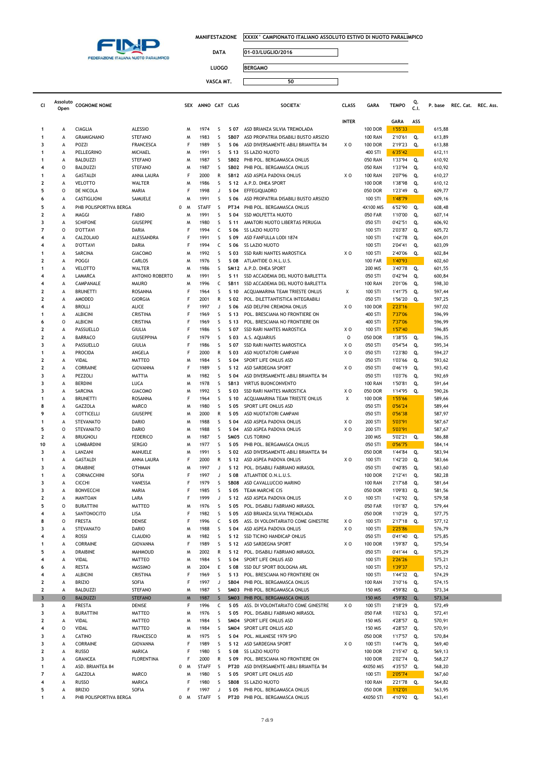FEDERAZIONE ITALIANA NUOTO PARALIMPICO

MANIFESTAZIONE: XXXIX° CAMPIONATO ITALIANO ASSOLUTO ESTIVO DI NUOTO PARALIMPICO

DATA: 01-03/LUGLIO/2016

LUOGO: BERGAMO

VASCA MT.: 50

| Cl | Assoluto Open | COGNOME NOME | | SEX | ANNO | CAT | CLAS | SOCIETA' | CLASS | GARA | TEMPO | Q. C.I. | P. base | REC. Cat. | REC. Ass. |
|---|---|---|---|---|---|---|---|---|---|---|---|---|---|---|---|
| | | | | | | | | | INTER | | GARA | ASS | | | |
| 1 | A | CIAGLIA | ALESSIO | M | 1974 | S | S 07 | ASD BRIANZA SILVIA TREMOLADA | | 100 DOR | 1'55"33 | | 615,88 | | |
| 1 | A | GRAMIGNANO | STEFANO | M | 1983 | S | SB07 | ASD PROPATRIA DISABILI BUSTO ARSIZIO | | 100 RAN | 2'10"61 | Q. | 613,89 | | |
| 3 | A | POZZI | FRANCESCA | F | 1989 | S | S 06 | ASD DIVERSAMENTE-ABILI BRIANTEA '84 | X O | 100 DOR | 2'19"23 | Q. | 613,88 | | |
| 1 | A | PELLEGRINO | MICHAEL | M | 1991 | S | S 13 | SS LAZIO NUOTO | | 400 STI | 6'35"42 | | 612,11 | | |
| 1 | A | BALDUZZI | STEFANO | M | 1987 | S | SB02 | PHB POL. BERGAMASCA ONLUS | | 050 RAN | 1'33"94 | Q. | 610,92 | | |
| 4 | O | BALDUZZI | STEFANO | M | 1987 | S | SB02 | PHB POL. BERGAMASCA ONLUS | | 050 RAN | 1'33"94 | Q. | 610,92 | | |
| 1 | A | GASTALDI | ANNA LAURA | F | 2000 | R | SB12 | ASD ASPEA PADOVA ONLUS | X O | 100 RAN | 2'07"96 | Q. | 610,27 | | |
| 2 | A | VELOTTO | WALTER | M | 1986 | S | S 12 | A.P.D. DHEA SPORT | | 100 DOR | 1'38"98 | Q. | 610,12 | | |
| 5 | O | DE NICOLA | MARIA | F | 1998 | J | S 04 | EFFEGIQUADRO | | 050 DOR | 1'23"49 | Q. | 609,77 | | |
| 6 | A | CASTIGLIONI | SAMUELE | M | 1991 | S | S 06 | ASD PROPATRIA DISABILI BUSTO ARSIZIO | | 100 STI | 1'48"79 | | 609,16 | | |
| 5 | A | PHB POLISPORTIVA BERGA | 0 | M | STAFF | S | PT34 | PHB POL. BERGAMASCA ONLUS | | 4X100 MIS | 6'52"90 | Q. | 608,48 | | |
| 2 | A | MAGGI | FABIO | M | 1991 | S | S 04 | SSD MOLFETTA NUOTO | | 050 FAR | 1'10"00 | Q. | 607,14 | | |
| 3 | A | SCHIFONE | GIUSEPPE | M | 1980 | S | S 11 | AMATORI NUOTO LIBERTAS PERUGIA | | 050 STI | 0'42"51 | Q. | 606,92 | | |
| 7 | O | D'OTTAVI | DARIA | F | 1994 | C | S 06 | SS LAZIO NUOTO | | 100 STI | 2'03"87 | Q. | 605,72 | | |
| 4 | A | CALZOLAIO | ALESSANDRA | F | 1991 | S | S 09 | ASD FANFULLA LODI 1874 | | 100 STI | 1'42"78 | Q. | 604,01 | | |
| 4 | A | D'OTTAVI | DARIA | F | 1994 | C | S 06 | SS LAZIO NUOTO | | 100 STI | 2'04"41 | Q. | 603,09 | | |
| 1 | A | SARCINA | GIACOMO | M | 1992 | S | S 03 | SSD RARI NANTES MAROSTICA | X O | 100 STI | 2'40"06 | Q. | 602,84 | | |
| 2 | A | POGGI | CARLOS | M | 1976 | S | S 08 | ATLANTIDE O.N.L.U.S. | | 100 FAR | 1'40"93 | | 602,60 | | |
| 1 | A | VELOTTO | WALTER | M | 1986 | S | SM12 | A.P.D. DHEA SPORT | | 200 MIS | 3'40"78 | Q. | 601,55 | | |
| 4 | A | LAMARCA | ANTONIO ROBERTO | M | 1991 | S | S 11 | SSD ACCADEMIA DEL NUOTO BARLETTA | | 050 STI | 0'42"94 | Q. | 600,84 | | |
| 4 | A | CAMPANALE | MAURO | M | 1996 | C | SB11 | SSD ACCADEMIA DEL NUOTO BARLETTA | | 100 RAN | 2'01"06 | Q. | 598,30 | | |
| 2 | A | BRUNETTI | ROSANNA | F | 1964 | S | S 10 | ACQUAMARINA TEAM TRIESTE ONLUS | X | 100 STI | 1'41"75 | Q. | 597,44 | | |
| 2 | A | AMODEO | GIORGIA | F | 2001 | R | S 02 | POL. DILETTANTISTICA INTEGRABILI | | 050 STI | 1'56"20 | Q. | 597,25 | | |
| 4 | A | BROLLI | ALICE | F | 1997 | J | S 06 | ASD DELFINI CREMONA ONLUS | X O | 100 DOR | 2'23"16 | | 597,02 | | |
| 1 | A | ALBICINI | CRISTINA | F | 1969 | S | S 13 | POL. BRESCIANA NO FRONTIERE ON | | 400 STI | 7'37"06 | | 596,99 | | |
| 6 | O | ALBICINI | CRISTINA | F | 1969 | S | S 13 | POL. BRESCIANA NO FRONTIERE ON | | 400 STI | 7'37"06 | | 596,99 | | |
| 2 | A | PASSUELLO | GIULIA | F | 1986 | S | S 07 | SSD RARI NANTES MAROSTICA | X O | 100 STI | 1'57"40 | | 596,85 | | |
| 2 | A | BARRACO | GIUSEPPINA | F | 1979 | S | S 03 | A.S. AQUARIUS | O | 050 DOR | 1'38"55 | Q. | 596,35 | | |
| 3 | A | PASSUELLO | GIULIA | F | 1986 | S | S 07 | SSD RARI NANTES MAROSTICA | X O | 050 STI | 0'54"54 | Q. | 595,34 | | |
| 1 | A | PROCIDA | ANGELA | F | 2000 | R | S 03 | ASD NUOTATORI CAMPANI | X O | 050 STI | 1'23"80 | Q. | 594,27 | | |
| 2 | A | VIDAL | MATTEO | M | 1984 | S | S 04 | SPORT LIFE ONLUS ASD | | 050 STI | 1'03"66 | Q. | 593,62 | | |
| 2 | A | CORRAINE | GIOVANNA | F | 1989 | S | S 12 | ASD SARDEGNA SPORT | X O | 050 STI | 0'46"19 | Q. | 593,42 | | |
| 3 | A | PEZZOLI | MATTIA | M | 1982 | S | S 04 | ASD DIVERSAMENTE-ABILI BRIANTEA '84 | | 050 STI | 1'03"76 | Q. | 592,69 | | |
| 3 | A | BERDINI | LUCA | M | 1978 | S | SB13 | VIRTUS BUONCONVENTO | | 100 RAN | 1'50"81 | Q. | 591,64 | | |
| 3 | A | SARCINA | GIACOMO | M | 1992 | S | S 03 | SSD RARI NANTES MAROSTICA | X O | 050 DOR | 1'14"95 | Q. | 590,26 | | |
| 1 | A | BRUNETTI | ROSANNA | F | 1964 | S | S 10 | ACQUAMARINA TEAM TRIESTE ONLUS | X | 100 DOR | 1'55"66 | | 589,66 | | |
| 8 | A | GAZZOLA | MARCO | M | 1980 | S | S 05 | SPORT LIFE ONLUS ASD | | 050 STI | 0'56"24 | | 589,44 | | |
| 9 | A | COTTICELLI | GIUSEPPE | M | 2000 | R | S 05 | ASD NUOTATORI CAMPANI | | 050 STI | 0'56"38 | | 587,97 | | |
| 1 | A | STEVANATO | DARIO | M | 1988 | S | S 04 | ASD ASPEA PADOVA ONLUS | X O | 200 STI | 5'03"91 | | 587,67 | | |
| 5 | O | STEVANATO | DARIO | M | 1988 | S | S 04 | ASD ASPEA PADOVA ONLUS | X O | 200 STI | 5'03"91 | | 587,67 | | |
| 2 | A | BRUGNOLI | FEDERICO | M | 1987 | S | SM05 | CUS TORINO | | 200 MIS | 5'02"21 | Q. | 586,88 | | |
| 10 | A | LOMBARDINI | SERGIO | M | 1977 | S | S 05 | PHB POL. BERGAMASCA ONLUS | | 050 STI | 0'56"75 | | 584,14 | | |
| 3 | A | LANZANI | MANUELE | M | 1991 | S | S 02 | ASD DIVERSAMENTE-ABILI BRIANTEA '84 | | 050 DOR | 1'44"84 | Q. | 583,94 | | |
| 1 | A | GASTALDI | ANNA LAURA | F | 2000 | R | S 12 | ASD ASPEA PADOVA ONLUS | X O | 100 STI | 1'42"20 | Q. | 583,66 | | |
| 3 | A | DRAIBINE | OTHMAN | M | 1997 | J | S 12 | POL. DISABILI FABRIANO MIRASOL | | 050 STI | 0'40"85 | Q. | 583,60 | | |
| 1 | A | CORNACCHINI | SOFIA | F | 1997 | J | S 08 | ATLANTIDE O.N.L.U.S. | | 100 DOR | 2'12"41 | Q. | 582,28 | | |
| 3 | A | CICCHI | VANESSA | F | 1979 | S | SB08 | ASD CAVALLUCCIO MARINO | | 100 RAN | 2'17"68 | Q. | 581,64 | | |
| 3 | A | BONVECCHI | MARIA | F | 1985 | S | S 05 | TEAM MARCHE CIS | | 050 DOR | 1'09"83 | Q. | 581,56 | | |
| 2 | A | MANTOAN | LARA | F | 1999 | J | S 12 | ASD ASPEA PADOVA ONLUS | X O | 100 STI | 1'42"92 | Q. | 579,58 | | |
| 5 | O | BURATTINI | MATTEO | M | 1976 | S | S 05 | POL. DISABILI FABRIANO MIRASOL | | 050 FAR | 1'01"87 | Q. | 579,44 | | |
| 4 | A | SANTONOCITO | LISA | F | 1982 | S | S 05 | ASD BRIANZA SILVIA TREMOLADA | | 050 DOR | 1'10"29 | Q. | 577,75 | | |
| 8 | O | FRESTA | DENISE | F | 1996 | C | S 05 | ASS. DI VOLONTARIATO COME GINESTRE | X O | 100 STI | 2'17"18 | Q. | 577,12 | | |
| 3 | A | STEVANATO | DARIO | M | 1988 | S | S 04 | ASD ASPEA PADOVA ONLUS | X O | 100 STI | 2'25"86 | | 576,79 | | |
| 4 | A | ROSSI | CLAUDIO | M | 1982 | S | S 12 | SSD TICINO HANDICAP ONLUS | | 050 STI | 0'41"40 | Q. | 575,85 | | |
| 1 | A | CORRAINE | GIOVANNA | F | 1989 | S | S 12 | ASD SARDEGNA SPORT | X O | 100 DOR | 1'59"87 | Q. | 575,54 | | |
| 5 | A | DRAIBINE | MAHMOUD | M | 2002 | R | S 12 | POL. DISABILI FABRIANO MIRASOL | | 050 STI | 0'41"44 | Q. | 575,29 | | |
| 4 | A | VIDAL | MATTEO | M | 1984 | S | S 04 | SPORT LIFE ONLUS ASD | | 100 STI | 2'26"26 | | 575,21 | | |
| 6 | A | RESTA | MASSIMO | M | 2004 | E | S 08 | SSD DLF SPORT BOLOGNA ARL | | 100 STI | 1'39"37 | | 575,12 | | |
| 4 | A | ALBICINI | CRISTINA | F | 1969 | S | S 13 | POL. BRESCIANA NO FRONTIERE ON | | 100 STI | 1'44"32 | Q. | 574,29 | | |
| 2 | A | BRIZIO | SOFIA | F | 1997 | J | SB04 | PHB POL. BERGAMASCA ONLUS | | 100 RAN | 3'10"16 | Q. | 574,15 | | |
| 2 | A | BALDUZZI | STEFANO | M | 1987 | S | SM03 | PHB POL. BERGAMASCA ONLUS | | 150 MIS | 4'59"82 | Q. | 573,34 | | |
| 3 | O | BALDUZZI | STEFANO | M | 1987 | S | SM03 | PHB POL. BERGAMASCA ONLUS | | 150 MIS | 4'59"82 | Q. | 573,34 | | |
| 3 | A | FRESTA | DENISE | F | 1996 | C | S 05 | ASS. DI VOLONTARIATO COME GINESTRE | X O | 100 STI | 2'18"29 | Q. | 572,49 | | |
| 3 | A | BURATTINI | MATTEO | M | 1976 | S | S 05 | POL. DISABILI FABRIANO MIRASOL | | 050 FAR | 1'02"63 | Q. | 572,41 | | |
| 2 | A | VIDAL | MATTEO | M | 1984 | S | SM04 | SPORT LIFE ONLUS ASD | | 150 MIS | 4'28"57 | Q. | 570,91 | | |
| 4 | O | VIDAL | MATTEO | M | 1984 | S | SM04 | SPORT LIFE ONLUS ASD | | 150 MIS | 4'28"57 | Q. | 570,91 | | |
| 3 | A | CATINO | FRANCESCO | M | 1975 | S | S 04 | POL. MILANESE 1979 SPO | | 050 DOR | 1'17"57 | Q. | 570,84 | | |
| 3 | A | CORRAINE | GIOVANNA | F | 1989 | S | S 12 | ASD SARDEGNA SPORT | X O | 100 STI | 1'44"76 | Q. | 569,40 | | |
| 2 | A | RUSSO | MARICA | F | 1980 | S | S 08 | SS LAZIO NUOTO | | 100 DOR | 2'15"47 | Q. | 569,13 | | |
| 3 | A | GRANCEA | FLORENTINA | F | 2000 | R | S 09 | POL. BRESCIANA NO FRONTIERE ON | | 100 DOR | 2'02"74 | Q. | 568,27 | | |
| 1 | A | ASD. BRIANTEA 84 | 0 | M | STAFF | S | PT20 | ASD DIVERSAMENTE-ABILI BRIANTEA '84 | | 4X050 MIS | 4'35"57 | Q. | 568,20 | | |
| 7 | A | GAZZOLA | MARCO | M | 1980 | S | S 05 | SPORT LIFE ONLUS ASD | | 100 STI | 2'05"74 | | 567,60 | | |
| 4 | A | RUSSO | MARICA | F | 1980 | S | SB08 | SS LAZIO NUOTO | | 100 RAN | 2'21"78 | Q. | 564,82 | | |
| 5 | A | BRIZIO | SOFIA | F | 1997 | J | S 05 | PHB POL. BERGAMASCA ONLUS | | 050 DOR | 1'12"01 | | 563,95 | | |
| 1 | A | PHB POLISPORTIVA BERGA | 0 | M | STAFF | S | PT20 | PHB POL. BERGAMASCA ONLUS | | 4X050 STI | 4'10"92 | Q. | 563,41 | | |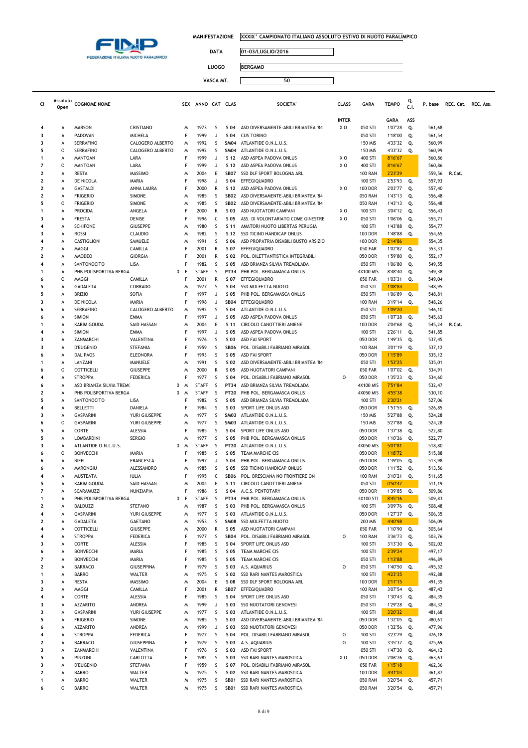**MANIFESTAZIONE** XXXIX° CAMPIONATO ITALIANO ASSOLUTO ESTIVO DI NUOTO PARALIMPICO

**DATA** 01-03/LUGLIO/2016

**LUOGO** BERGAMO

**VASCA MT.** 50

| Cl | Assoluto Open | COGNOME NOME | | | SEX | ANNO | CAT | CLAS | SOCIETA' | CLASS | GARA | TEMPO | Q. C.I. | P. base | REC. Cat. | REC. Ass. |
|---|---|---|---|---|---|---|---|---|---|---|---|---|---|---|---|---|
| | | | | | | | | | | INTER | | GARA | ASS | | | |
| 4 | A | MARSON | CRISTIANO | | M | 1973 | S | S 04 | ASD DIVERSAMENTE-ABILI BRIANTEA '84 | X O | 050 STI | 1'07"28 | Q. | 561,68 | | |
| 3 | A | PADOVAN | MICHELA | | F | 1999 | J | S 04 | CUS TORINO | | 050 STI | 1'18"00 | Q. | 561,54 | | |
| 3 | A | SERRAFINO | CALOGERO ALBERTO | | M | 1992 | S | SM04 | ATLANTIDE O.N.L.U.S. | | 150 MIS | 4'33"32 | Q. | 560,99 | | |
| 5 | O | SERRAFINO | CALOGERO ALBERTO | | M | 1992 | S | SM04 | ATLANTIDE O.N.L.U.S. | | 150 MIS | 4'33"32 | Q. | 560,99 | | |
| 1 | A | MANTOAN | LARA | | F | 1999 | J | S 12 | ASD ASPEA PADOVA ONLUS | X O | 400 STI | 8'16"67 | | 560,86 | | |
| 7 | O | MANTOAN | LARA | | F | 1999 | J | S 12 | ASD ASPEA PADOVA ONLUS | X O | 400 STI | 8'16"67 | | 560,86 | | |
| 2 | A | RESTA | MASSIMO | | M | 2004 | E | SB07 | SSD DLF SPORT BOLOGNA ARL | | 100 RAN | 2'23"29 | | 559,56 | R.Cat. | |
| 2 | A | DE NICOLA | MARIA | | F | 1998 | J | S 04 | EFFEGIQUADRO | | 100 STI | 2'53"93 | Q. | 557,93 | | |
| 2 | A | GASTALDI | ANNA LAURA | | F | 2000 | R | S 12 | ASD ASPEA PADOVA ONLUS | X O | 100 DOR | 2'03"77 | Q. | 557,40 | | |
| 2 | A | FRIGERIO | SIMONE | | M | 1985 | S | SB02 | ASD DIVERSAMENTE-ABILI BRIANTEA '84 | | 050 RAN | 1'43"13 | Q. | 556,48 | | |
| 5 | O | FRIGERIO | SIMONE | | M | 1985 | S | SB02 | ASD DIVERSAMENTE-ABILI BRIANTEA '84 | | 050 RAN | 1'43"13 | Q. | 556,48 | | |
| 1 | A | PROCIDA | ANGELA | | F | 2000 | R | S 03 | ASD NUOTATORI CAMPANI | X O | 100 STI | 3'04"12 | Q. | 556,43 | | |
| 3 | A | FRESTA | DENISE | | F | 1996 | C | S 05 | ASS. DI VOLONTARIATO COME GINESTRE | X O | 050 STI | 1'06"06 | Q. | 555,71 | | |
| 4 | A | SCHIFONE | GIUSEPPE | | M | 1980 | S | S 11 | AMATORI NUOTO LIBERTAS PERUGIA | | 100 STI | 1'43"88 | Q. | 554,77 | | |
| 3 | A | ROSSI | CLAUDIO | | M | 1982 | S | S 12 | SSD TICINO HANDICAP ONLUS | | 100 DOR | 1'48"88 | Q. | 554,65 | | |
| 4 | A | CASTIGLIONI | SAMUELE | | M | 1991 | S | S 06 | ASD PROPATRIA DISABILI BUSTO ARSIZIO | | 100 DOR | 2'14"86 | | 554,35 | | |
| 2 | A | MAGGI | CAMILLA | | F | 2001 | R | S 07 | EFFEGIQUADRO | | 050 FAR | 1'02"82 | Q. | 553,33 | | |
| 2 | A | AMODEO | GIORGIA | | F | 2001 | R | S 02 | POL. DILETTANTISTICA INTEGRABILI | | 050 DOR | 1'59"80 | Q. | 552,17 | | |
| 4 | A | SANTONOCITO | LISA | | F | 1982 | S | S 05 | ASD BRIANZA SILVIA TREMOLADA | | 050 STI | 1'06"80 | Q. | 549,55 | | |
| 1 | A | PHB POLISPORTIVA BERGA | | 0 | F | STAFF | S | PT34 | PHB POL. BERGAMASCA ONLUS | | 4X100 MIS | 8'48"40 | Q. | 549,38 | | |
| 6 | O | MAGGI | CAMILLA | | F | 2001 | R | S 07 | EFFEGIQUADRO | | 050 FAR | 1'03"31 | Q. | 549,04 | | |
| 5 | A | GADALETA | CORRADO | | M | 1977 | S | S 04 | SSD MOLFETTA NUOTO | | 050 STI | 1'08"84 | | 548,95 | | |
| 5 | A | BRIZIO | SOFIA | | F | 1997 | J | S 05 | PHB POL. BERGAMASCA ONLUS | | 050 STI | 1'06"89 | Q. | 548,81 | | |
| 3 | A | DE NICOLA | MARIA | | F | 1998 | J | SB04 | EFFEGIQUADRO | | 100 RAN | 3'19"14 | Q. | 548,26 | | |
| 6 | A | SERRAFINO | CALOGERO ALBERTO | | M | 1992 | S | S 04 | ATLANTIDE O.N.L.U.S. | | 050 STI | 1'09"20 | | 546,10 | | |
| 6 | A | SIMION | EMMA | | F | 1997 | J | S 05 | ASD ASPEA PADOVA ONLUS | | 050 STI | 1'07"28 | Q. | 545,63 | | |
| 1 | A | KARIM GOUDA | SAID HASSAN | | M | 2004 | E | S 11 | CIRCOLO CANOTTIERI ANIENE | | 100 DOR | 2'04"68 | Q. | 545,24 | R.Cat. | |
| 4 | A | SIMION | EMMA | | F | 1997 | J | S 05 | ASD ASPEA PADOVA ONLUS | | 100 STI | 2'26"11 | Q. | 541,85 | | |
| 3 | A | ZANMARCHI | VALENTINA | | F | 1976 | S | S 03 | ASD FAI SPORT | | 050 DOR | 1'49"35 | Q. | 537,45 | | |
| 3 | A | D'EUGENIO | STEFANIA | | F | 1959 | S | SB06 | POL. DISABILI FABRIANO MIRASOL | | 100 RAN | 3'01"19 | Q. | 537,12 | | |
| 6 | A | DAL PAOS | ELEONORA | | F | 1993 | S | S 05 | ASD FAI SPORT | | 050 DOR | 1'15"89 | | 535,12 | | |
| 1 | A | LANZANI | MANUELE | | M | 1991 | S | S 02 | ASD DIVERSAMENTE-ABILI BRIANTEA '84 | | 050 STI | 1'53"25 | | 535,01 | | |
| 6 | O | COTTICELLI | GIUSEPPE | | M | 2000 | R | S 05 | ASD NUOTATORI CAMPANI | | 050 FAR | 1'07"02 | Q. | 534,91 | | |
| 4 | A | STROPPA | FEDERICA | | F | 1977 | S | S 04 | POL. DISABILI FABRIANO MIRASOL | O | 050 DOR | 1'35"23 | Q. | 534,60 | | |
| 6 | A | ASD BRIANZA SILVIA TREM( | | 0 | M | STAFF | S | PT34 | ASD BRIANZA SILVIA TREMOLADA | | 4X100 MIS | 7'51"84 | | 532,47 | | |
| 2 | A | PHB POLISPORTIVA BERGA | | 0 | M | STAFF | S | PT20 | PHB POL. BERGAMASCA ONLUS | | 4X050 MIS | 4'55"38 | | 530,10 | | |
| 5 | A | SANTONOCITO | LISA | | F | 1982 | S | S 05 | ASD BRIANZA SILVIA TREMOLADA | | 100 STI | 2'30"21 | | 527,06 | | |
| 4 | A | BELLETTI | DANIELA | | F | 1984 | S | S 03 | SPORT LIFE ONLUS ASD | | 050 DOR | 1'51"55 | Q. | 526,85 | | |
| 3 | A | GASPARINI | YURI GIUSEPPE | | M | 1977 | S | SM03 | ATLANTIDE O.N.L.U.S. | | 150 MIS | 5'27"88 | Q. | 524,28 | | |
| 6 | O | GASPARINI | YURI GIUSEPPE | | M | 1977 | S | SM03 | ATLANTIDE O.N.L.U.S. | | 150 MIS | 5'27"88 | Q. | 524,28 | | |
| 5 | A | CORTE | ALESSIA | | F | 1985 | S | S 04 | SPORT LIFE ONLUS ASD | | 050 DOR | 1'37"38 | Q. | 522,80 | | |
| 5 | A | LOMBARDINI | SERGIO | | M | 1977 | S | S 05 | PHB POL. BERGAMASCA ONLUS | | 050 DOR | 1'10"26 | Q. | 522,77 | | |
| 3 | A | ATLANTIDE O.N.L.U.S. | | 0 | M | STAFF | S | PT20 | ATLANTIDE O.N.L.U.S. | | 4X050 MIS | 5'01"81 | | 518,80 | | |
| 6 | O | BONVECCHI | MARIA | | F | 1985 | S | S 05 | TEAM MARCHE CIS | | 050 DOR | 1'18"72 | | 515,88 | | |
| 6 | A | BIFFI | FRANCESCA | | F | 1997 | J | S 04 | PHB POL. BERGAMASCA ONLUS | | 050 DOR | 1'39"05 | Q. | 513,98 | | |
| 6 | A | MARONGIU | ALESSANDRO | | M | 1985 | S | S 05 | SSD TICINO HANDICAP ONLUS | | 050 DOR | 1'11"52 | Q. | 513,56 | | |
| 4 | A | MUSTEATA | IULIA | | F | 1995 | C | SB06 | POL. BRESCIANA NO FRONTIERE ON | | 100 RAN | 3'10"21 | Q. | 511,65 | | |
| 5 | A | KARIM GOUDA | SAID HASSAN | | M | 2004 | E | S 11 | CIRCOLO CANOTTIERI ANIENE | | 050 STI | 0'50"47 | | 511,19 | | |
| 7 | A | SCARAMUZZI | NUNZIAPIA | | F | 1986 | S | S 04 | A.C.S. PENTOTARY | | 050 DOR | 1'39"85 | Q. | 509,86 | | |
| 1 | A | PHB POLISPORTIVA BERGA | | 0 | F | STAFF | S | PT34 | PHB POL. BERGAMASCA ONLUS | | 4X100 STI | 8'45"16 | | 509,83 | | |
| 2 | A | BALDUZZI | STEFANO | | M | 1987 | S | S 03 | PHB POL. BERGAMASCA ONLUS | | 100 STI | 3'09"76 | Q. | 508,48 | | |
| 4 | A | GASPARINI | YURI GIUSEPPE | | M | 1977 | S | S 03 | ATLANTIDE O.N.L.U.S. | | 050 DOR | 1'27"37 | Q. | 506,35 | | |
| 2 | A | GADALETA | GAETANO | | M | 1953 | S | SM08 | SSD MOLFETTA NUOTO | | 200 MIS | 4'40"98 | | 506,09 | | |
| 4 | A | COTTICELLI | GIUSEPPE | | M | 2000 | R | S 05 | ASD NUOTATORI CAMPANI | | 050 FAR | 1'10"90 | Q. | 505,64 | | |
| 4 | A | STROPPA | FEDERICA | | F | 1977 | S | SB04 | POL. DISABILI FABRIANO MIRASOL | O | 100 RAN | 3'36"73 | Q. | 503,76 | | |
| 3 | A | CORTE | ALESSIA | | F | 1985 | S | S 04 | SPORT LIFE ONLUS ASD | | 100 STI | 3'13"30 | Q. | 502,02 | | |
| 6 | A | BONVECCHI | MARIA | | F | 1985 | S | S 05 | TEAM MARCHE CIS | | 100 STI | 2'39"24 | | 497,17 | | |
| 7 | A | BONVECCHI | MARIA | | F | 1985 | S | S 05 | TEAM MARCHE CIS | | 050 STI | 1'13"88 | | 496,89 | | |
| 2 | A | BARRACO | GIUSEPPINA | | F | 1979 | S | S 03 | A.S. AQUARIUS | O | 050 STI | 1'40"50 | Q. | 495,52 | | |
| 1 | A | BARRO | WALTER | | M | 1975 | S | S 02 | SSD RARI NANTES MAROSTICA | | 100 STI | 4'23"35 | | 492,88 | | |
| 3 | A | RESTA | MASSIMO | | M | 2004 | E | S 08 | SSD DLF SPORT BOLOGNA ARL | | 100 DOR | 2'11"15 | | 491,35 | | |
| 2 | A | MAGGI | CAMILLA | | F | 2001 | R | SB07 | EFFEGIQUADRO | | 100 RAN | 3'07"54 | Q. | 487,42 | | |
| 4 | A | CORTE | ALESSIA | | F | 1985 | S | S 04 | SPORT LIFE ONLUS ASD | | 050 STI | 1'30"43 | Q. | 484,35 | | |
| 3 | A | AZZARITO | ANDREA | | M | 1999 | J | S 03 | SSD NUOTATORI GENOVESI | | 050 STI | 1'29"28 | Q. | 484,32 | | |
| 3 | A | GASPARINI | YURI GIUSEPPE | | M | 1977 | S | S 03 | ATLANTIDE O.N.L.U.S. | | 100 STI | 3'20"32 | | 481,68 | | |
| 5 | A | FRIGERIO | SIMONE | | M | 1985 | S | S 03 | ASD DIVERSAMENTE-ABILI BRIANTEA '84 | | 050 DOR | 1'32"05 | Q. | 480,61 | | |
| 6 | A | AZZARITO | ANDREA | | M | 1999 | J | S 03 | SSD NUOTATORI GENOVESI | | 050 DOR | 1'32"56 | Q. | 477,96 | | |
| 4 | A | STROPPA | FEDERICA | | F | 1977 | S | S 04 | POL. DISABILI FABRIANO MIRASOL | O | 100 STI | 3'23"79 | Q. | 476,18 | | |
| 2 | A | BARRACO | GIUSEPPINA | | F | 1979 | S | S 03 | A.S. AQUARIUS | O | 100 STI | 3'35"37 | Q. | 475,69 | | |
| 3 | A | ZANMARCHI | VALENTINA | | F | 1976 | S | S 03 | ASD FAI SPORT | | 050 STI | 1'47"30 | Q. | 464,12 | | |
| 5 | A | PINZONI | CARLOTTA | | F | 1982 | S | S 03 | SSD RARI NANTES MAROSTICA | X O | 050 DOR | 2'06"76 | Q. | 463,63 | | |
| 3 | A | D'EUGENIO | STEFANIA | | F | 1959 | S | S 07 | POL. DISABILI FABRIANO MIRASOL | | 050 FAR | 1'15"18 | | 462,36 | | |
| 2 | A | BARRO | WALTER | | M | 1975 | S | S 02 | SSD RARI NANTES MAROSTICA | | 100 DOR | 4'41"03 | | 461,87 | | |
| 1 | A | BARRO | WALTER | | M | 1975 | S | SB01 | SSD RARI NANTES MAROSTICA | | 050 RAN | 3'20"54 | Q. | 457,71 | | |
| 6 | O | BARRO | WALTER | | M | 1975 | S | SB01 | SSD RARI NANTES MAROSTICA | | 050 RAN | 3'20"54 | Q. | 457,71 | | |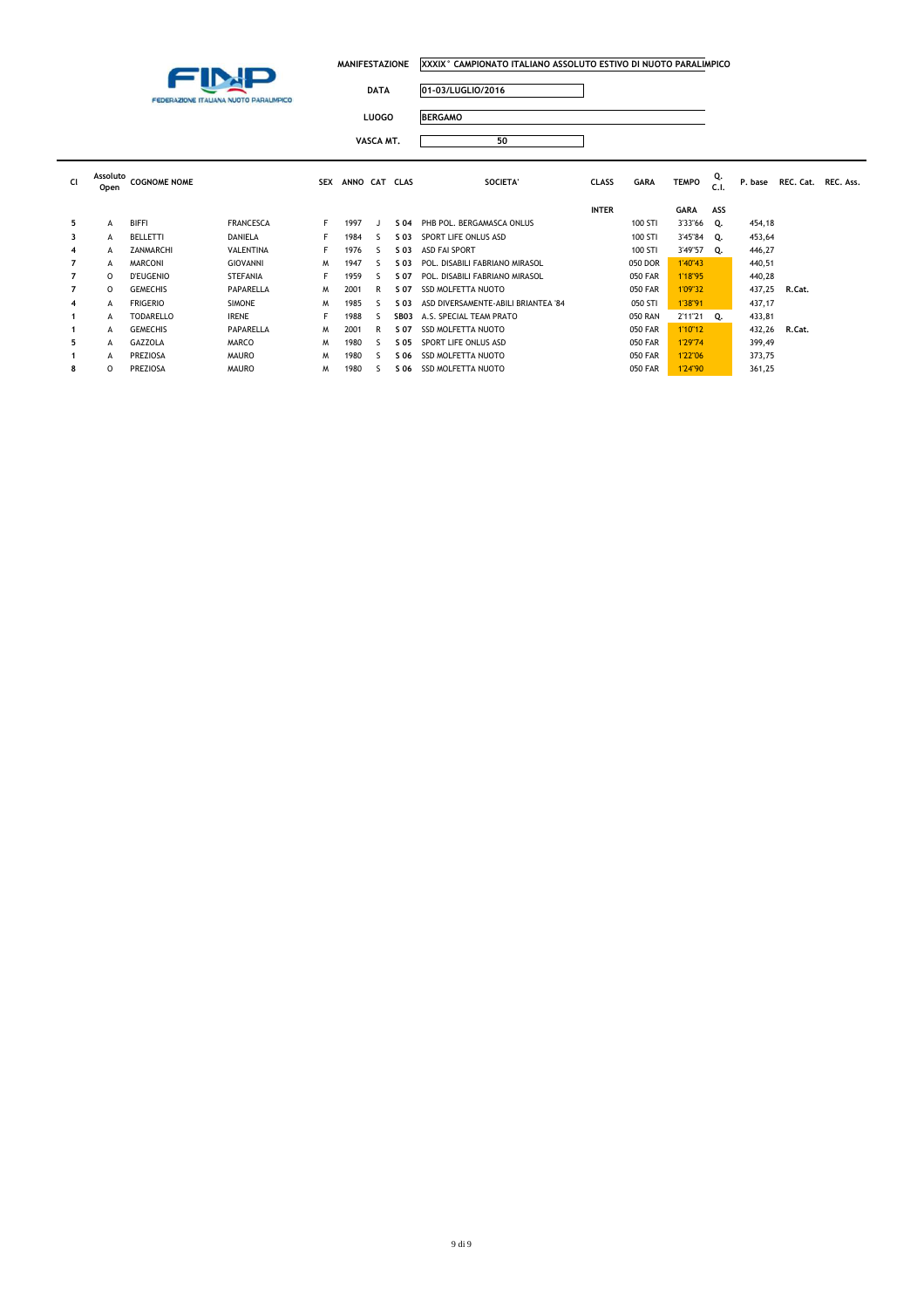**FEDERAZIONE ITALIANA NUOTO PARALIMPICO**

| | |
|---|---|
| MANIFESTAZIONE | XXXIX° CAMPIONATO ITALIANO ASSOLUTO ESTIVO DI NUOTO PARALIMPICO |
| DATA | 01-03/LUGLIO/2016 |
| LUOGO | BERGAMO |
| VASCA MT. | 50 |

| Cl | Assoluto Open | COGNOME NOME | | SEX | ANNO | CAT | CLAS | SOCIETA' | CLASS | GARA | TEMPO | Q. C.I. | P. base | REC. Cat. | REC. Ass. |
|---|---|---|---|---|---|---|---|---|---|---|---|---|---|---|---|
| | | | | | | | | | INTER | | GARA | ASS | | | |
| 5 | A | BIFFI | FRANCESCA | F | 1997 | J | S 04 | PHB POL. BERGAMASCA ONLUS | | 100 STI | 3'33"66 | Q. | 454,18 | | |
| 3 | A | BELLETTI | DANIELA | F | 1984 | S | S 03 | SPORT LIFE ONLUS ASD | | 100 STI | 3'45"84 | Q. | 453,64 | | |
| 4 | A | ZANMARCHI | VALENTINA | F | 1976 | S | S 03 | ASD FAI SPORT | | 100 STI | 3'49"57 | Q. | 446,27 | | |
| 7 | A | MARCONI | GIOVANNI | M | 1947 | S | S 03 | POL. DISABILI FABRIANO MIRASOL | | 050 DOR | 1'40"43 | | 440,51 | | |
| 7 | O | D'EUGENIO | STEFANIA | F | 1959 | S | S 07 | POL. DISABILI FABRIANO MIRASOL | | 050 FAR | 1'18"95 | | 440,28 | | |
| 7 | O | GEMECHIS | PAPARELLA | M | 2001 | R | S 07 | SSD MOLFETTA NUOTO | | 050 FAR | 1'09"32 | | 437,25 | R.Cat. | |
| 4 | A | FRIGERIO | SIMONE | M | 1985 | S | S 03 | ASD DIVERSAMENTE-ABILI BRIANTEA '84 | | 050 STI | 1'38"91 | | 437,17 | | |
| 1 | A | TODARELLO | IRENE | F | 1988 | S | SB03 | A.S. SPECIAL TEAM PRATO | | 050 RAN | 2'11"21 | Q. | 433,81 | | |
| 1 | A | GEMECHIS | PAPARELLA | M | 2001 | R | S 07 | SSD MOLFETTA NUOTO | | 050 FAR | 1'10"12 | | 432,26 | R.Cat. | |
| 5 | A | GAZZOLA | MARCO | M | 1980 | S | S 05 | SPORT LIFE ONLUS ASD | | 050 FAR | 1'29"74 | | 399,49 | | |
| 1 | A | PREZIOSA | MAURO | M | 1980 | S | S 06 | SSD MOLFETTA NUOTO | | 050 FAR | 1'22"06 | | 373,75 | | |
| 8 | O | PREZIOSA | MAURO | M | 1980 | S | S 06 | SSD MOLFETTA NUOTO | | 050 FAR | 1'24"90 | | 361,25 | | |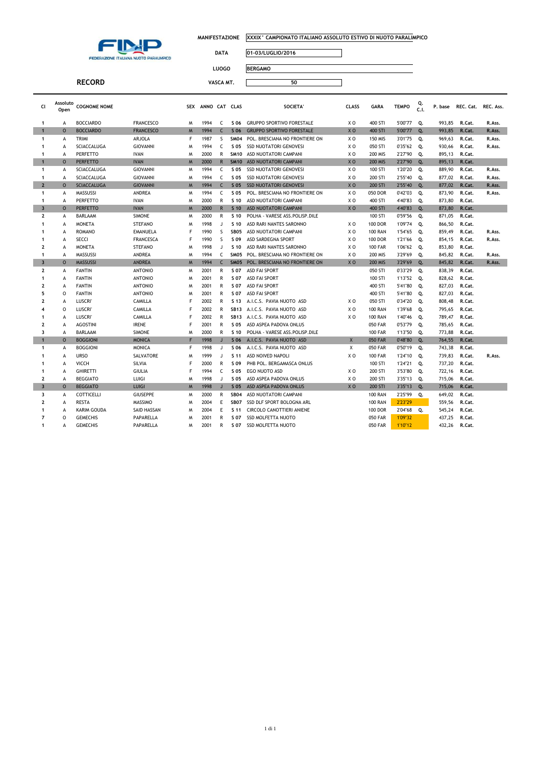FEDERAZIONE ITALIANA NUOTO PARALIMPICO

**MANIFESTAZIONE** XXXIX° CAMPIONATO ITALIANO ASSOLUTO ESTIVO DI NUOTO PARALIMPICO

**DATA** 01-03/LUGLIO/2016

**LUOGO** BERGAMO

**VASCA MT.** 50

## RECORD

| Cl | Assoluto Open | COGNOME NOME | | SEX | ANNO | CAT | CLAS | SOCIETA' | CLASS | GARA | TEMPO | Q. C.I. | P. base | REC. Cat. | REC. Ass. |
|---|---|---|---|---|---|---|---|---|---|---|---|---|---|---|---|
| 1 | A | BOCCIARDO | FRANCESCO | M | 1994 | C | S 06 | GRUPPO SPORTIVO FORESTALE | X O | 400 STI | 5'00"77 | Q. | 993,85 | R.Cat. | R.Ass. |
| 1 | O | BOCCIARDO | FRANCESCO | M | 1994 | C | S 06 | GRUPPO SPORTIVO FORESTALE | X O | 400 STI | 5'00"77 | Q. | 993,85 | R.Cat. | R.Ass. |
| 1 | A | TRIMI | ARJOLA | F | 1987 | S | SM04 | POL. BRESCIANA NO FRONTIERE ON | X O | 150 MIS | 3'01"75 | Q. | 969,63 | R.Cat. | R.Ass. |
| 1 | A | SCIACCALUGA | GIOVANNI | M | 1994 | C | S 05 | SSD NUOTATORI GENOVESI | X O | 050 STI | 0'35"62 | Q. | 930,66 | R.Cat. | R.Ass. |
| 1 | A | PERFETTO | IVAN | M | 2000 | R | SM10 | ASD NUOTATORI CAMPANI | X O | 200 MIS | 2'27"90 | Q. | 895,13 | R.Cat. | |
| 1 | O | PERFETTO | IVAN | M | 2000 | R | SM10 | ASD NUOTATORI CAMPANI | X O | 200 MIS | 2'27"90 | Q. | 895,13 | R.Cat. | |
| 1 | A | SCIACCALUGA | GIOVANNI | M | 1994 | C | S 05 | SSD NUOTATORI GENOVESI | X O | 100 STI | 1'20"20 | Q. | 889,90 | R.Cat. | R.Ass. |
| 1 | A | SCIACCALUGA | GIOVANNI | M | 1994 | C | S 05 | SSD NUOTATORI GENOVESI | X O | 200 STI | 2'55"40 | Q. | 877,02 | R.Cat. | R.Ass. |
| 2 | O | SCIACCALUGA | GIOVANNI | M | 1994 | C | S 05 | SSD NUOTATORI GENOVESI | X O | 200 STI | 2'55"40 | Q. | 877,02 | R.Cat. | R.Ass. |
| 1 | A | MASSUSSI | ANDREA | M | 1994 | C | S 05 | POL. BRESCIANA NO FRONTIERE ON | X O | 050 DOR | 0'42"03 | Q. | 873,90 | R.Cat. | R.Ass. |
| 1 | A | PERFETTO | IVAN | M | 2000 | R | S 10 | ASD NUOTATORI CAMPANI | X O | 400 STI | 4'40"83 | Q. | 873,80 | R.Cat. | |
| 3 | O | PERFETTO | IVAN | M | 2000 | R | S 10 | ASD NUOTATORI CAMPANI | X O | 400 STI | 4'40"83 | Q. | 873,80 | R.Cat. | |
| 2 | A | BARLAAM | SIMONE | M | 2000 | R | S 10 | POLHA - VARESE ASS.POLISP.DILE | | 100 STI | 0'59"56 | Q. | 871,05 | R.Cat. | |
| 1 | A | MONETA | STEFANO | M | 1998 | J | S 10 | ASD RARI NANTES SARONNO | X O | 100 DOR | 1'09"74 | Q. | 866,50 | R.Cat. | |
| 1 | A | ROMANO | EMANUELA | F | 1990 | S | SB05 | ASD NUOTATORI CAMPANI | X O | 100 RAN | 1'54"65 | Q. | 859,49 | R.Cat. | R.Ass. |
| 1 | A | SECCI | FRANCESCA | F | 1990 | S | S 09 | ASD SARDEGNA SPORT | X O | 100 DOR | 1'21"66 | Q. | 854,15 | R.Cat. | R.Ass. |
| 2 | A | MONETA | STEFANO | M | 1998 | J | S 10 | ASD RARI NANTES SARONNO | X O | 100 FAR | 1'06"62 | Q. | 853,80 | R.Cat. | |
| 1 | A | MASSUSSI | ANDREA | M | 1994 | C | SM05 | POL. BRESCIANA NO FRONTIERE ON | X O | 200 MIS | 3'29"69 | Q. | 845,82 | R.Cat. | R.Ass. |
| 3 | O | MASSUSSI | ANDREA | M | 1994 | C | SM05 | POL. BRESCIANA NO FRONTIERE ON | X O | 200 MIS | 3'29"69 | Q. | 845,82 | R.Cat. | R.Ass. |
| 2 | A | FANTIN | ANTONIO | M | 2001 | R | S 07 | ASD FAI SPORT | | 050 STI | 0'33"29 | Q. | 838,39 | R.Cat. | |
| 1 | A | FANTIN | ANTONIO | M | 2001 | R | S 07 | ASD FAI SPORT | | 100 STI | 1'13"52 | Q. | 828,62 | R.Cat. | |
| 2 | A | FANTIN | ANTONIO | M | 2001 | R | S 07 | ASD FAI SPORT | | 400 STI | 5'41"80 | Q. | 827,03 | R.Cat. | |
| 5 | O | FANTIN | ANTONIO | M | 2001 | R | S 07 | ASD FAI SPORT | | 400 STI | 5'41"80 | Q. | 827,03 | R.Cat. | |
| 2 | A | LUSCRI' | CAMILLA | F | 2002 | R | S 13 | A.I.C.S. PAVIA NUOTO ASD | X O | 050 STI | 0'34"20 | Q. | 808,48 | R.Cat. | |
| 4 | O | LUSCRI' | CAMILLA | F | 2002 | R | SB13 | A.I.C.S. PAVIA NUOTO ASD | X O | 100 RAN | 1'39"68 | Q. | 795,65 | R.Cat. | |
| 1 | A | LUSCRI' | CAMILLA | F | 2002 | R | SB13 | A.I.C.S. PAVIA NUOTO ASD | X O | 100 RAN | 1'40"46 | Q. | 789,47 | R.Cat. | |
| 2 | A | AGOSTINI | IRENE | F | 2001 | R | S 05 | ASD ASPEA PADOVA ONLUS | | 050 FAR | 0'53"79 | Q. | 785,65 | R.Cat. | |
| 3 | A | BARLAAM | SIMONE | M | 2000 | R | S 10 | POLHA - VARESE ASS.POLISP.DILE | | 100 FAR | 1'13"50 | Q. | 773,88 | R.Cat. | |
| 1 | O | BOGGIONI | MONICA | F | 1998 | J | S 06 | A.I.C.S. PAVIA NUOTO ASD | X | 050 FAR | 0'48"80 | Q. | 764,55 | R.Cat. | |
| 1 | A | BOGGIONI | MONICA | F | 1998 | J | S 06 | A.I.C.S. PAVIA NUOTO ASD | X | 050 FAR | 0'50"19 | Q. | 743,38 | R.Cat. | |
| 1 | A | URSO | SALVATORE | M | 1999 | J | S 11 | ASD NOIVED NAPOLI | X O | 100 FAR | 1'24"10 | Q. | 739,83 | R.Cat. | R.Ass. |
| 1 | A | VICCH | SILVIA | F | 2000 | R | S 09 | PHB POL. BERGAMASCA ONLUS | | 100 STI | 1'24"21 | Q. | 737,20 | R.Cat. | |
| 1 | A | GHIRETTI | GIULIA | F | 1994 | C | S 05 | EGO NUOTO ASD | X O | 200 STI | 3'53"80 | Q. | 722,16 | R.Cat. | |
| 2 | A | BEGGIATO | LUIGI | M | 1998 | J | S 05 | ASD ASPEA PADOVA ONLUS | X O | 200 STI | 3'35"13 | Q. | 715,06 | R.Cat. | |
| 3 | O | BEGGIATO | LUIGI | M | 1998 | J | S 05 | ASD ASPEA PADOVA ONLUS | X O | 200 STI | 3'35"13 | Q. | 715,06 | R.Cat. | |
| 3 | A | COTTICELLI | GIUSEPPE | M | 2000 | R | SB04 | ASD NUOTATORI CAMPANI | | 100 RAN | 2'25"99 | Q. | 649,02 | R.Cat. | |
| 2 | A | RESTA | MASSIMO | M | 2004 | E | SB07 | SSD DLF SPORT BOLOGNA ARL | | 100 RAN | 2'23"29 | | 559,56 | R.Cat. | |
| 1 | A | KARIM GOUDA | SAID HASSAN | M | 2004 | E | S 11 | CIRCOLO CANOTTIERI ANIENE | | 100 DOR | 2'04"68 | Q. | 545,24 | R.Cat. | |
| 7 | O | GEMECHIS | PAPARELLA | M | 2001 | R | S 07 | SSD MOLFETTA NUOTO | | 050 FAR | 1'09"32 | | 437,25 | R.Cat. | |
| 1 | A | GEMECHIS | PAPARELLA | M | 2001 | R | S 07 | SSD MOLFETTA NUOTO | | 050 FAR | 1'10"12 | | 432,26 | R.Cat. | |